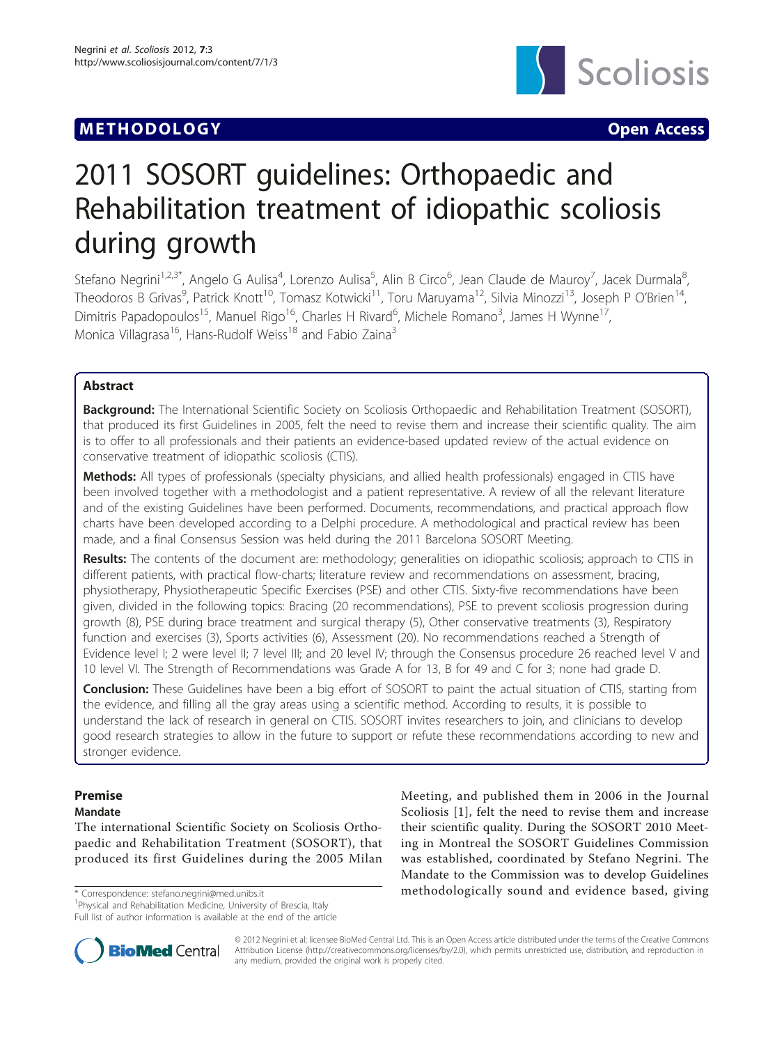**METHODOLOGY** **Open Access**

# 2011 SOSORT guidelines: Orthopaedic and Rehabilitation treatment of idiopathic scoliosis during growth

Stefano Negrini[1,2,3*], Angelo G Aulisa[4], Lorenzo Aulisa[5], Alin B Circo[6], Jean Claude de Mauroy[7], Jacek Durmala[8], Theodoros B Grivas[9], Patrick Knott[10], Tomasz Kotwicki[11], Toru Maruyama[12], Silvia Minozzi[13], Joseph P O'Brien[14], Dimitris Papadopoulos[15], Manuel Rigo[16], Charles H Rivard[6], Michele Romano[3], James H Wynne[17], Monica Villagrasa[16], Hans-Rudolf Weiss[18] and Fabio Zaina[3]

## Abstract

**Background:** The International Scientific Society on Scoliosis Orthopaedic and Rehabilitation Treatment (SOSORT), that produced its first Guidelines in 2005, felt the need to revise them and increase their scientific quality. The aim is to offer to all professionals and their patients an evidence-based updated review of the actual evidence on conservative treatment of idiopathic scoliosis (CTIS).

**Methods:** All types of professionals (specialty physicians, and allied health professionals) engaged in CTIS have been involved together with a methodologist and a patient representative. A review of all the relevant literature and of the existing Guidelines have been performed. Documents, recommendations, and practical approach flow charts have been developed according to a Delphi procedure. A methodological and practical review has been made, and a final Consensus Session was held during the 2011 Barcelona SOSORT Meeting.

**Results:** The contents of the document are: methodology; generalities on idiopathic scoliosis; approach to CTIS in different patients, with practical flow-charts; literature review and recommendations on assessment, bracing, physiotherapy, Physiotherapeutic Specific Exercises (PSE) and other CTIS. Sixty-five recommendations have been given, divided in the following topics: Bracing (20 recommendations), PSE to prevent scoliosis progression during growth (8), PSE during brace treatment and surgical therapy (5), Other conservative treatments (3), Respiratory function and exercises (3), Sports activities (6), Assessment (20). No recommendations reached a Strength of Evidence level I; 2 were level II; 7 level III; and 20 level IV; through the Consensus procedure 26 reached level V and 10 level VI. The Strength of Recommendations was Grade A for 13, B for 49 and C for 3; none had grade D.

**Conclusion:** These Guidelines have been a big effort of SOSORT to paint the actual situation of CTIS, starting from the evidence, and filling all the gray areas using a scientific method. According to results, it is possible to understand the lack of research in general on CTIS. SOSORT invites researchers to join, and clinicians to develop good research strategies to allow in the future to support or refute these recommendations according to new and stronger evidence.

## Premise

### Mandate

The international Scientific Society on Scoliosis Orthopaedic and Rehabilitation Treatment (SOSORT), that produced its first Guidelines during the 2005 Milan Meeting, and published them in 2006 in the Journal Scoliosis [1], felt the need to revise them and increase their scientific quality. During the SOSORT 2010 Meeting in Montreal the SOSORT Guidelines Commission was established, coordinated by Stefano Negrini. The Mandate to the Commission was to develop Guidelines methodologically sound and evidence based, giving

\* Correspondence: stefano.negrini@med.unibs.it
[1]Physical and Rehabilitation Medicine, University of Brescia, Italy
Full list of author information is available at the end of the article

© 2012 Negrini et al; licensee BioMed Central Ltd. This is an Open Access article distributed under the terms of the Creative Commons Attribution License (http://creativecommons.org/licenses/by/2.0), which permits unrestricted use, distribution, and reproduction in any medium, provided the original work is properly cited.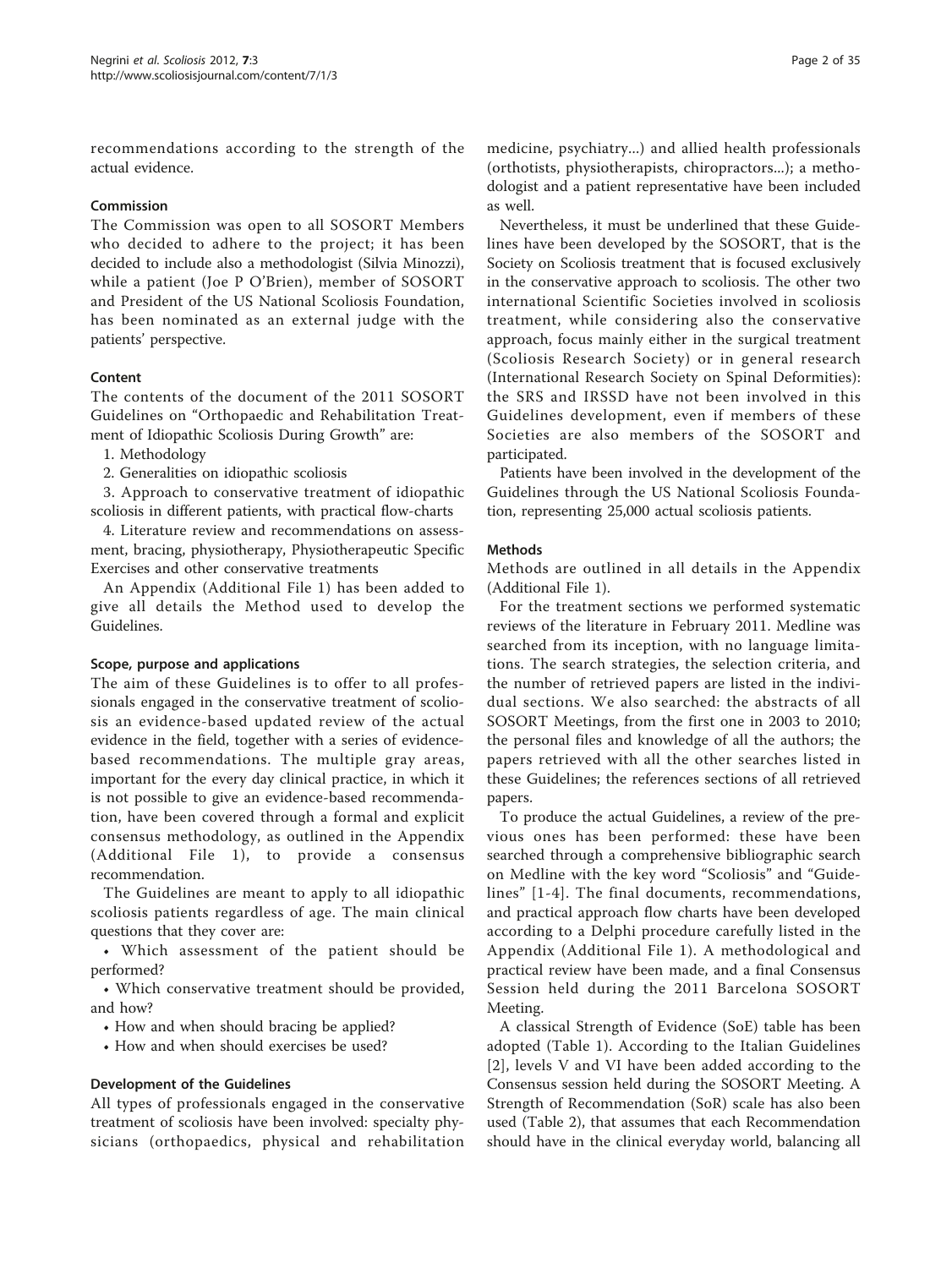recommendations according to the strength of the actual evidence.

### Commission

The Commission was open to all SOSORT Members who decided to adhere to the project; it has been decided to include also a methodologist (Silvia Minozzi), while a patient (Joe P O'Brien), member of SOSORT and President of the US National Scoliosis Foundation, has been nominated as an external judge with the patients' perspective.

### Content

The contents of the document of the 2011 SOSORT Guidelines on "Orthopaedic and Rehabilitation Treatment of Idiopathic Scoliosis During Growth" are:

1. Methodology
2. Generalities on idiopathic scoliosis
3. Approach to conservative treatment of idiopathic scoliosis in different patients, with practical flow-charts
4. Literature review and recommendations on assessment, bracing, physiotherapy, Physiotherapeutic Specific Exercises and other conservative treatments

An Appendix (Additional File 1) has been added to give all details the Method used to develop the Guidelines.

#### Scope, purpose and applications

The aim of these Guidelines is to offer to all professionals engaged in the conservative treatment of scoliosis an evidence-based updated review of the actual evidence in the field, together with a series of evidence-based recommendations. The multiple gray areas, important for the every day clinical practice, in which it is not possible to give an evidence-based recommendation, have been covered through a formal and explicit consensus methodology, as outlined in the Appendix (Additional File 1), to provide a consensus recommendation.

The Guidelines are meant to apply to all idiopathic scoliosis patients regardless of age. The main clinical questions that they cover are:

- Which assessment of the patient should be performed?
- Which conservative treatment should be provided, and how?
- How and when should bracing be applied?
- How and when should exercises be used?

#### Development of the Guidelines

All types of professionals engaged in the conservative treatment of scoliosis have been involved: specialty physicians (orthopaedics, physical and rehabilitation medicine, psychiatry...) and allied health professionals (orthotists, physiotherapists, chiropractors...); a methodologist and a patient representative have been included as well.

Nevertheless, it must be underlined that these Guidelines have been developed by the SOSORT, that is the Society on Scoliosis treatment that is focused exclusively in the conservative approach to scoliosis. The other two international Scientific Societies involved in scoliosis treatment, while considering also the conservative approach, focus mainly either in the surgical treatment (Scoliosis Research Society) or in general research (International Research Society on Spinal Deformities): the SRS and IRSSD have not been involved in this Guidelines development, even if members of these Societies are also members of the SOSORT and participated.

Patients have been involved in the development of the Guidelines through the US National Scoliosis Foundation, representing 25,000 actual scoliosis patients.

### Methods

Methods are outlined in all details in the Appendix (Additional File 1).

For the treatment sections we performed systematic reviews of the literature in February 2011. Medline was searched from its inception, with no language limitations. The search strategies, the selection criteria, and the number of retrieved papers are listed in the individual sections. We also searched: the abstracts of all SOSORT Meetings, from the first one in 2003 to 2010; the personal files and knowledge of all the authors; the papers retrieved with all the other searches listed in these Guidelines; the references sections of all retrieved papers.

To produce the actual Guidelines, a review of the previous ones has been performed: these have been searched through a comprehensive bibliographic search on Medline with the key word "Scoliosis" and "Guidelines" [1-4]. The final documents, recommendations, and practical approach flow charts have been developed according to a Delphi procedure carefully listed in the Appendix (Additional File 1). A methodological and practical review have been made, and a final Consensus Session held during the 2011 Barcelona SOSORT Meeting.

A classical Strength of Evidence (SoE) table has been adopted (Table 1). According to the Italian Guidelines [2], levels V and VI have been added according to the Consensus session held during the SOSORT Meeting. A Strength of Recommendation (SoR) scale has also been used (Table 2), that assumes that each Recommendation should have in the clinical everyday world, balancing all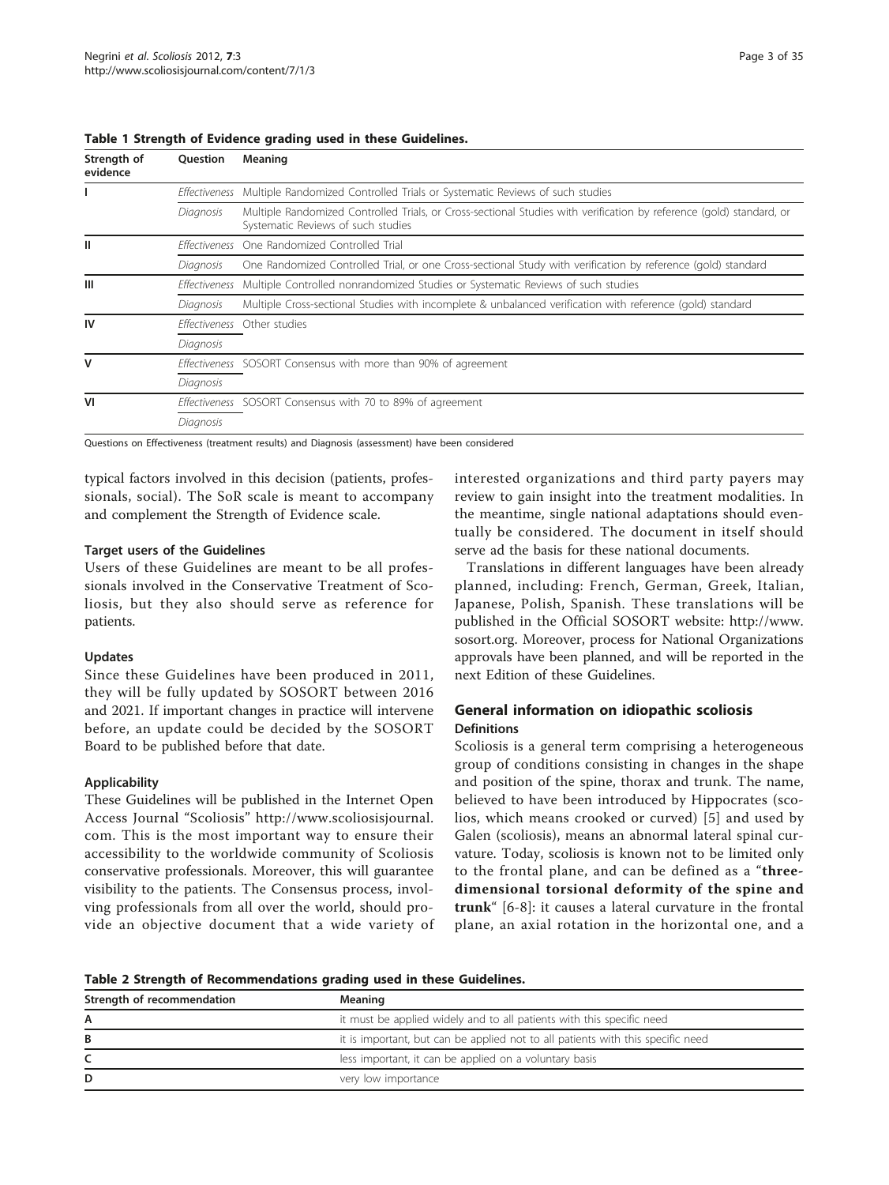**Table 1 Strength of Evidence grading used in these Guidelines.**

| Strength of evidence | Question | Meaning |
|---|---|---|
| I | *Effectiveness* | Multiple Randomized Controlled Trials or Systematic Reviews of such studies |
| | *Diagnosis* | Multiple Randomized Controlled Trials, or Cross-sectional Studies with verification by reference (gold) standard, or Systematic Reviews of such studies |
| II | *Effectiveness* | One Randomized Controlled Trial |
| | *Diagnosis* | One Randomized Controlled Trial, or one Cross-sectional Study with verification by reference (gold) standard |
| III | *Effectiveness* | Multiple Controlled nonrandomized Studies or Systematic Reviews of such studies |
| | *Diagnosis* | Multiple Cross-sectional Studies with incomplete & unbalanced verification with reference (gold) standard |
| IV | *Effectiveness* | Other studies |
| | *Diagnosis* | |
| V | *Effectiveness* | SOSORT Consensus with more than 90% of agreement |
| | *Diagnosis* | |
| VI | *Effectiveness* | SOSORT Consensus with 70 to 89% of agreement |
| | *Diagnosis* | |

Questions on Effectiveness (treatment results) and Diagnosis (assessment) have been considered

typical factors involved in this decision (patients, professionals, social). The SoR scale is meant to accompany and complement the Strength of Evidence scale.

#### Target users of the Guidelines

Users of these Guidelines are meant to be all professionals involved in the Conservative Treatment of Scoliosis, but they also should serve as reference for patients.

#### Updates

Since these Guidelines have been produced in 2011, they will be fully updated by SOSORT between 2016 and 2021. If important changes in practice will intervene before, an update could be decided by the SOSORT Board to be published before that date.

#### Applicability

These Guidelines will be published in the Internet Open Access Journal "Scoliosis" http://www.scoliosisjournal.com. This is the most important way to ensure their accessibility to the worldwide community of Scoliosis conservative professionals. Moreover, this will guarantee visibility to the patients. The Consensus process, involving professionals from all over the world, should provide an objective document that a wide variety of interested organizations and third party payers may review to gain insight into the treatment modalities. In the meantime, single national adaptations should eventually be considered. The document in itself should serve ad the basis for these national documents.

Translations in different languages have been already planned, including: French, German, Greek, Italian, Japanese, Polish, Spanish. These translations will be published in the Official SOSORT website: http://www.sosort.org. Moreover, process for National Organizations approvals have been planned, and will be reported in the next Edition of these Guidelines.

## General information on idiopathic scoliosis

### Definitions

Scoliosis is a general term comprising a heterogeneous group of conditions consisting in changes in the shape and position of the spine, thorax and trunk. The name, believed to have been introduced by Hippocrates (scolios, which means crooked or curved) [5] and used by Galen (scoliosis), means an abnormal lateral spinal curvature. Today, scoliosis is known not to be limited only to the frontal plane, and can be defined as a "**three-dimensional torsional deformity of the spine and trunk**" [6-8]: it causes a lateral curvature in the frontal plane, an axial rotation in the horizontal one, and a

**Table 2 Strength of Recommendations grading used in these Guidelines.**

| Strength of recommendation | Meaning |
|---|---|
| A | it must be applied widely and to all patients with this specific need |
| B | it is important, but can be applied not to all patients with this specific need |
| C | less important, it can be applied on a voluntary basis |
| D | very low importance |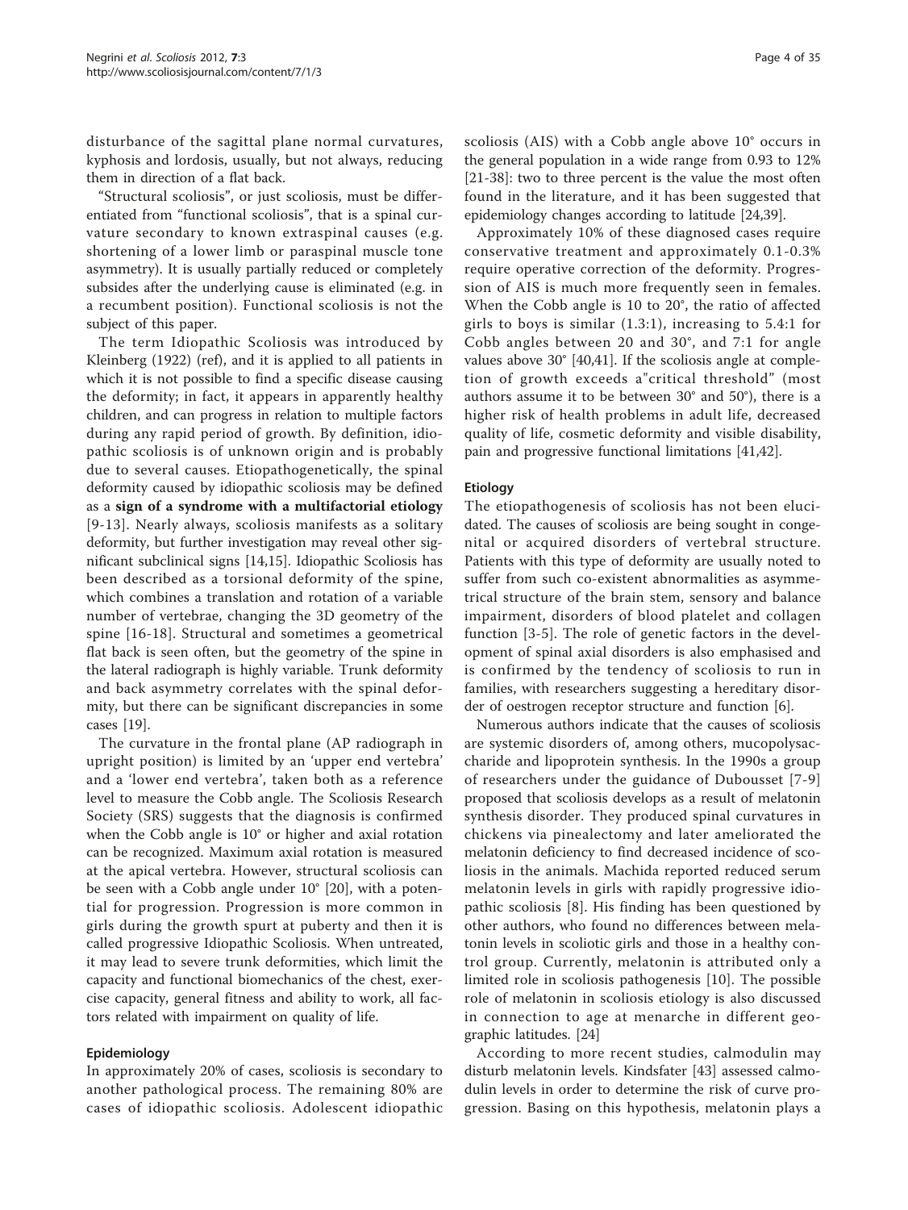disturbance of the sagittal plane normal curvatures, kyphosis and lordosis, usually, but not always, reducing them in direction of a flat back.

"Structural scoliosis", or just scoliosis, must be differentiated from "functional scoliosis", that is a spinal curvature secondary to known extraspinal causes (e.g. shortening of a lower limb or paraspinal muscle tone asymmetry). It is usually partially reduced or completely subsides after the underlying cause is eliminated (e.g. in a recumbent position). Functional scoliosis is not the subject of this paper.

The term Idiopathic Scoliosis was introduced by Kleinberg (1922) (ref), and it is applied to all patients in which it is not possible to find a specific disease causing the deformity; in fact, it appears in apparently healthy children, and can progress in relation to multiple factors during any rapid period of growth. By definition, idiopathic scoliosis is of unknown origin and is probably due to several causes. Etiopathogenetically, the spinal deformity caused by idiopathic scoliosis may be defined as a **sign of a syndrome with a multifactorial etiology** [9-13]. Nearly always, scoliosis manifests as a solitary deformity, but further investigation may reveal other significant subclinical signs [14,15]. Idiopathic Scoliosis has been described as a torsional deformity of the spine, which combines a translation and rotation of a variable number of vertebrae, changing the 3D geometry of the spine [16-18]. Structural and sometimes a geometrical flat back is seen often, but the geometry of the spine in the lateral radiograph is highly variable. Trunk deformity and back asymmetry correlates with the spinal deformity, but there can be significant discrepancies in some cases [19].

The curvature in the frontal plane (AP radiograph in upright position) is limited by an 'upper end vertebra' and a 'lower end vertebra', taken both as a reference level to measure the Cobb angle. The Scoliosis Research Society (SRS) suggests that the diagnosis is confirmed when the Cobb angle is 10° or higher and axial rotation can be recognized. Maximum axial rotation is measured at the apical vertebra. However, structural scoliosis can be seen with a Cobb angle under 10° [20], with a potential for progression. Progression is more common in girls during the growth spurt at puberty and then it is called progressive Idiopathic Scoliosis. When untreated, it may lead to severe trunk deformities, which limit the capacity and functional biomechanics of the chest, exercise capacity, general fitness and ability to work, all factors related with impairment on quality of life.

#### Epidemiology

In approximately 20% of cases, scoliosis is secondary to another pathological process. The remaining 80% are cases of idiopathic scoliosis. Adolescent idiopathic scoliosis (AIS) with a Cobb angle above 10° occurs in the general population in a wide range from 0.93 to 12% [21-38]: two to three percent is the value the most often found in the literature, and it has been suggested that epidemiology changes according to latitude [24,39].

Approximately 10% of these diagnosed cases require conservative treatment and approximately 0.1-0.3% require operative correction of the deformity. Progression of AIS is much more frequently seen in females. When the Cobb angle is 10 to 20°, the ratio of affected girls to boys is similar (1.3:1), increasing to 5.4:1 for Cobb angles between 20 and 30°, and 7:1 for angle values above 30° [40,41]. If the scoliosis angle at completion of growth exceeds a"critical threshold" (most authors assume it to be between 30° and 50°), there is a higher risk of health problems in adult life, decreased quality of life, cosmetic deformity and visible disability, pain and progressive functional limitations [41,42].

#### Etiology

The etiopathogenesis of scoliosis has not been elucidated. The causes of scoliosis are being sought in congenital or acquired disorders of vertebral structure. Patients with this type of deformity are usually noted to suffer from such co-existent abnormalities as asymmetrical structure of the brain stem, sensory and balance impairment, disorders of blood platelet and collagen function [3-5]. The role of genetic factors in the development of spinal axial disorders is also emphasised and is confirmed by the tendency of scoliosis to run in families, with researchers suggesting a hereditary disorder of oestrogen receptor structure and function [6].

Numerous authors indicate that the causes of scoliosis are systemic disorders of, among others, mucopolysaccharide and lipoprotein synthesis. In the 1990s a group of researchers under the guidance of Dubousset [7-9] proposed that scoliosis develops as a result of melatonin synthesis disorder. They produced spinal curvatures in chickens via pinealectomy and later ameliorated the melatonin deficiency to find decreased incidence of scoliosis in the animals. Machida reported reduced serum melatonin levels in girls with rapidly progressive idiopathic scoliosis [8]. His finding has been questioned by other authors, who found no differences between melatonin levels in scoliotic girls and those in a healthy control group. Currently, melatonin is attributed only a limited role in scoliosis pathogenesis [10]. The possible role of melatonin in scoliosis etiology is also discussed in connection to age at menarche in different geographic latitudes. [24]

According to more recent studies, calmodulin may disturb melatonin levels. Kindsfater [43] assessed calmodulin levels in order to determine the risk of curve progression. Basing on this hypothesis, melatonin plays a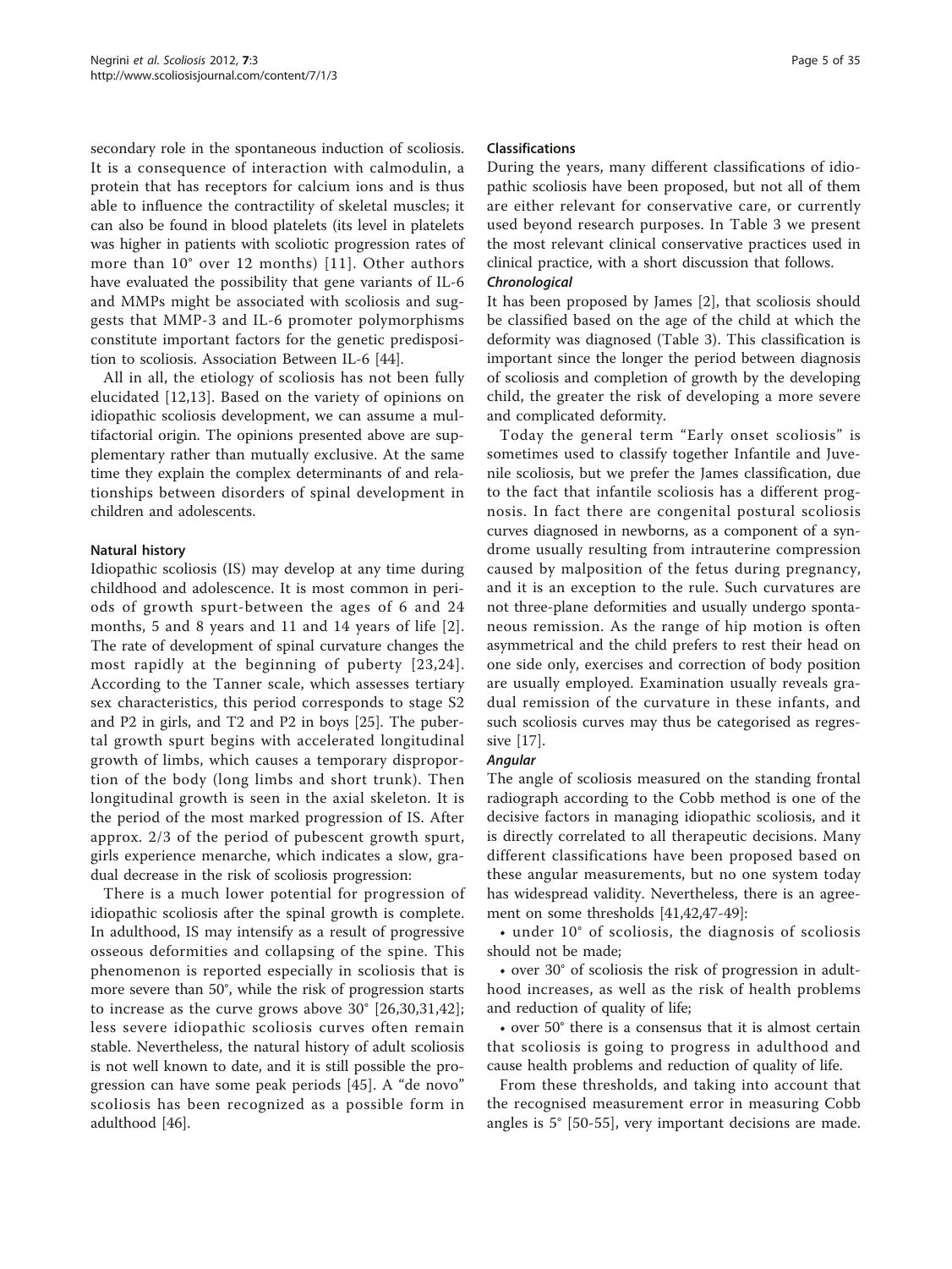secondary role in the spontaneous induction of scoliosis. It is a consequence of interaction with calmodulin, a protein that has receptors for calcium ions and is thus able to influence the contractility of skeletal muscles; it can also be found in blood platelets (its level in platelets was higher in patients with scoliotic progression rates of more than 10° over 12 months) [11]. Other authors have evaluated the possibility that gene variants of IL-6 and MMPs might be associated with scoliosis and suggests that MMP-3 and IL-6 promoter polymorphisms constitute important factors for the genetic predisposition to scoliosis. Association Between IL-6 [44].

All in all, the etiology of scoliosis has not been fully elucidated [12,13]. Based on the variety of opinions on idiopathic scoliosis development, we can assume a multifactorial origin. The opinions presented above are supplementary rather than mutually exclusive. At the same time they explain the complex determinants of and relationships between disorders of spinal development in children and adolescents.

### Natural history

Idiopathic scoliosis (IS) may develop at any time during childhood and adolescence. It is most common in periods of growth spurt-between the ages of 6 and 24 months, 5 and 8 years and 11 and 14 years of life [2]. The rate of development of spinal curvature changes the most rapidly at the beginning of puberty [23,24]. According to the Tanner scale, which assesses tertiary sex characteristics, this period corresponds to stage S2 and P2 in girls, and T2 and P2 in boys [25]. The pubertal growth spurt begins with accelerated longitudinal growth of limbs, which causes a temporary disproportion of the body (long limbs and short trunk). Then longitudinal growth is seen in the axial skeleton. It is the period of the most marked progression of IS. After approx. 2/3 of the period of pubescent growth spurt, girls experience menarche, which indicates a slow, gradual decrease in the risk of scoliosis progression:

There is a much lower potential for progression of idiopathic scoliosis after the spinal growth is complete. In adulthood, IS may intensify as a result of progressive osseous deformities and collapsing of the spine. This phenomenon is reported especially in scoliosis that is more severe than 50°, while the risk of progression starts to increase as the curve grows above 30° [26,30,31,42]; less severe idiopathic scoliosis curves often remain stable. Nevertheless, the natural history of adult scoliosis is not well known to date, and it is still possible the progression can have some peak periods [45]. A "de novo" scoliosis has been recognized as a possible form in adulthood [46].

### Classifications

During the years, many different classifications of idiopathic scoliosis have been proposed, but not all of them are either relevant for conservative care, or currently used beyond research purposes. In Table 3 we present the most relevant clinical conservative practices used in clinical practice, with a short discussion that follows.

#### *Chronological*

It has been proposed by James [2], that scoliosis should be classified based on the age of the child at which the deformity was diagnosed (Table 3). This classification is important since the longer the period between diagnosis of scoliosis and completion of growth by the developing child, the greater the risk of developing a more severe and complicated deformity.

Today the general term "Early onset scoliosis" is sometimes used to classify together Infantile and Juvenile scoliosis, but we prefer the James classification, due to the fact that infantile scoliosis has a different prognosis. In fact there are congenital postural scoliosis curves diagnosed in newborns, as a component of a syndrome usually resulting from intrauterine compression caused by malposition of the fetus during pregnancy, and it is an exception to the rule. Such curvatures are not three-plane deformities and usually undergo spontaneous remission. As the range of hip motion is often asymmetrical and the child prefers to rest their head on one side only, exercises and correction of body position are usually employed. Examination usually reveals gradual remission of the curvature in these infants, and such scoliosis curves may thus be categorised as regressive [17].

#### *Angular*

The angle of scoliosis measured on the standing frontal radiograph according to the Cobb method is one of the decisive factors in managing idiopathic scoliosis, and it is directly correlated to all therapeutic decisions. Many different classifications have been proposed based on these angular measurements, but no one system today has widespread validity. Nevertheless, there is an agreement on some thresholds [41,42,47-49]:

- under 10° of scoliosis, the diagnosis of scoliosis should not be made;
- over 30° of scoliosis the risk of progression in adulthood increases, as well as the risk of health problems and reduction of quality of life;
- over 50° there is a consensus that it is almost certain that scoliosis is going to progress in adulthood and cause health problems and reduction of quality of life.

From these thresholds, and taking into account that the recognised measurement error in measuring Cobb angles is 5° [50-55], very important decisions are made.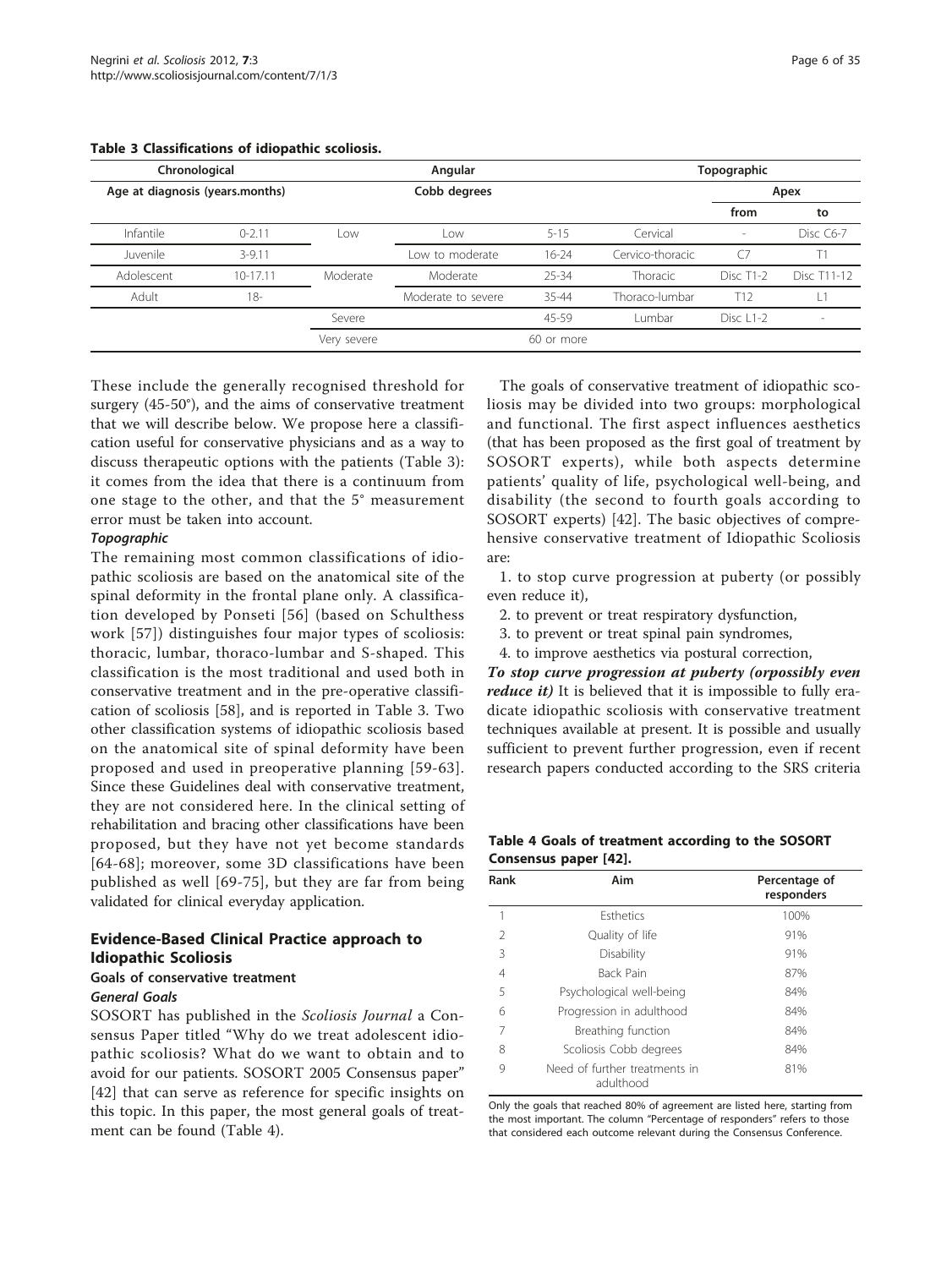**Table 3 Classifications of idiopathic scoliosis.**

| Chronological | | Angular | | | Topographic | | |
|---|---|---|---|---|---|---|---|
| Age at diagnosis (years.months) | | Cobb degrees | | | | Apex | |
| | | | | | | from | to |
| Infantile | 0-2.11 | Low | Low | 5-15 | Cervical | - | Disc C6-7 |
| Juvenile | 3-9.11 | | Low to moderate | 16-24 | Cervico-thoracic | C7 | T1 |
| Adolescent | 10-17.11 | Moderate | Moderate | 25-34 | Thoracic | Disc T1-2 | Disc T11-12 |
| Adult | 18- | | Moderate to severe | 35-44 | Thoraco-lumbar | T12 | L1 |
| | | Severe | | 45-59 | Lumbar | Disc L1-2 | - |
| | | Very severe | | 60 or more | | | |

These include the generally recognised threshold for surgery (45-50°), and the aims of conservative treatment that we will describe below. We propose here a classification useful for conservative physicians and as a way to discuss therapeutic options with the patients (Table 3): it comes from the idea that there is a continuum from one stage to the other, and that the 5° measurement error must be taken into account.

***Topographic***

The remaining most common classifications of idiopathic scoliosis are based on the anatomical site of the spinal deformity in the frontal plane only. A classification developed by Ponseti [56] (based on Schulthess work [57]) distinguishes four major types of scoliosis: thoracic, lumbar, thoraco-lumbar and S-shaped. This classification is the most traditional and used both in conservative treatment and in the pre-operative classification of scoliosis [58], and is reported in Table 3. Two other classification systems of idiopathic scoliosis based on the anatomical site of spinal deformity have been proposed and used in preoperative planning [59-63]. Since these Guidelines deal with conservative treatment, they are not considered here. In the clinical setting of rehabilitation and bracing other classifications have been proposed, but they have not yet become standards [64-68]; moreover, some 3D classifications have been published as well [69-75], but they are far from being validated for clinical everyday application.

## Evidence-Based Clinical Practice approach to Idiopathic Scoliosis

### Goals of conservative treatment

***General Goals***

SOSORT has published in the *Scoliosis Journal* a Consensus Paper titled "Why do we treat adolescent idiopathic scoliosis? What do we want to obtain and to avoid for our patients. SOSORT 2005 Consensus paper" [42] that can serve as reference for specific insights on this topic. In this paper, the most general goals of treatment can be found (Table 4).

The goals of conservative treatment of idiopathic scoliosis may be divided into two groups: morphological and functional. The first aspect influences aesthetics (that has been proposed as the first goal of treatment by SOSORT experts), while both aspects determine patients' quality of life, psychological well-being, and disability (the second to fourth goals according to SOSORT experts) [42]. The basic objectives of comprehensive conservative treatment of Idiopathic Scoliosis are:

1. to stop curve progression at puberty (or possibly even reduce it),
2. to prevent or treat respiratory dysfunction,
3. to prevent or treat spinal pain syndromes,
4. to improve aesthetics via postural correction,

***To stop curve progression at puberty (orpossibly even reduce it)*** It is believed that it is impossible to fully eradicate idiopathic scoliosis with conservative treatment techniques available at present. It is possible and usually sufficient to prevent further progression, even if recent research papers conducted according to the SRS criteria

**Table 4 Goals of treatment according to the SOSORT Consensus paper [42].**

| Rank | Aim | Percentage of responders |
|---|---|---|
| 1 | Esthetics | 100% |
| 2 | Quality of life | 91% |
| 3 | Disability | 91% |
| 4 | Back Pain | 87% |
| 5 | Psychological well-being | 84% |
| 6 | Progression in adulthood | 84% |
| 7 | Breathing function | 84% |
| 8 | Scoliosis Cobb degrees | 84% |
| 9 | Need of further treatments in adulthood | 81% |

Only the goals that reached 80% of agreement are listed here, starting from the most important. The column "Percentage of responders" refers to those that considered each outcome relevant during the Consensus Conference.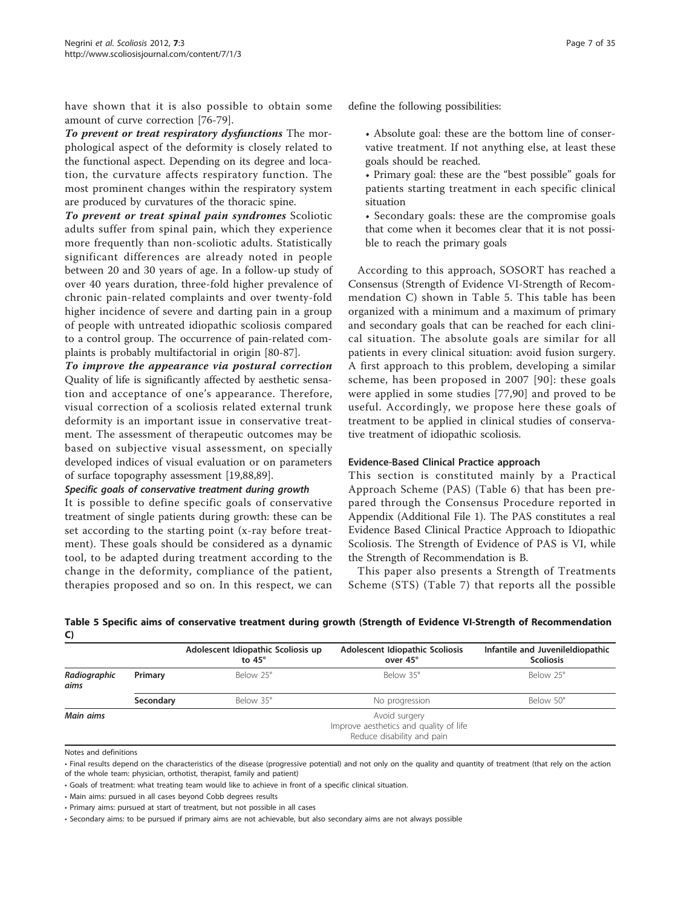have shown that it is also possible to obtain some amount of curve correction [76-79].

***To prevent or treat respiratory dysfunctions*** The morphological aspect of the deformity is closely related to the functional aspect. Depending on its degree and location, the curvature affects respiratory function. The most prominent changes within the respiratory system are produced by curvatures of the thoracic spine.

***To prevent or treat spinal pain syndromes*** Scoliotic adults suffer from spinal pain, which they experience more frequently than non-scoliotic adults. Statistically significant differences are already noted in people between 20 and 30 years of age. In a follow-up study of over 40 years duration, three-fold higher prevalence of chronic pain-related complaints and over twenty-fold higher incidence of severe and darting pain in a group of people with untreated idiopathic scoliosis compared to a control group. The occurrence of pain-related complaints is probably multifactorial in origin [80-87].

***To improve the appearance via postural correction*** Quality of life is significantly affected by aesthetic sensation and acceptance of one's appearance. Therefore, visual correction of a scoliosis related external trunk deformity is an important issue in conservative treatment. The assessment of therapeutic outcomes may be based on subjective visual assessment, on specially developed indices of visual evaluation or on parameters of surface topography assessment [19,88,89].

***Specific goals of conservative treatment during growth***

It is possible to define specific goals of conservative treatment of single patients during growth: these can be set according to the starting point (x-ray before treatment). These goals should be considered as a dynamic tool, to be adapted during treatment according to the change in the deformity, compliance of the patient, therapies proposed and so on. In this respect, we can define the following possibilities:

- Absolute goal: these are the bottom line of conservative treatment. If not anything else, at least these goals should be reached.
- Primary goal: these are the "best possible" goals for patients starting treatment in each specific clinical situation
- Secondary goals: these are the compromise goals that come when it becomes clear that it is not possible to reach the primary goals

According to this approach, SOSORT has reached a Consensus (Strength of Evidence VI-Strength of Recommendation C) shown in Table 5. This table has been organized with a minimum and a maximum of primary and secondary goals that can be reached for each clinical situation. The absolute goals are similar for all patients in every clinical situation: avoid fusion surgery. A first approach to this problem, developing a similar scheme, has been proposed in 2007 [90]: these goals were applied in some studies [77,90] and proved to be useful. Accordingly, we propose here these goals of treatment to be applied in clinical studies of conservative treatment of idiopathic scoliosis.

### Evidence-Based Clinical Practice approach

This section is constituted mainly by a Practical Approach Scheme (PAS) (Table 6) that has been prepared through the Consensus Procedure reported in Appendix (Additional File 1). The PAS constitutes a real Evidence Based Clinical Practice Approach to Idiopathic Scoliosis. The Strength of Evidence of PAS is VI, while the Strength of Recommendation is B.

This paper also presents a Strength of Treatments Scheme (STS) (Table 7) that reports all the possible

**Table 5 Specific aims of conservative treatment during growth (Strength of Evidence VI-Strength of Recommendation C)**

| | | Adolescent Idiopathic Scoliosis up to 45° | Adolescent Idiopathic Scoliosis over 45° | Infantile and JuvenileIdiopathic Scoliosis |
|---|---|---|---|---|
| ***Radiographic aims*** | **Primary** | Below 25° | Below 35° | Below 25° |
| | **Secondary** | Below 35° | No progression | Below 50° |
| ***Main aims*** | | | Avoid surgery<br>Improve aesthetics and quality of life<br>Reduce disability and pain | |

Notes and definitions

- Final results depend on the characteristics of the disease (progressive potential) and not only on the quality and quantity of treatment (that rely on the action of the whole team: physician, orthotist, therapist, family and patient)
- Goals of treatment: what treating team would like to achieve in front of a specific clinical situation.
- Main aims: pursued in all cases beyond Cobb degrees results
- Primary aims: pursued at start of treatment, but not possible in all cases
- Secondary aims: to be pursued if primary aims are not achievable, but also secondary aims are not always possible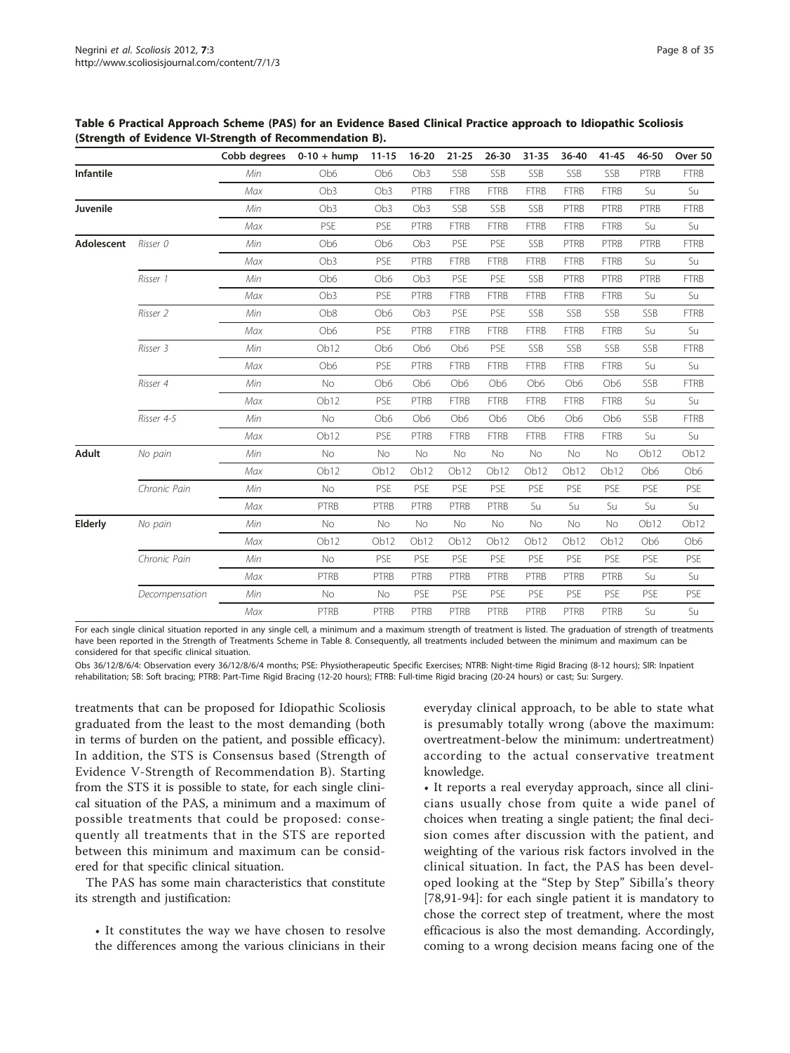**Table 6 Practical Approach Scheme (PAS) for an Evidence Based Clinical Practice approach to Idiopathic Scoliosis (Strength of Evidence VI-Strength of Recommendation B).**

| | | Cobb degrees | 0-10 + hump | 11-15 | 16-20 | 21-25 | 26-30 | 31-35 | 36-40 | 41-45 | 46-50 | Over 50 |
|---|---|---|---|---|---|---|---|---|---|---|---|---|
| **Infantile** | | *Min* | Ob6 | Ob6 | Ob3 | SSB | SSB | SSB | SSB | SSB | PTRB | FTRB |
| | | *Max* | Ob3 | Ob3 | PTRB | FTRB | FTRB | FTRB | FTRB | FTRB | Su | Su |
| **Juvenile** | | *Min* | Ob3 | Ob3 | Ob3 | SSB | SSB | SSB | PTRB | PTRB | PTRB | FTRB |
| | | *Max* | PSE | PSE | PTRB | FTRB | FTRB | FTRB | FTRB | FTRB | Su | Su |
| **Adolescent** | *Risser 0* | *Min* | Ob6 | Ob6 | Ob3 | PSE | PSE | SSB | PTRB | PTRB | PTRB | FTRB |
| | | *Max* | Ob3 | PSE | PTRB | FTRB | FTRB | FTRB | FTRB | FTRB | Su | Su |
| | *Risser 1* | *Min* | Ob6 | Ob6 | Ob3 | PSE | PSE | SSB | PTRB | PTRB | PTRB | FTRB |
| | | *Max* | Ob3 | PSE | PTRB | FTRB | FTRB | FTRB | FTRB | FTRB | Su | Su |
| | *Risser 2* | *Min* | Ob8 | Ob6 | Ob3 | PSE | PSE | SSB | SSB | SSB | SSB | FTRB |
| | | *Max* | Ob6 | PSE | PTRB | FTRB | FTRB | FTRB | FTRB | FTRB | Su | Su |
| | *Risser 3* | *Min* | Ob12 | Ob6 | Ob6 | Ob6 | PSE | SSB | SSB | SSB | SSB | FTRB |
| | | *Max* | Ob6 | PSE | PTRB | FTRB | FTRB | FTRB | FTRB | FTRB | Su | Su |
| | *Risser 4* | *Min* | No | Ob6 | Ob6 | Ob6 | Ob6 | Ob6 | Ob6 | Ob6 | SSB | FTRB |
| | | *Max* | Ob12 | PSE | PTRB | FTRB | FTRB | FTRB | FTRB | FTRB | Su | Su |
| | *Risser 4-5* | *Min* | No | Ob6 | Ob6 | Ob6 | Ob6 | Ob6 | Ob6 | Ob6 | SSB | FTRB |
| | | *Max* | Ob12 | PSE | PTRB | FTRB | FTRB | FTRB | FTRB | FTRB | Su | Su |
| **Adult** | *No pain* | *Min* | No | No | No | No | No | No | No | No | Ob12 | Ob12 |
| | | *Max* | Ob12 | Ob12 | Ob12 | Ob12 | Ob12 | Ob12 | Ob12 | Ob12 | Ob6 | Ob6 |
| | *Chronic Pain* | *Min* | No | PSE | PSE | PSE | PSE | PSE | PSE | PSE | PSE | PSE |
| | | *Max* | PTRB | PTRB | PTRB | PTRB | PTRB | Su | Su | Su | Su | Su |
| **Elderly** | *No pain* | *Min* | No | No | No | No | No | No | No | No | Ob12 | Ob12 |
| | | *Max* | Ob12 | Ob12 | Ob12 | Ob12 | Ob12 | Ob12 | Ob12 | Ob12 | Ob6 | Ob6 |
| | *Chronic Pain* | *Min* | No | PSE | PSE | PSE | PSE | PSE | PSE | PSE | PSE | PSE |
| | | *Max* | PTRB | PTRB | PTRB | PTRB | PTRB | PTRB | PTRB | PTRB | Su | Su |
| | *Decompensation* | *Min* | No | No | PSE | PSE | PSE | PSE | PSE | PSE | PSE | PSE |
| | | *Max* | PTRB | PTRB | PTRB | PTRB | PTRB | PTRB | PTRB | PTRB | Su | Su |

For each single clinical situation reported in any single cell, a minimum and a maximum strength of treatment is listed. The graduation of strength of treatments have been reported in the Strength of Treatments Scheme in Table 8. Consequently, all treatments included between the minimum and maximum can be considered for that specific clinical situation.

Obs 36/12/8/6/4: Observation every 36/12/8/6/4 months; PSE: Physiotherapeutic Specific Exercises; NTRB: Night-time Rigid Bracing (8-12 hours); SIR: Inpatient rehabilitation; SB: Soft bracing; PTRB: Part-Time Rigid Bracing (12-20 hours); FTRB: Full-time Rigid bracing (20-24 hours) or cast; Su: Surgery.

treatments that can be proposed for Idiopathic Scoliosis graduated from the least to the most demanding (both in terms of burden on the patient, and possible efficacy). In addition, the STS is Consensus based (Strength of Evidence V-Strength of Recommendation B). Starting from the STS it is possible to state, for each single clinical situation of the PAS, a minimum and a maximum of possible treatments that could be proposed: consequently all treatments that in the STS are reported between this minimum and maximum can be considered for that specific clinical situation.

The PAS has some main characteristics that constitute its strength and justification:

- It constitutes the way we have chosen to resolve the differences among the various clinicians in their everyday clinical approach, to be able to state what is presumably totally wrong (above the maximum: overtreatment-below the minimum: undertreatment) according to the actual conservative treatment knowledge.
- It reports a real everyday approach, since all clinicians usually chose from quite a wide panel of choices when treating a single patient; the final decision comes after discussion with the patient, and weighting of the various risk factors involved in the clinical situation. In fact, the PAS has been developed looking at the "Step by Step" Sibilla's theory [78,91-94]: for each single patient it is mandatory to chose the correct step of treatment, where the most efficacious is also the most demanding. Accordingly, coming to a wrong decision means facing one of the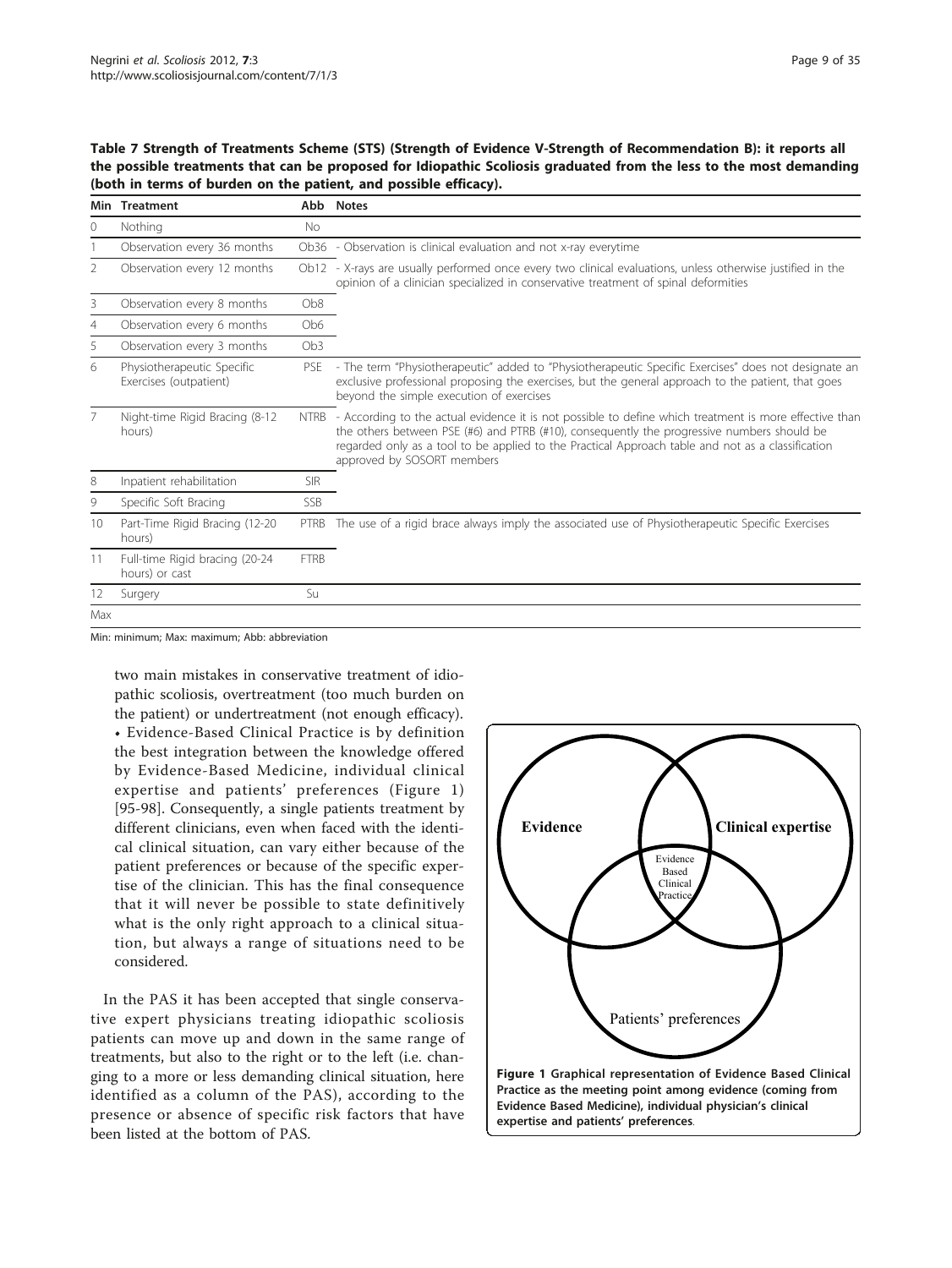**Table 7 Strength of Treatments Scheme (STS) (Strength of Evidence V-Strength of Recommendation B): it reports all the possible treatments that can be proposed for Idiopathic Scoliosis graduated from the less to the most demanding (both in terms of burden on the patient, and possible efficacy).**

| Min | Treatment | Abb | Notes |
|---|---|---|---|
| 0 | Nothing | No | |
| 1 | Observation every 36 months | Ob36 | - Observation is clinical evaluation and not x-ray everytime |
| 2 | Observation every 12 months | Ob12 | - X-rays are usually performed once every two clinical evaluations, unless otherwise justified in the opinion of a clinician specialized in conservative treatment of spinal deformities |
| 3 | Observation every 8 months | Ob8 | |
| 4 | Observation every 6 months | Ob6 | |
| 5 | Observation every 3 months | Ob3 | |
| 6 | Physiotherapeutic Specific Exercises (outpatient) | PSE | - The term "Physiotherapeutic" added to "Physiotherapeutic Specific Exercises" does not designate an exclusive professional proposing the exercises, but the general approach to the patient, that goes beyond the simple execution of exercises |
| 7 | Night-time Rigid Bracing (8-12 hours) | NTRB | - According to the actual evidence it is not possible to define which treatment is more effective than the others between PSE (#6) and PTRB (#10), consequently the progressive numbers should be regarded only as a tool to be applied to the Practical Approach table and not as a classification approved by SOSORT members |
| 8 | Inpatient rehabilitation | SIR | |
| 9 | Specific Soft Bracing | SSB | |
| 10 | Part-Time Rigid Bracing (12-20 hours) | PTRB | The use of a rigid brace always imply the associated use of Physiotherapeutic Specific Exercises |
| 11 | Full-time Rigid bracing (20-24 hours) or cast | FTRB | |
| 12 | Surgery | Su | |
| Max | | | |

Min: minimum; Max: maximum; Abb: abbreviation

two main mistakes in conservative treatment of idiopathic scoliosis, overtreatment (too much burden on the patient) or undertreatment (not enough efficacy).

- Evidence-Based Clinical Practice is by definition the best integration between the knowledge offered by Evidence-Based Medicine, individual clinical expertise and patients' preferences (Figure 1) [95-98]. Consequently, a single patients treatment by different clinicians, even when faced with the identical clinical situation, can vary either because of the patient preferences or because of the specific expertise of the clinician. This has the final consequence that it will never be possible to state definitively what is the only right approach to a clinical situation, but always a range of situations need to be considered.

In the PAS it has been accepted that single conservative expert physicians treating idiopathic scoliosis patients can move up and down in the same range of treatments, but also to the right or to the left (i.e. changing to a more or less demanding clinical situation, here identified as a column of the PAS), according to the presence or absence of specific risk factors that have been listed at the bottom of PAS.

**Figure 1 Graphical representation of Evidence Based Clinical Practice as the meeting point among evidence (coming from Evidence Based Medicine), individual physician's clinical expertise and patients' preferences**.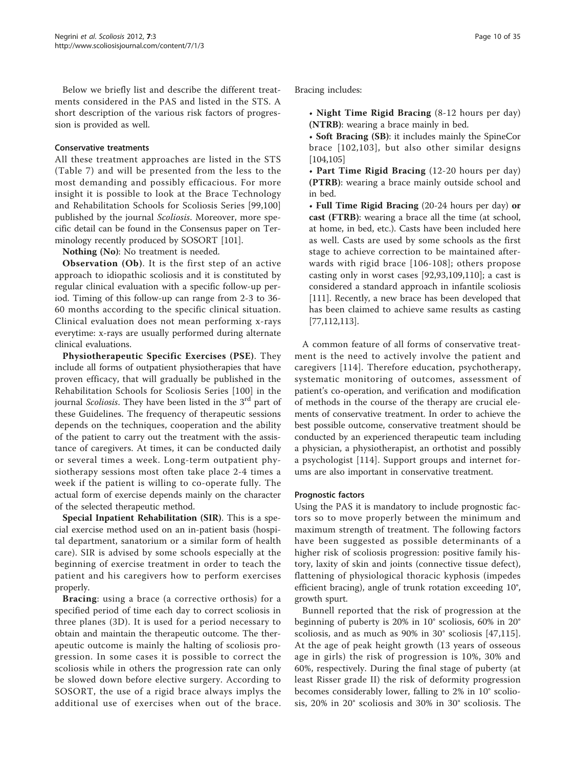Below we briefly list and describe the different treatments considered in the PAS and listed in the STS. A short description of the various risk factors of progression is provided as well.

### Conservative treatments

All these treatment approaches are listed in the STS (Table 7) and will be presented from the less to the most demanding and possibly efficacious. For more insight it is possible to look at the Brace Technology and Rehabilitation Schools for Scoliosis Series [99,100] published by the journal *Scoliosis*. Moreover, more specific detail can be found in the Consensus paper on Terminology recently produced by SOSORT [101].

**Nothing (No)**: No treatment is needed.

**Observation (Ob)**. It is the first step of an active approach to idiopathic scoliosis and it is constituted by regular clinical evaluation with a specific follow-up period. Timing of this follow-up can range from 2-3 to 36-60 months according to the specific clinical situation. Clinical evaluation does not mean performing x-rays everytime: x-rays are usually performed during alternate clinical evaluations.

**Physiotherapeutic Specific Exercises (PSE)**. They include all forms of outpatient physiotherapies that have proven efficacy, that will gradually be published in the Rehabilitation Schools for Scoliosis Series [100] in the journal *Scoliosis*. They have been listed in the 3rd part of these Guidelines. The frequency of therapeutic sessions depends on the techniques, cooperation and the ability of the patient to carry out the treatment with the assistance of caregivers. At times, it can be conducted daily or several times a week. Long-term outpatient physiotherapy sessions most often take place 2-4 times a week if the patient is willing to co-operate fully. The actual form of exercise depends mainly on the character of the selected therapeutic method.

**Special Inpatient Rehabilitation (SIR)**. This is a special exercise method used on an in-patient basis (hospital department, sanatorium or a similar form of health care). SIR is advised by some schools especially at the beginning of exercise treatment in order to teach the patient and his caregivers how to perform exercises properly.

**Bracing**: using a brace (a corrective orthosis) for a specified period of time each day to correct scoliosis in three planes (3D). It is used for a period necessary to obtain and maintain the therapeutic outcome. The therapeutic outcome is mainly the halting of scoliosis progression. In some cases it is possible to correct the scoliosis while in others the progression rate can only be slowed down before elective surgery. According to SOSORT, the use of a rigid brace always implys the additional use of exercises when out of the brace. Bracing includes:

- **Night Time Rigid Bracing** (8-12 hours per day) **(NTRB)**: wearing a brace mainly in bed.
- **Soft Bracing (SB)**: it includes mainly the SpineCor brace [102,103], but also other similar designs [104,105]
- **Part Time Rigid Bracing** (12-20 hours per day) **(PTRB)**: wearing a brace mainly outside school and in bed.
- **Full Time Rigid Bracing** (20-24 hours per day) **or cast (FTRB)**: wearing a brace all the time (at school, at home, in bed, etc.). Casts have been included here as well. Casts are used by some schools as the first stage to achieve correction to be maintained afterwards with rigid brace [106-108]; others propose casting only in worst cases [92,93,109,110]; a cast is considered a standard approach in infantile scoliosis [111]. Recently, a new brace has been developed that has been claimed to achieve same results as casting [77,112,113].

A common feature of all forms of conservative treatment is the need to actively involve the patient and caregivers [114]. Therefore education, psychotherapy, systematic monitoring of outcomes, assessment of patient's co-operation, and verification and modification of methods in the course of the therapy are crucial elements of conservative treatment. In order to achieve the best possible outcome, conservative treatment should be conducted by an experienced therapeutic team including a physician, a physiotherapist, an orthotist and possibly a psychologist [114]. Support groups and internet forums are also important in conservative treatment.

### Prognostic factors

Using the PAS it is mandatory to include prognostic factors so to move properly between the minimum and maximum strength of treatment. The following factors have been suggested as possible determinants of a higher risk of scoliosis progression: positive family history, laxity of skin and joints (connective tissue defect), flattening of physiological thoracic kyphosis (impedes efficient bracing), angle of trunk rotation exceeding 10°, growth spurt.

Bunnell reported that the risk of progression at the beginning of puberty is 20% in 10° scoliosis, 60% in 20° scoliosis, and as much as 90% in 30° scoliosis [47,115]. At the age of peak height growth (13 years of osseous age in girls) the risk of progression is 10%, 30% and 60%, respectively. During the final stage of puberty (at least Risser grade II) the risk of deformity progression becomes considerably lower, falling to 2% in 10° scoliosis, 20% in 20° scoliosis and 30% in 30° scoliosis. The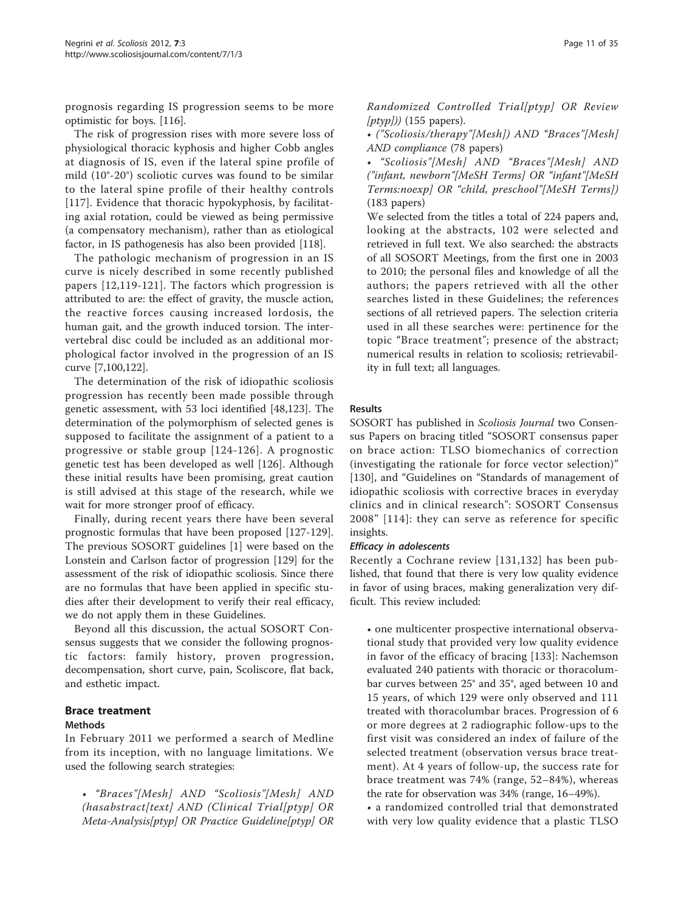prognosis regarding IS progression seems to be more optimistic for boys. [116].

The risk of progression rises with more severe loss of physiological thoracic kyphosis and higher Cobb angles at diagnosis of IS, even if the lateral spine profile of mild (10°-20°) scoliotic curves was found to be similar to the lateral spine profile of their healthy controls [117]. Evidence that thoracic hypokyphosis, by facilitating axial rotation, could be viewed as being permissive (a compensatory mechanism), rather than as etiological factor, in IS pathogenesis has also been provided [118].

The pathologic mechanism of progression in an IS curve is nicely described in some recently published papers [12,119-121]. The factors which progression is attributed to are: the effect of gravity, the muscle action, the reactive forces causing increased lordosis, the human gait, and the growth induced torsion. The intervertebral disc could be included as an additional morphological factor involved in the progression of an IS curve [7,100,122].

The determination of the risk of idiopathic scoliosis progression has recently been made possible through genetic assessment, with 53 loci identified [48,123]. The determination of the polymorphism of selected genes is supposed to facilitate the assignment of a patient to a progressive or stable group [124-126]. A prognostic genetic test has been developed as well [126]. Although these initial results have been promising, great caution is still advised at this stage of the research, while we wait for more stronger proof of efficacy.

Finally, during recent years there have been several prognostic formulas that have been proposed [127-129]. The previous SOSORT guidelines [1] were based on the Lonstein and Carlson factor of progression [129] for the assessment of the risk of idiopathic scoliosis. Since there are no formulas that have been applied in specific studies after their development to verify their real efficacy, we do not apply them in these Guidelines.

Beyond all this discussion, the actual SOSORT Consensus suggests that we consider the following prognostic factors: family history, proven progression, decompensation, short curve, pain, Scoliscore, flat back, and esthetic impact.

## Brace treatment

### Methods

In February 2011 we performed a search of Medline from its inception, with no language limitations. We used the following search strategies:

- *"Braces"[Mesh] AND "Scoliosis"[Mesh] AND (hasabstract[text] AND (Clinical Trial[ptyp] OR Meta-Analysis[ptyp] OR Practice Guideline[ptyp] OR Randomized Controlled Trial[ptyp] OR Review [ptyp]))* (155 papers).
- *("Scoliosis/therapy"[Mesh]) AND "Braces"[Mesh] AND compliance* (78 papers)
- *"Scoliosis"[Mesh] AND "Braces"[Mesh] AND ("infant, newborn"[MeSH Terms] OR "infant"[MeSH Terms:noexp] OR "child, preschool"[MeSH Terms])* (183 papers)

We selected from the titles a total of 224 papers and, looking at the abstracts, 102 were selected and retrieved in full text. We also searched: the abstracts of all SOSORT Meetings, from the first one in 2003 to 2010; the personal files and knowledge of all the authors; the papers retrieved with all the other searches listed in these Guidelines; the references sections of all retrieved papers. The selection criteria used in all these searches were: pertinence for the topic "Brace treatment"; presence of the abstract; numerical results in relation to scoliosis; retrievability in full text; all languages.

### Results

SOSORT has published in *Scoliosis Journal* two Consensus Papers on bracing titled "SOSORT consensus paper on brace action: TLSO biomechanics of correction (investigating the rationale for force vector selection)" [130], and "Guidelines on "Standards of management of idiopathic scoliosis with corrective braces in everyday clinics and in clinical research": SOSORT Consensus 2008" [114]: they can serve as reference for specific insights.

#### *Efficacy in adolescents*

Recently a Cochrane review [131,132] has been published, that found that there is very low quality evidence in favor of using braces, making generalization very difficult. This review included:

- one multicenter prospective international observational study that provided very low quality evidence in favor of the efficacy of bracing [133]: Nachemson evaluated 240 patients with thoracic or thoracolumbar curves between 25° and 35°, aged between 10 and 15 years, of which 129 were only observed and 111 treated with thoracolumbar braces. Progression of 6 or more degrees at 2 radiographic follow-ups to the first visit was considered an index of failure of the selected treatment (observation versus brace treatment). At 4 years of follow-up, the success rate for brace treatment was 74% (range, 52–84%), whereas the rate for observation was 34% (range, 16–49%).
- a randomized controlled trial that demonstrated with very low quality evidence that a plastic TLSO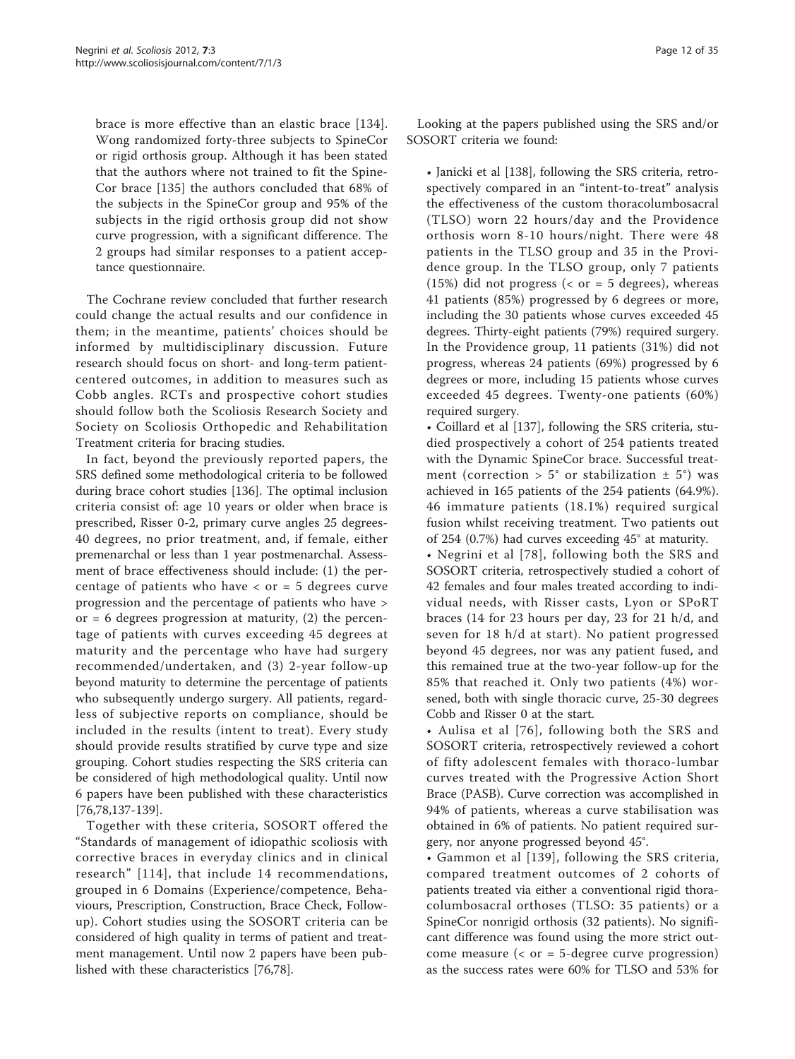brace is more effective than an elastic brace [134]. Wong randomized forty-three subjects to SpineCor or rigid orthosis group. Although it has been stated that the authors where not trained to fit the SpineCor brace [135] the authors concluded that 68% of the subjects in the SpineCor group and 95% of the subjects in the rigid orthosis group did not show curve progression, with a significant difference. The 2 groups had similar responses to a patient acceptance questionnaire.

The Cochrane review concluded that further research could change the actual results and our confidence in them; in the meantime, patients' choices should be informed by multidisciplinary discussion. Future research should focus on short- and long-term patient-centered outcomes, in addition to measures such as Cobb angles. RCTs and prospective cohort studies should follow both the Scoliosis Research Society and Society on Scoliosis Orthopedic and Rehabilitation Treatment criteria for bracing studies.

In fact, beyond the previously reported papers, the SRS defined some methodological criteria to be followed during brace cohort studies [136]. The optimal inclusion criteria consist of: age 10 years or older when brace is prescribed, Risser 0-2, primary curve angles 25 degrees-40 degrees, no prior treatment, and, if female, either premenarchal or less than 1 year postmenarchal. Assessment of brace effectiveness should include: (1) the percentage of patients who have < or = 5 degrees curve progression and the percentage of patients who have > or = 6 degrees progression at maturity, (2) the percentage of patients with curves exceeding 45 degrees at maturity and the percentage who have had surgery recommended/undertaken, and (3) 2-year follow-up beyond maturity to determine the percentage of patients who subsequently undergo surgery. All patients, regardless of subjective reports on compliance, should be included in the results (intent to treat). Every study should provide results stratified by curve type and size grouping. Cohort studies respecting the SRS criteria can be considered of high methodological quality. Until now 6 papers have been published with these characteristics [76,78,137-139].

Together with these criteria, SOSORT offered the "Standards of management of idiopathic scoliosis with corrective braces in everyday clinics and in clinical research" [114], that include 14 recommendations, grouped in 6 Domains (Experience/competence, Behaviours, Prescription, Construction, Brace Check, Follow-up). Cohort studies using the SOSORT criteria can be considered of high quality in terms of patient and treatment management. Until now 2 papers have been published with these characteristics [76,78].

Looking at the papers published using the SRS and/or SOSORT criteria we found:

- Janicki et al [138], following the SRS criteria, retrospectively compared in an "intent-to-treat" analysis the effectiveness of the custom thoracolumbosacral (TLSO) worn 22 hours/day and the Providence orthosis worn 8-10 hours/night. There were 48 patients in the TLSO group and 35 in the Providence group. In the TLSO group, only 7 patients (15%) did not progress (< or = 5 degrees), whereas 41 patients (85%) progressed by 6 degrees or more, including the 30 patients whose curves exceeded 45 degrees. Thirty-eight patients (79%) required surgery. In the Providence group, 11 patients (31%) did not progress, whereas 24 patients (69%) progressed by 6 degrees or more, including 15 patients whose curves exceeded 45 degrees. Twenty-one patients (60%) required surgery.
- Coillard et al [137], following the SRS criteria, studied prospectively a cohort of 254 patients treated with the Dynamic SpineCor brace. Successful treatment (correction > 5° or stabilization ± 5°) was achieved in 165 patients of the 254 patients (64.9%). 46 immature patients (18.1%) required surgical fusion whilst receiving treatment. Two patients out of 254 (0.7%) had curves exceeding 45° at maturity.
- Negrini et al [78], following both the SRS and SOSORT criteria, retrospectively studied a cohort of 42 females and four males treated according to individual needs, with Risser casts, Lyon or SPoRT braces (14 for 23 hours per day, 23 for 21 h/d, and seven for 18 h/d at start). No patient progressed beyond 45 degrees, nor was any patient fused, and this remained true at the two-year follow-up for the 85% that reached it. Only two patients (4%) worsened, both with single thoracic curve, 25-30 degrees Cobb and Risser 0 at the start.
- Aulisa et al [76], following both the SRS and SOSORT criteria, retrospectively reviewed a cohort of fifty adolescent females with thoraco-lumbar curves treated with the Progressive Action Short Brace (PASB). Curve correction was accomplished in 94% of patients, whereas a curve stabilisation was obtained in 6% of patients. No patient required surgery, nor anyone progressed beyond 45°.
- Gammon et al [139], following the SRS criteria, compared treatment outcomes of 2 cohorts of patients treated via either a conventional rigid thoracolumbosacral orthoses (TLSO: 35 patients) or a SpineCor nonrigid orthosis (32 patients). No significant difference was found using the more strict outcome measure (< or = 5-degree curve progression) as the success rates were 60% for TLSO and 53% for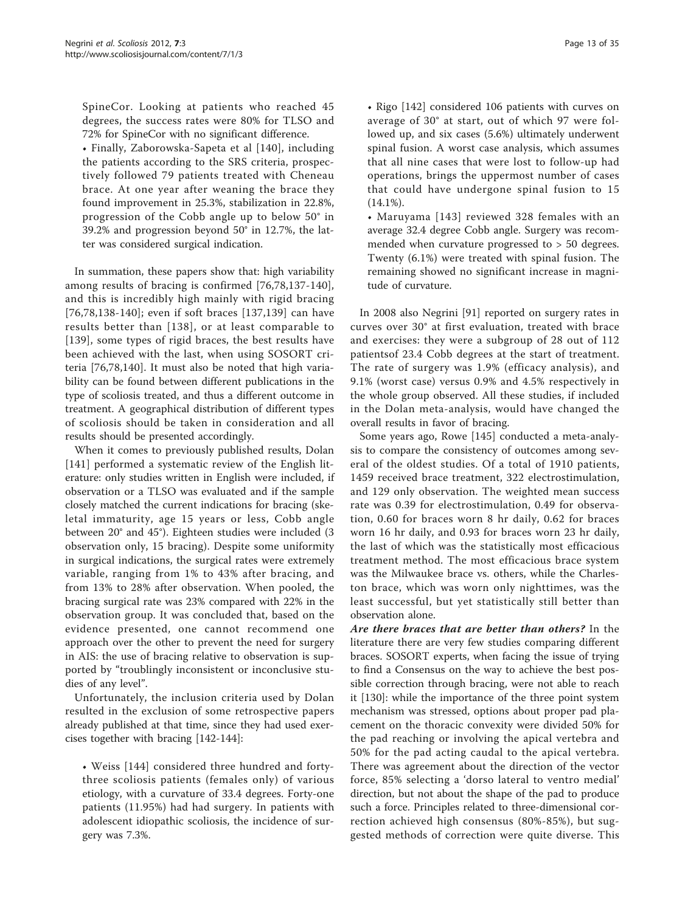SpineCor. Looking at patients who reached 45 degrees, the success rates were 80% for TLSO and 72% for SpineCor with no significant difference.

- Finally, Zaborowska-Sapeta et al [140], including the patients according to the SRS criteria, prospectively followed 79 patients treated with Cheneau brace. At one year after weaning the brace they found improvement in 25.3%, stabilization in 22.8%, progression of the Cobb angle up to below 50° in 39.2% and progression beyond 50° in 12.7%, the latter was considered surgical indication.

In summation, these papers show that: high variability among results of bracing is confirmed [76,78,137-140], and this is incredibly high mainly with rigid bracing [76,78,138-140]; even if soft braces [137,139] can have results better than [138], or at least comparable to [139], some types of rigid braces, the best results have been achieved with the last, when using SOSORT criteria [76,78,140]. It must also be noted that high variability can be found between different publications in the type of scoliosis treated, and thus a different outcome in treatment. A geographical distribution of different types of scoliosis should be taken in consideration and all results should be presented accordingly.

When it comes to previously published results, Dolan [141] performed a systematic review of the English literature: only studies written in English were included, if observation or a TLSO was evaluated and if the sample closely matched the current indications for bracing (skeletal immaturity, age 15 years or less, Cobb angle between 20° and 45°). Eighteen studies were included (3 observation only, 15 bracing). Despite some uniformity in surgical indications, the surgical rates were extremely variable, ranging from 1% to 43% after bracing, and from 13% to 28% after observation. When pooled, the bracing surgical rate was 23% compared with 22% in the observation group. It was concluded that, based on the evidence presented, one cannot recommend one approach over the other to prevent the need for surgery in AIS: the use of bracing relative to observation is supported by "troublingly inconsistent or inconclusive studies of any level".

Unfortunately, the inclusion criteria used by Dolan resulted in the exclusion of some retrospective papers already published at that time, since they had used exercises together with bracing [142-144]:

- Weiss [144] considered three hundred and forty-three scoliosis patients (females only) of various etiology, with a curvature of 33.4 degrees. Forty-one patients (11.95%) had had surgery. In patients with adolescent idiopathic scoliosis, the incidence of surgery was 7.3%.
- Rigo [142] considered 106 patients with curves on average of 30° at start, out of which 97 were followed up, and six cases (5.6%) ultimately underwent spinal fusion. A worst case analysis, which assumes that all nine cases that were lost to follow-up had operations, brings the uppermost number of cases that could have undergone spinal fusion to 15 (14.1%).
- Maruyama [143] reviewed 328 females with an average 32.4 degree Cobb angle. Surgery was recommended when curvature progressed to > 50 degrees. Twenty (6.1%) were treated with spinal fusion. The remaining showed no significant increase in magnitude of curvature.

In 2008 also Negrini [91] reported on surgery rates in curves over 30° at first evaluation, treated with brace and exercises: they were a subgroup of 28 out of 112 patientsof 23.4 Cobb degrees at the start of treatment. The rate of surgery was 1.9% (efficacy analysis), and 9.1% (worst case) versus 0.9% and 4.5% respectively in the whole group observed. All these studies, if included in the Dolan meta-analysis, would have changed the overall results in favor of bracing.

Some years ago, Rowe [145] conducted a meta-analysis to compare the consistency of outcomes among several of the oldest studies. Of a total of 1910 patients, 1459 received brace treatment, 322 electrostimulation, and 129 only observation. The weighted mean success rate was 0.39 for electrostimulation, 0.49 for observation, 0.60 for braces worn 8 hr daily, 0.62 for braces worn 16 hr daily, and 0.93 for braces worn 23 hr daily, the last of which was the statistically most efficacious treatment method. The most efficacious brace system was the Milwaukee brace vs. others, while the Charleston brace, which was worn only nighttimes, was the least successful, but yet statistically still better than observation alone.

***Are there braces that are better than others?*** In the literature there are very few studies comparing different braces. SOSORT experts, when facing the issue of trying to find a Consensus on the way to achieve the best possible correction through bracing, were not able to reach it [130]: while the importance of the three point system mechanism was stressed, options about proper pad placement on the thoracic convexity were divided 50% for the pad reaching or involving the apical vertebra and 50% for the pad acting caudal to the apical vertebra. There was agreement about the direction of the vector force, 85% selecting a 'dorso lateral to ventro medial' direction, but not about the shape of the pad to produce such a force. Principles related to three-dimensional correction achieved high consensus (80%-85%), but suggested methods of correction were quite diverse. This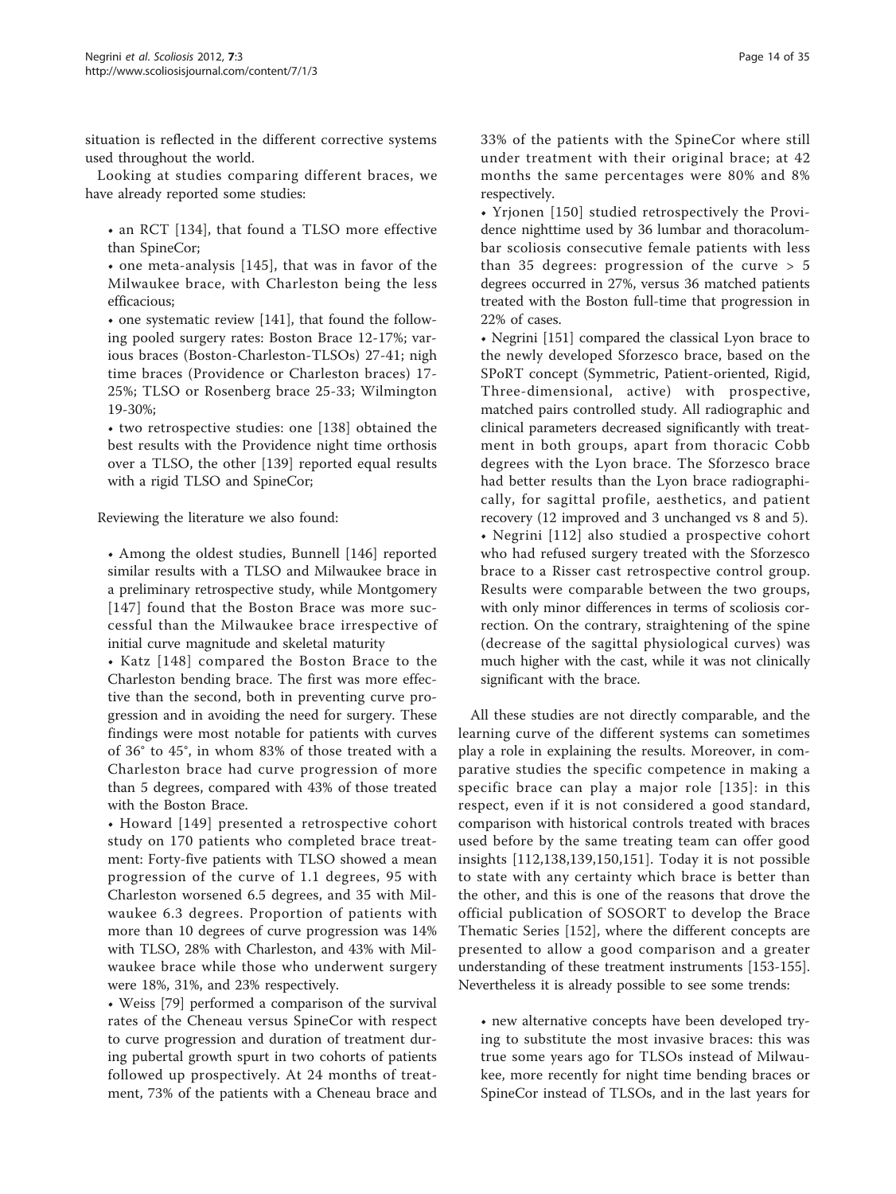situation is reflected in the different corrective systems used throughout the world.

Looking at studies comparing different braces, we have already reported some studies:

- an RCT [134], that found a TLSO more effective than SpineCor;
- one meta-analysis [145], that was in favor of the Milwaukee brace, with Charleston being the less efficacious;
- one systematic review [141], that found the following pooled surgery rates: Boston Brace 12-17%; various braces (Boston-Charleston-TLSOs) 27-41; nigh time braces (Providence or Charleston braces) 17-25%; TLSO or Rosenberg brace 25-33; Wilmington 19-30%;
- two retrospective studies: one [138] obtained the best results with the Providence night time orthosis over a TLSO, the other [139] reported equal results with a rigid TLSO and SpineCor;

Reviewing the literature we also found:

- Among the oldest studies, Bunnell [146] reported similar results with a TLSO and Milwaukee brace in a preliminary retrospective study, while Montgomery [147] found that the Boston Brace was more successful than the Milwaukee brace irrespective of initial curve magnitude and skeletal maturity
- Katz [148] compared the Boston Brace to the Charleston bending brace. The first was more effective than the second, both in preventing curve progression and in avoiding the need for surgery. These findings were most notable for patients with curves of 36° to 45°, in whom 83% of those treated with a Charleston brace had curve progression of more than 5 degrees, compared with 43% of those treated with the Boston Brace.
- Howard [149] presented a retrospective cohort study on 170 patients who completed brace treatment: Forty-five patients with TLSO showed a mean progression of the curve of 1.1 degrees, 95 with Charleston worsened 6.5 degrees, and 35 with Milwaukee 6.3 degrees. Proportion of patients with more than 10 degrees of curve progression was 14% with TLSO, 28% with Charleston, and 43% with Milwaukee brace while those who underwent surgery were 18%, 31%, and 23% respectively.
- Weiss [79] performed a comparison of the survival rates of the Cheneau versus SpineCor with respect to curve progression and duration of treatment during pubertal growth spurt in two cohorts of patients followed up prospectively. At 24 months of treatment, 73% of the patients with a Cheneau brace and 33% of the patients with the SpineCor where still under treatment with their original brace; at 42 months the same percentages were 80% and 8% respectively.
- Yrjonen [150] studied retrospectively the Providence nighttime used by 36 lumbar and thoracolumbar scoliosis consecutive female patients with less than 35 degrees: progression of the curve > 5 degrees occurred in 27%, versus 36 matched patients treated with the Boston full-time that progression in 22% of cases.
- Negrini [151] compared the classical Lyon brace to the newly developed Sforzesco brace, based on the SPoRT concept (Symmetric, Patient-oriented, Rigid, Three-dimensional, active) with prospective, matched pairs controlled study. All radiographic and clinical parameters decreased significantly with treatment in both groups, apart from thoracic Cobb degrees with the Lyon brace. The Sforzesco brace had better results than the Lyon brace radiographically, for sagittal profile, aesthetics, and patient recovery (12 improved and 3 unchanged vs 8 and 5).
- Negrini [112] also studied a prospective cohort who had refused surgery treated with the Sforzesco brace to a Risser cast retrospective control group. Results were comparable between the two groups, with only minor differences in terms of scoliosis correction. On the contrary, straightening of the spine (decrease of the sagittal physiological curves) was much higher with the cast, while it was not clinically significant with the brace.

All these studies are not directly comparable, and the learning curve of the different systems can sometimes play a role in explaining the results. Moreover, in comparative studies the specific competence in making a specific brace can play a major role [135]: in this respect, even if it is not considered a good standard, comparison with historical controls treated with braces used before by the same treating team can offer good insights [112,138,139,150,151]. Today it is not possible to state with any certainty which brace is better than the other, and this is one of the reasons that drove the official publication of SOSORT to develop the Brace Thematic Series [152], where the different concepts are presented to allow a good comparison and a greater understanding of these treatment instruments [153-155]. Nevertheless it is already possible to see some trends:

- new alternative concepts have been developed trying to substitute the most invasive braces: this was true some years ago for TLSOs instead of Milwaukee, more recently for night time bending braces or SpineCor instead of TLSOs, and in the last years for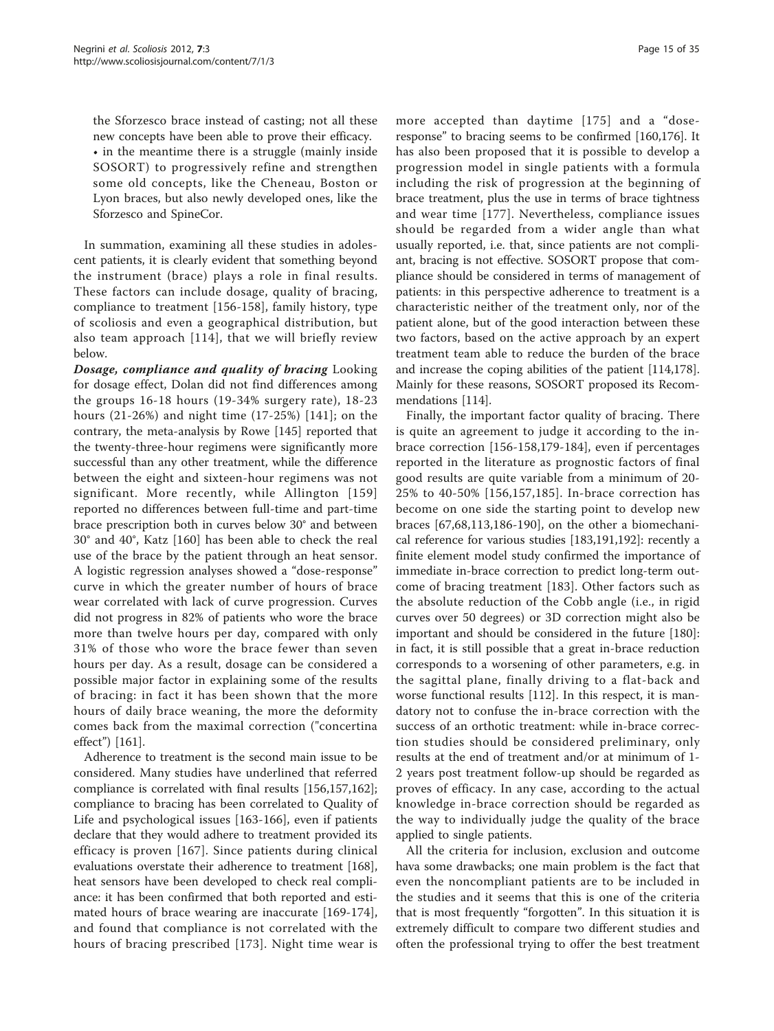the Sforzesco brace instead of casting; not all these new concepts have been able to prove their efficacy.

- in the meantime there is a struggle (mainly inside SOSORT) to progressively refine and strengthen some old concepts, like the Cheneau, Boston or Lyon braces, but also newly developed ones, like the Sforzesco and SpineCor.

In summation, examining all these studies in adolescent patients, it is clearly evident that something beyond the instrument (brace) plays a role in final results. These factors can include dosage, quality of bracing, compliance to treatment [156-158], family history, type of scoliosis and even a geographical distribution, but also team approach [114], that we will briefly review below.

***Dosage, compliance and quality of bracing*** Looking for dosage effect, Dolan did not find differences among the groups 16-18 hours (19-34% surgery rate), 18-23 hours (21-26%) and night time (17-25%) [141]; on the contrary, the meta-analysis by Rowe [145] reported that the twenty-three-hour regimens were significantly more successful than any other treatment, while the difference between the eight and sixteen-hour regimens was not significant. More recently, while Allington [159] reported no differences between full-time and part-time brace prescription both in curves below 30° and between 30° and 40°, Katz [160] has been able to check the real use of the brace by the patient through an heat sensor. A logistic regression analyses showed a "dose-response" curve in which the greater number of hours of brace wear correlated with lack of curve progression. Curves did not progress in 82% of patients who wore the brace more than twelve hours per day, compared with only 31% of those who wore the brace fewer than seven hours per day. As a result, dosage can be considered a possible major factor in explaining some of the results of bracing: in fact it has been shown that the more hours of daily brace weaning, the more the deformity comes back from the maximal correction ("concertina effect") [161].

Adherence to treatment is the second main issue to be considered. Many studies have underlined that referred compliance is correlated with final results [156,157,162]; compliance to bracing has been correlated to Quality of Life and psychological issues [163-166], even if patients declare that they would adhere to treatment provided its efficacy is proven [167]. Since patients during clinical evaluations overstate their adherence to treatment [168], heat sensors have been developed to check real compliance: it has been confirmed that both reported and estimated hours of brace wearing are inaccurate [169-174], and found that compliance is not correlated with the hours of bracing prescribed [173]. Night time wear is more accepted than daytime [175] and a "dose-response" to bracing seems to be confirmed [160,176]. It has also been proposed that it is possible to develop a progression model in single patients with a formula including the risk of progression at the beginning of brace treatment, plus the use in terms of brace tightness and wear time [177]. Nevertheless, compliance issues should be regarded from a wider angle than what usually reported, i.e. that, since patients are not compliant, bracing is not effective. SOSORT propose that compliance should be considered in terms of management of patients: in this perspective adherence to treatment is a characteristic neither of the treatment only, nor of the patient alone, but of the good interaction between these two factors, based on the active approach by an expert treatment team able to reduce the burden of the brace and increase the coping abilities of the patient [114,178]. Mainly for these reasons, SOSORT proposed its Recommendations [114].

Finally, the important factor quality of bracing. There is quite an agreement to judge it according to the in-brace correction [156-158,179-184], even if percentages reported in the literature as prognostic factors of final good results are quite variable from a minimum of 20-25% to 40-50% [156,157,185]. In-brace correction has become on one side the starting point to develop new braces [67,68,113,186-190], on the other a biomechanical reference for various studies [183,191,192]: recently a finite element model study confirmed the importance of immediate in-brace correction to predict long-term outcome of bracing treatment [183]. Other factors such as the absolute reduction of the Cobb angle (i.e., in rigid curves over 50 degrees) or 3D correction might also be important and should be considered in the future [180]: in fact, it is still possible that a great in-brace reduction corresponds to a worsening of other parameters, e.g. in the sagittal plane, finally driving to a flat-back and worse functional results [112]. In this respect, it is mandatory not to confuse the in-brace correction with the success of an orthotic treatment: while in-brace correction studies should be considered preliminary, only results at the end of treatment and/or at minimum of 1-2 years post treatment follow-up should be regarded as proves of efficacy. In any case, according to the actual knowledge in-brace correction should be regarded as the way to individually judge the quality of the brace applied to single patients.

All the criteria for inclusion, exclusion and outcome hava some drawbacks; one main problem is the fact that even the noncompliant patients are to be included in the studies and it seems that this is one of the criteria that is most frequently "forgotten". In this situation it is extremely difficult to compare two different studies and often the professional trying to offer the best treatment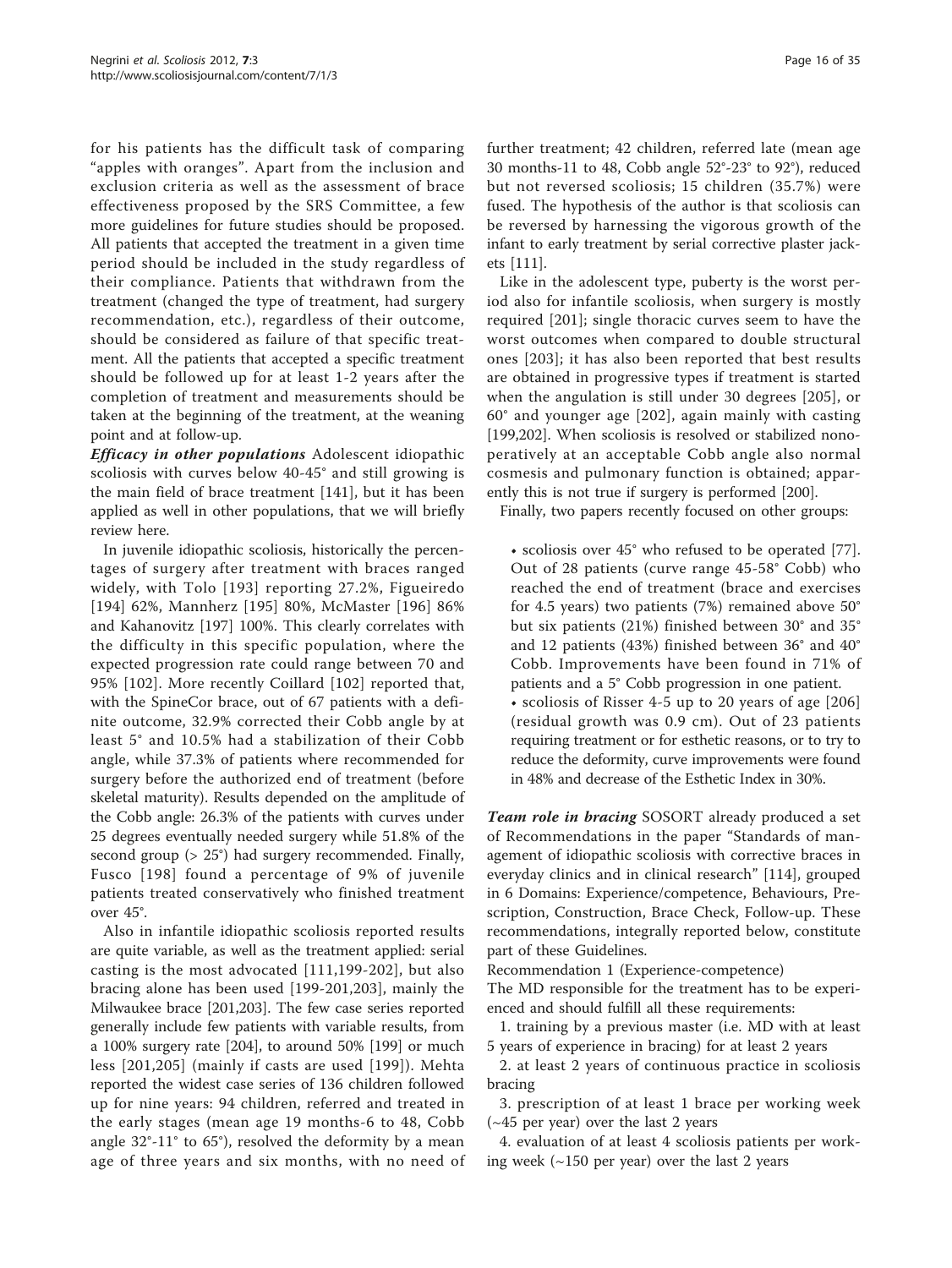for his patients has the difficult task of comparing "apples with oranges". Apart from the inclusion and exclusion criteria as well as the assessment of brace effectiveness proposed by the SRS Committee, a few more guidelines for future studies should be proposed. All patients that accepted the treatment in a given time period should be included in the study regardless of their compliance. Patients that withdrawn from the treatment (changed the type of treatment, had surgery recommendation, etc.), regardless of their outcome, should be considered as failure of that specific treatment. All the patients that accepted a specific treatment should be followed up for at least 1-2 years after the completion of treatment and measurements should be taken at the beginning of the treatment, at the weaning point and at follow-up.

***Efficacy in other populations*** Adolescent idiopathic scoliosis with curves below 40-45° and still growing is the main field of brace treatment [141], but it has been applied as well in other populations, that we will briefly review here.

In juvenile idiopathic scoliosis, historically the percentages of surgery after treatment with braces ranged widely, with Tolo [193] reporting 27.2%, Figueiredo [194] 62%, Mannherz [195] 80%, McMaster [196] 86% and Kahanovitz [197] 100%. This clearly correlates with the difficulty in this specific population, where the expected progression rate could range between 70 and 95% [102]. More recently Coillard [102] reported that, with the SpineCor brace, out of 67 patients with a definite outcome, 32.9% corrected their Cobb angle by at least 5° and 10.5% had a stabilization of their Cobb angle, while 37.3% of patients where recommended for surgery before the authorized end of treatment (before skeletal maturity). Results depended on the amplitude of the Cobb angle: 26.3% of the patients with curves under 25 degrees eventually needed surgery while 51.8% of the second group (> 25°) had surgery recommended. Finally, Fusco [198] found a percentage of 9% of juvenile patients treated conservatively who finished treatment over 45°.

Also in infantile idiopathic scoliosis reported results are quite variable, as well as the treatment applied: serial casting is the most advocated [111,199-202], but also bracing alone has been used [199-201,203], mainly the Milwaukee brace [201,203]. The few case series reported generally include few patients with variable results, from a 100% surgery rate [204], to around 50% [199] or much less [201,205] (mainly if casts are used [199]). Mehta reported the widest case series of 136 children followed up for nine years: 94 children, referred and treated in the early stages (mean age 19 months-6 to 48, Cobb angle 32°-11° to 65°), resolved the deformity by a mean age of three years and six months, with no need of further treatment; 42 children, referred late (mean age 30 months-11 to 48, Cobb angle 52°-23° to 92°), reduced but not reversed scoliosis; 15 children (35.7%) were fused. The hypothesis of the author is that scoliosis can be reversed by harnessing the vigorous growth of the infant to early treatment by serial corrective plaster jackets [111].

Like in the adolescent type, puberty is the worst period also for infantile scoliosis, when surgery is mostly required [201]; single thoracic curves seem to have the worst outcomes when compared to double structural ones [203]; it has also been reported that best results are obtained in progressive types if treatment is started when the angulation is still under 30 degrees [205], or 60° and younger age [202], again mainly with casting [199,202]. When scoliosis is resolved or stabilized nonoperatively at an acceptable Cobb angle also normal cosmesis and pulmonary function is obtained; apparently this is not true if surgery is performed [200].

Finally, two papers recently focused on other groups:

- scoliosis over 45° who refused to be operated [77]. Out of 28 patients (curve range 45-58° Cobb) who reached the end of treatment (brace and exercises for 4.5 years) two patients (7%) remained above 50° but six patients (21%) finished between 30° and 35° and 12 patients (43%) finished between 36° and 40° Cobb. Improvements have been found in 71% of patients and a 5° Cobb progression in one patient.
- scoliosis of Risser 4-5 up to 20 years of age [206] (residual growth was 0.9 cm). Out of 23 patients requiring treatment or for esthetic reasons, or to try to reduce the deformity, curve improvements were found in 48% and decrease of the Esthetic Index in 30%.

***Team role in bracing*** SOSORT already produced a set of Recommendations in the paper "Standards of management of idiopathic scoliosis with corrective braces in everyday clinics and in clinical research" [114], grouped in 6 Domains: Experience/competence, Behaviours, Prescription, Construction, Brace Check, Follow-up. These recommendations, integrally reported below, constitute part of these Guidelines.

Recommendation 1 (Experience-competence)

The MD responsible for the treatment has to be experienced and should fulfill all these requirements:

1. training by a previous master (i.e. MD with at least 5 years of experience in bracing) for at least 2 years
2. at least 2 years of continuous practice in scoliosis bracing
3. prescription of at least 1 brace per working week (~45 per year) over the last 2 years
4. evaluation of at least 4 scoliosis patients per working week (~150 per year) over the last 2 years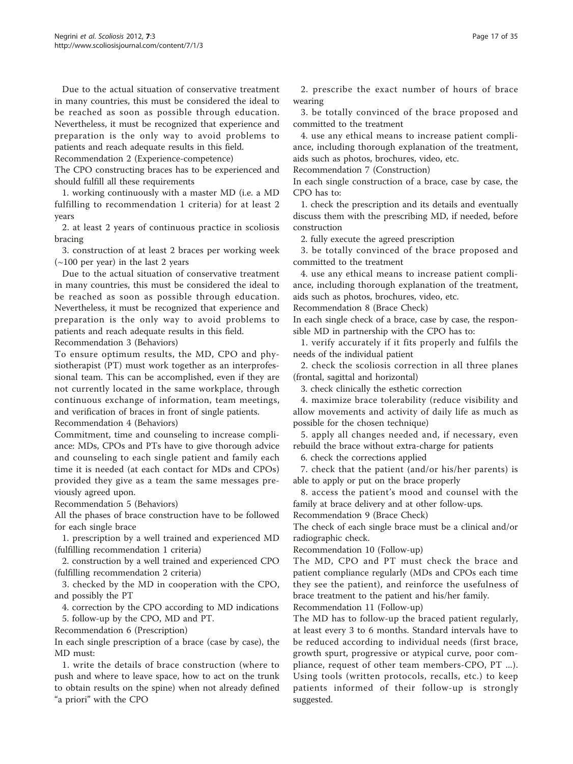Due to the actual situation of conservative treatment in many countries, this must be considered the ideal to be reached as soon as possible through education. Nevertheless, it must be recognized that experience and preparation is the only way to avoid problems to patients and reach adequate results in this field.

Recommendation 2 (Experience-competence)

The CPO constructing braces has to be experienced and should fulfill all these requirements

1. working continuously with a master MD (i.e. a MD fulfilling to recommendation 1 criteria) for at least 2 years
2. at least 2 years of continuous practice in scoliosis bracing
3. construction of at least 2 braces per working week (~100 per year) in the last 2 years

Due to the actual situation of conservative treatment in many countries, this must be considered the ideal to be reached as soon as possible through education. Nevertheless, it must be recognized that experience and preparation is the only way to avoid problems to patients and reach adequate results in this field.

Recommendation 3 (Behaviors)

To ensure optimum results, the MD, CPO and physiotherapist (PT) must work together as an interprofessional team. This can be accomplished, even if they are not currently located in the same workplace, through continuous exchange of information, team meetings, and verification of braces in front of single patients.

Recommendation 4 (Behaviors)

Commitment, time and counseling to increase compliance: MDs, CPOs and PTs have to give thorough advice and counseling to each single patient and family each time it is needed (at each contact for MDs and CPOs) provided they give as a team the same messages previously agreed upon.

Recommendation 5 (Behaviors)

All the phases of brace construction have to be followed for each single brace

1. prescription by a well trained and experienced MD (fulfilling recommendation 1 criteria)
2. construction by a well trained and experienced CPO (fulfilling recommendation 2 criteria)
3. checked by the MD in cooperation with the CPO, and possibly the PT
4. correction by the CPO according to MD indications
5. follow-up by the CPO, MD and PT.

Recommendation 6 (Prescription)

In each single prescription of a brace (case by case), the MD must:

1. write the details of brace construction (where to push and where to leave space, how to act on the trunk to obtain results on the spine) when not already defined "a priori" with the CPO
2. prescribe the exact number of hours of brace wearing
3. be totally convinced of the brace proposed and committed to the treatment
4. use any ethical means to increase patient compliance, including thorough explanation of the treatment, aids such as photos, brochures, video, etc.

Recommendation 7 (Construction)

In each single construction of a brace, case by case, the CPO has to:

1. check the prescription and its details and eventually discuss them with the prescribing MD, if needed, before construction
2. fully execute the agreed prescription
3. be totally convinced of the brace proposed and committed to the treatment
4. use any ethical means to increase patient compliance, including thorough explanation of the treatment, aids such as photos, brochures, video, etc.

Recommendation 8 (Brace Check)

In each single check of a brace, case by case, the responsible MD in partnership with the CPO has to:

1. verify accurately if it fits properly and fulfils the needs of the individual patient
2. check the scoliosis correction in all three planes (frontal, sagittal and horizontal)
3. check clinically the esthetic correction
4. maximize brace tolerability (reduce visibility and allow movements and activity of daily life as much as possible for the chosen technique)
5. apply all changes needed and, if necessary, even rebuild the brace without extra-charge for patients
6. check the corrections applied
7. check that the patient (and/or his/her parents) is able to apply or put on the brace properly
8. access the patient's mood and counsel with the family at brace delivery and at other follow-ups.

Recommendation 9 (Brace Check)

The check of each single brace must be a clinical and/or radiographic check.

Recommendation 10 (Follow-up)

The MD, CPO and PT must check the brace and patient compliance regularly (MDs and CPOs each time they see the patient), and reinforce the usefulness of brace treatment to the patient and his/her family.

Recommendation 11 (Follow-up)

The MD has to follow-up the braced patient regularly, at least every 3 to 6 months. Standard intervals have to be reduced according to individual needs (first brace, growth spurt, progressive or atypical curve, poor compliance, request of other team members-CPO, PT ...). Using tools (written protocols, recalls, etc.) to keep patients informed of their follow-up is strongly suggested.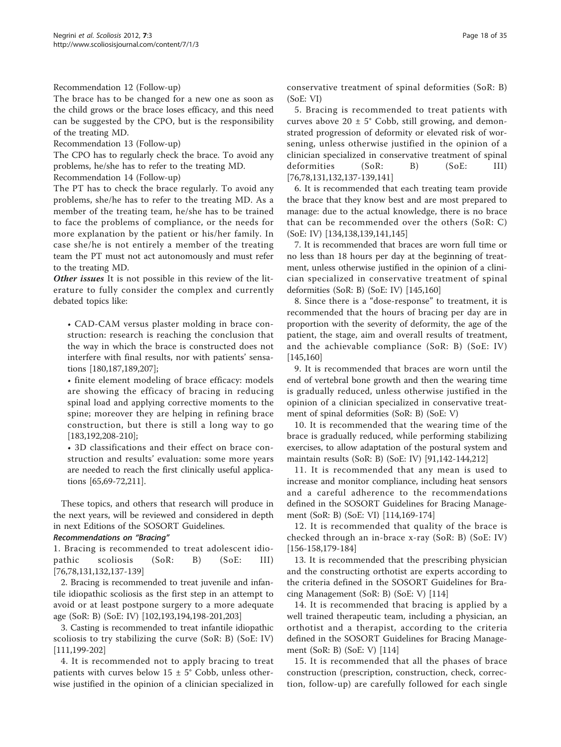Recommendation 12 (Follow-up)

The brace has to be changed for a new one as soon as the child grows or the brace loses efficacy, and this need can be suggested by the CPO, but is the responsibility of the treating MD.

Recommendation 13 (Follow-up)

The CPO has to regularly check the brace. To avoid any problems, he/she has to refer to the treating MD.

Recommendation 14 (Follow-up)

The PT has to check the brace regularly. To avoid any problems, she/he has to refer to the treating MD. As a member of the treating team, he/she has to be trained to face the problems of compliance, or the needs for more explanation by the patient or his/her family. In case she/he is not entirely a member of the treating team the PT must not act autonomously and must refer to the treating MD.

***Other issues*** It is not possible in this review of the literature to fully consider the complex and currently debated topics like:

- CAD-CAM versus plaster molding in brace construction: research is reaching the conclusion that the way in which the brace is constructed does not interfere with final results, nor with patients' sensations [180,187,189,207];
- finite element modeling of brace efficacy: models are showing the efficacy of bracing in reducing spinal load and applying corrective moments to the spine; moreover they are helping in refining brace construction, but there is still a long way to go [183,192,208-210];
- 3D classifications and their effect on brace construction and results' evaluation: some more years are needed to reach the first clinically useful applications [65,69-72,211].

These topics, and others that research will produce in the next years, will be reviewed and considered in depth in next Editions of the SOSORT Guidelines.

#### Recommendations on "Bracing"

1. Bracing is recommended to treat adolescent idiopathic scoliosis (SoR: B) (SoE: III) [76,78,131,132,137-139]

2. Bracing is recommended to treat juvenile and infantile idiopathic scoliosis as the first step in an attempt to avoid or at least postpone surgery to a more adequate age (SoR: B) (SoE: IV) [102,193,194,198-201,203]

3. Casting is recommended to treat infantile idiopathic scoliosis to try stabilizing the curve (SoR: B) (SoE: IV) [111,199-202]

4. It is recommended not to apply bracing to treat patients with curves below 15 ± 5° Cobb, unless otherwise justified in the opinion of a clinician specialized in conservative treatment of spinal deformities (SoR: B) (SoE: VI)

5. Bracing is recommended to treat patients with curves above 20 ± 5° Cobb, still growing, and demonstrated progression of deformity or elevated risk of worsening, unless otherwise justified in the opinion of a clinician specialized in conservative treatment of spinal deformities (SoR: B) (SoE: III) [76,78,131,132,137-139,141]

6. It is recommended that each treating team provide the brace that they know best and are most prepared to manage: due to the actual knowledge, there is no brace that can be recommended over the others (SoR: C) (SoE: IV) [134,138,139,141,145]

7. It is recommended that braces are worn full time or no less than 18 hours per day at the beginning of treatment, unless otherwise justified in the opinion of a clinician specialized in conservative treatment of spinal deformities (SoR: B) (SoE: IV) [145,160]

8. Since there is a "dose-response" to treatment, it is recommended that the hours of bracing per day are in proportion with the severity of deformity, the age of the patient, the stage, aim and overall results of treatment, and the achievable compliance (SoR: B) (SoE: IV) [145,160]

9. It is recommended that braces are worn until the end of vertebral bone growth and then the wearing time is gradually reduced, unless otherwise justified in the opinion of a clinician specialized in conservative treatment of spinal deformities (SoR: B) (SoE: V)

10. It is recommended that the wearing time of the brace is gradually reduced, while performing stabilizing exercises, to allow adaptation of the postural system and maintain results (SoR: B) (SoE: IV) [91,142-144,212]

11. It is recommended that any mean is used to increase and monitor compliance, including heat sensors and a careful adherence to the recommendations defined in the SOSORT Guidelines for Bracing Management (SoR: B) (SoE: VI) [114,169-174]

12. It is recommended that quality of the brace is checked through an in-brace x-ray (SoR: B) (SoE: IV) [156-158,179-184]

13. It is recommended that the prescribing physician and the constructing orthotist are experts according to the criteria defined in the SOSORT Guidelines for Bracing Management (SoR: B) (SoE: V) [114]

14. It is recommended that bracing is applied by a well trained therapeutic team, including a physician, an orthotist and a therapist, according to the criteria defined in the SOSORT Guidelines for Bracing Management (SoR: B) (SoE: V) [114]

15. It is recommended that all the phases of brace construction (prescription, construction, check, correction, follow-up) are carefully followed for each single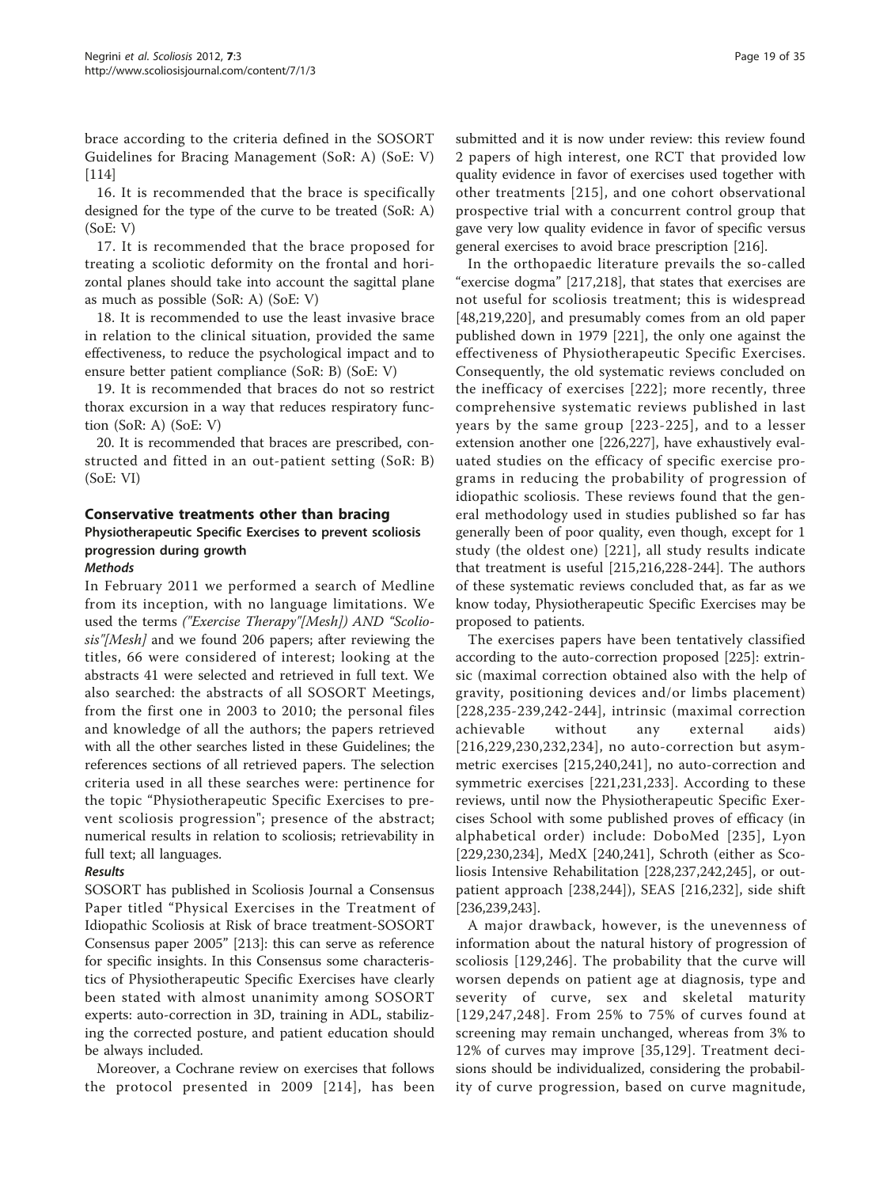brace according to the criteria defined in the SOSORT Guidelines for Bracing Management (SoR: A) (SoE: V) [114]

16. It is recommended that the brace is specifically designed for the type of the curve to be treated (SoR: A) (SoE: V)

17. It is recommended that the brace proposed for treating a scoliotic deformity on the frontal and horizontal planes should take into account the sagittal plane as much as possible (SoR: A) (SoE: V)

18. It is recommended to use the least invasive brace in relation to the clinical situation, provided the same effectiveness, to reduce the psychological impact and to ensure better patient compliance (SoR: B) (SoE: V)

19. It is recommended that braces do not so restrict thorax excursion in a way that reduces respiratory function (SoR: A) (SoE: V)

20. It is recommended that braces are prescribed, constructed and fitted in an out-patient setting (SoR: B) (SoE: VI)

## Conservative treatments other than bracing

### Physiotherapeutic Specific Exercises to prevent scoliosis progression during growth

#### *Methods*

In February 2011 we performed a search of Medline from its inception, with no language limitations. We used the terms *("Exercise Therapy"[Mesh]) AND "Scoliosis"[Mesh]* and we found 206 papers; after reviewing the titles, 66 were considered of interest; looking at the abstracts 41 were selected and retrieved in full text. We also searched: the abstracts of all SOSORT Meetings, from the first one in 2003 to 2010; the personal files and knowledge of all the authors; the papers retrieved with all the other searches listed in these Guidelines; the references sections of all retrieved papers. The selection criteria used in all these searches were: pertinence for the topic "Physiotherapeutic Specific Exercises to prevent scoliosis progression"; presence of the abstract; numerical results in relation to scoliosis; retrievability in full text; all languages.

#### *Results*

SOSORT has published in Scoliosis Journal a Consensus Paper titled "Physical Exercises in the Treatment of Idiopathic Scoliosis at Risk of brace treatment-SOSORT Consensus paper 2005" [213]: this can serve as reference for specific insights. In this Consensus some characteristics of Physiotherapeutic Specific Exercises have clearly been stated with almost unanimity among SOSORT experts: auto-correction in 3D, training in ADL, stabilizing the corrected posture, and patient education should be always included.

Moreover, a Cochrane review on exercises that follows the protocol presented in 2009 [214], has been submitted and it is now under review: this review found 2 papers of high interest, one RCT that provided low quality evidence in favor of exercises used together with other treatments [215], and one cohort observational prospective trial with a concurrent control group that gave very low quality evidence in favor of specific versus general exercises to avoid brace prescription [216].

In the orthopaedic literature prevails the so-called "exercise dogma" [217,218], that states that exercises are not useful for scoliosis treatment; this is widespread [48,219,220], and presumably comes from an old paper published down in 1979 [221], the only one against the effectiveness of Physiotherapeutic Specific Exercises. Consequently, the old systematic reviews concluded on the inefficacy of exercises [222]; more recently, three comprehensive systematic reviews published in last years by the same group [223-225], and to a lesser extension another one [226,227], have exhaustively evaluated studies on the efficacy of specific exercise programs in reducing the probability of progression of idiopathic scoliosis. These reviews found that the general methodology used in studies published so far has generally been of poor quality, even though, except for 1 study (the oldest one) [221], all study results indicate that treatment is useful [215,216,228-244]. The authors of these systematic reviews concluded that, as far as we know today, Physiotherapeutic Specific Exercises may be proposed to patients.

The exercises papers have been tentatively classified according to the auto-correction proposed [225]: extrinsic (maximal correction obtained also with the help of gravity, positioning devices and/or limbs placement) [228,235-239,242-244], intrinsic (maximal correction achievable without any external aids) [216,229,230,232,234], no auto-correction but asymmetric exercises [215,240,241], no auto-correction and symmetric exercises [221,231,233]. According to these reviews, until now the Physiotherapeutic Specific Exercises School with some published proves of efficacy (in alphabetical order) include: DoboMed [235], Lyon [229,230,234], MedX [240,241], Schroth (either as Scoliosis Intensive Rehabilitation [228,237,242,245], or out-patient approach [238,244]), SEAS [216,232], side shift [236,239,243].

A major drawback, however, is the unevenness of information about the natural history of progression of scoliosis [129,246]. The probability that the curve will worsen depends on patient age at diagnosis, type and severity of curve, sex and skeletal maturity [129,247,248]. From 25% to 75% of curves found at screening may remain unchanged, whereas from 3% to 12% of curves may improve [35,129]. Treatment decisions should be individualized, considering the probability of curve progression, based on curve magnitude,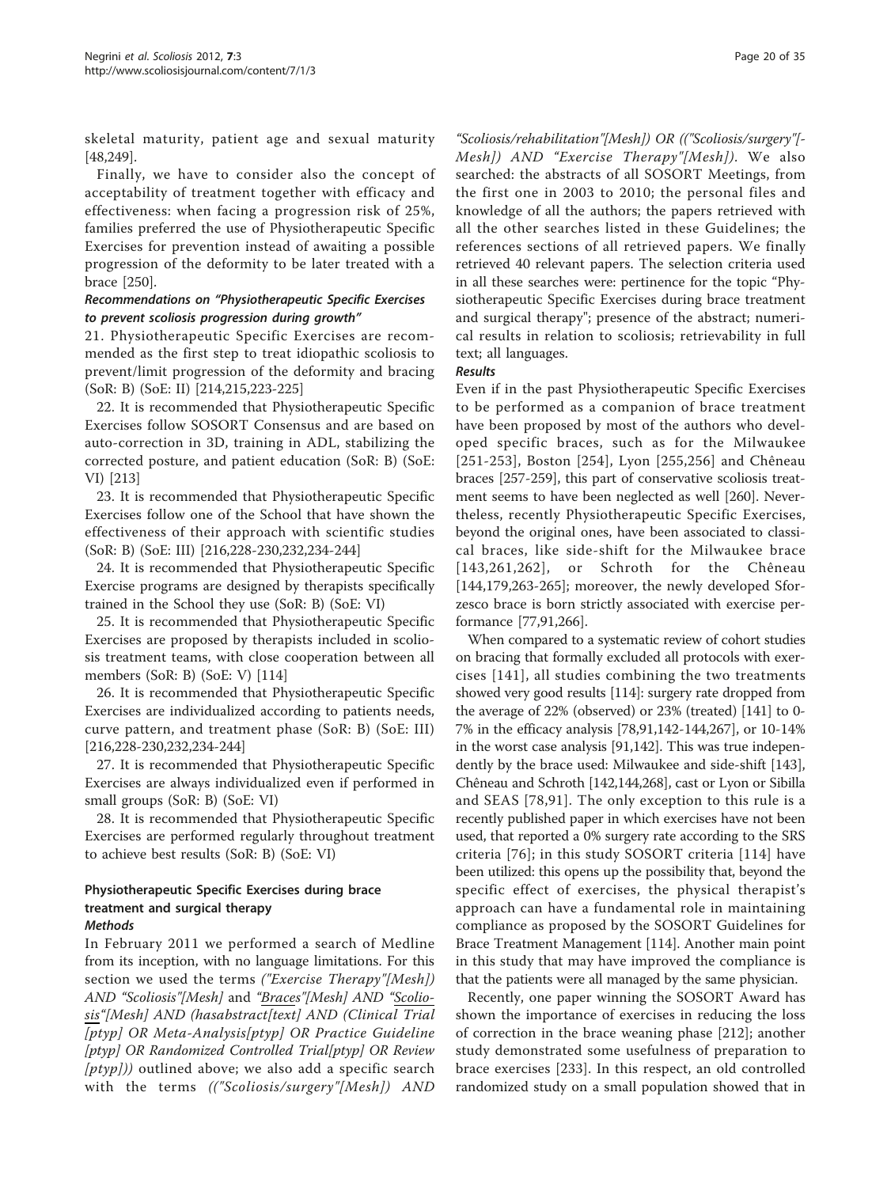skeletal maturity, patient age and sexual maturity [48,249].

Finally, we have to consider also the concept of acceptability of treatment together with efficacy and effectiveness: when facing a progression risk of 25%, families preferred the use of Physiotherapeutic Specific Exercises for prevention instead of awaiting a possible progression of the deformity to be later treated with a brace [250].

#### *Recommendations on "Physiotherapeutic Specific Exercises to prevent scoliosis progression during growth"*

21. Physiotherapeutic Specific Exercises are recommended as the first step to treat idiopathic scoliosis to prevent/limit progression of the deformity and bracing (SoR: B) (SoE: II) [214,215,223-225]

22. It is recommended that Physiotherapeutic Specific Exercises follow SOSORT Consensus and are based on auto-correction in 3D, training in ADL, stabilizing the corrected posture, and patient education (SoR: B) (SoE: VI) [213]

23. It is recommended that Physiotherapeutic Specific Exercises follow one of the School that have shown the effectiveness of their approach with scientific studies (SoR: B) (SoE: III) [216,228-230,232,234-244]

24. It is recommended that Physiotherapeutic Specific Exercise programs are designed by therapists specifically trained in the School they use (SoR: B) (SoE: VI)

25. It is recommended that Physiotherapeutic Specific Exercises are proposed by therapists included in scoliosis treatment teams, with close cooperation between all members (SoR: B) (SoE: V) [114]

26. It is recommended that Physiotherapeutic Specific Exercises are individualized according to patients needs, curve pattern, and treatment phase (SoR: B) (SoE: III) [216,228-230,232,234-244]

27. It is recommended that Physiotherapeutic Specific Exercises are always individualized even if performed in small groups (SoR: B) (SoE: VI)

28. It is recommended that Physiotherapeutic Specific Exercises are performed regularly throughout treatment to achieve best results (SoR: B) (SoE: VI)

### Physiotherapeutic Specific Exercises during brace treatment and surgical therapy

#### *Methods*

In February 2011 we performed a search of Medline from its inception, with no language limitations. For this section we used the terms *("Exercise Therapy"[Mesh]) AND "Scoliosis"[Mesh] and "Braces"[Mesh] AND "Scoliosis"[Mesh] AND (hasabstract[text] AND (Clinical Trial [ptyp] OR Meta-Analysis[ptyp] OR Practice Guideline [ptyp] OR Randomized Controlled Trial[ptyp] OR Review [ptyp]))* outlined above; we also add a specific search with the terms *(("Scoliosis/surgery"[Mesh]) AND "Scoliosis/rehabilitation"[Mesh]) OR (("Scoliosis/surgery"[Mesh]) AND "Exercise Therapy"[Mesh])*. We also searched: the abstracts of all SOSORT Meetings, from the first one in 2003 to 2010; the personal files and knowledge of all the authors; the papers retrieved with all the other searches listed in these Guidelines; the references sections of all retrieved papers. We finally retrieved 40 relevant papers. The selection criteria used in all these searches were: pertinence for the topic "Physiotherapeutic Specific Exercises during brace treatment and surgical therapy"; presence of the abstract; numerical results in relation to scoliosis; retrievability in full text; all languages.

#### *Results*

Even if in the past Physiotherapeutic Specific Exercises to be performed as a companion of brace treatment have been proposed by most of the authors who developed specific braces, such as for the Milwaukee [251-253], Boston [254], Lyon [255,256] and Chêneau braces [257-259], this part of conservative scoliosis treatment seems to have been neglected as well [260]. Nevertheless, recently Physiotherapeutic Specific Exercises, beyond the original ones, have been associated to classical braces, like side-shift for the Milwaukee brace [143,261,262], or Schroth for the Chêneau [144,179,263-265]; moreover, the newly developed Sforzesco brace is born strictly associated with exercise performance [77,91,266].

When compared to a systematic review of cohort studies on bracing that formally excluded all protocols with exercises [141], all studies combining the two treatments showed very good results [114]: surgery rate dropped from the average of 22% (observed) or 23% (treated) [141] to 0-7% in the efficacy analysis [78,91,142-144,267], or 10-14% in the worst case analysis [91,142]. This was true independently by the brace used: Milwaukee and side-shift [143], Chêneau and Schroth [142,144,268], cast or Lyon or Sibilla and SEAS [78,91]. The only exception to this rule is a recently published paper in which exercises have not been used, that reported a 0% surgery rate according to the SRS criteria [76]; in this study SOSORT criteria [114] have been utilized: this opens up the possibility that, beyond the specific effect of exercises, the physical therapist's approach can have a fundamental role in maintaining compliance as proposed by the SOSORT Guidelines for Brace Treatment Management [114]. Another main point in this study that may have improved the compliance is that the patients were all managed by the same physician.

Recently, one paper winning the SOSORT Award has shown the importance of exercises in reducing the loss of correction in the brace weaning phase [212]; another study demonstrated some usefulness of preparation to brace exercises [233]. In this respect, an old controlled randomized study on a small population showed that in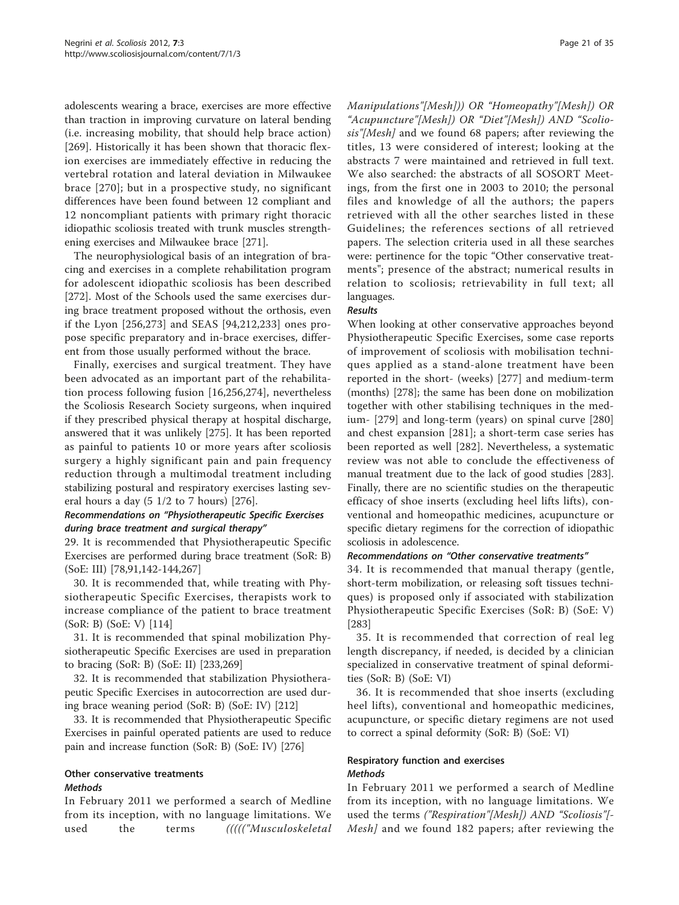adolescents wearing a brace, exercises are more effective than traction in improving curvature on lateral bending (i.e. increasing mobility, that should help brace action) [269]. Historically it has been shown that thoracic flexion exercises are immediately effective in reducing the vertebral rotation and lateral deviation in Milwaukee brace [270]; but in a prospective study, no significant differences have been found between 12 compliant and 12 noncompliant patients with primary right thoracic idiopathic scoliosis treated with trunk muscles strengthening exercises and Milwaukee brace [271].

The neurophysiological basis of an integration of bracing and exercises in a complete rehabilitation program for adolescent idiopathic scoliosis has been described [272]. Most of the Schools used the same exercises during brace treatment proposed without the orthosis, even if the Lyon [256,273] and SEAS [94,212,233] ones propose specific preparatory and in-brace exercises, different from those usually performed without the brace.

Finally, exercises and surgical treatment. They have been advocated as an important part of the rehabilitation process following fusion [16,256,274], nevertheless the Scoliosis Research Society surgeons, when inquired if they prescribed physical therapy at hospital discharge, answered that it was unlikely [275]. It has been reported as painful to patients 10 or more years after scoliosis surgery a highly significant pain and pain frequency reduction through a multimodal treatment including stabilizing postural and respiratory exercises lasting several hours a day (5 1/2 to 7 hours) [276].

#### Recommendations on "Physiotherapeutic Specific Exercises during brace treatment and surgical therapy"

29. It is recommended that Physiotherapeutic Specific Exercises are performed during brace treatment (SoR: B) (SoE: III) [78,91,142-144,267]

30. It is recommended that, while treating with Physiotherapeutic Specific Exercises, therapists work to increase compliance of the patient to brace treatment (SoR: B) (SoE: V) [114]

31. It is recommended that spinal mobilization Physiotherapeutic Specific Exercises are used in preparation to bracing (SoR: B) (SoE: II) [233,269]

32. It is recommended that stabilization Physiotherapeutic Specific Exercises in autocorrection are used during brace weaning period (SoR: B) (SoE: IV) [212]

33. It is recommended that Physiotherapeutic Specific Exercises in painful operated patients are used to reduce pain and increase function (SoR: B) (SoE: IV) [276]

### Other conservative treatments

#### Methods

In February 2011 we performed a search of Medline from its inception, with no language limitations. We used the terms *((((("Musculoskeletal Manipulations"[Mesh])) OR "Homeopathy"[Mesh]) OR "Acupuncture"[Mesh]) OR "Diet"[Mesh]) AND "Scoliosis"[Mesh]* and we found 68 papers; after reviewing the titles, 13 were considered of interest; looking at the abstracts 7 were maintained and retrieved in full text. We also searched: the abstracts of all SOSORT Meetings, from the first one in 2003 to 2010; the personal files and knowledge of all the authors; the papers retrieved with all the other searches listed in these Guidelines; the references sections of all retrieved papers. The selection criteria used in all these searches were: pertinence for the topic "Other conservative treatments"; presence of the abstract; numerical results in relation to scoliosis; retrievability in full text; all languages.

#### Results

When looking at other conservative approaches beyond Physiotherapeutic Specific Exercises, some case reports of improvement of scoliosis with mobilisation techniques applied as a stand-alone treatment have been reported in the short- (weeks) [277] and medium-term (months) [278]; the same has been done on mobilization together with other stabilising techniques in the medium- [279] and long-term (years) on spinal curve [280] and chest expansion [281]; a short-term case series has been reported as well [282]. Nevertheless, a systematic review was not able to conclude the effectiveness of manual treatment due to the lack of good studies [283]. Finally, there are no scientific studies on the therapeutic efficacy of shoe inserts (excluding heel lifts lifts), conventional and homeopathic medicines, acupuncture or specific dietary regimens for the correction of idiopathic scoliosis in adolescence.

#### Recommendations on "Other conservative treatments"

34. It is recommended that manual therapy (gentle, short-term mobilization, or releasing soft tissues techniques) is proposed only if associated with stabilization Physiotherapeutic Specific Exercises (SoR: B) (SoE: V) [283]

35. It is recommended that correction of real leg length discrepancy, if needed, is decided by a clinician specialized in conservative treatment of spinal deformities (SoR: B) (SoE: VI)

36. It is recommended that shoe inserts (excluding heel lifts), conventional and homeopathic medicines, acupuncture, or specific dietary regimens are not used to correct a spinal deformity (SoR: B) (SoE: VI)

### Respiratory function and exercises

#### Methods

In February 2011 we performed a search of Medline from its inception, with no language limitations. We used the terms *("Respiration"[Mesh]) AND "Scoliosis"[Mesh]* and we found 182 papers; after reviewing the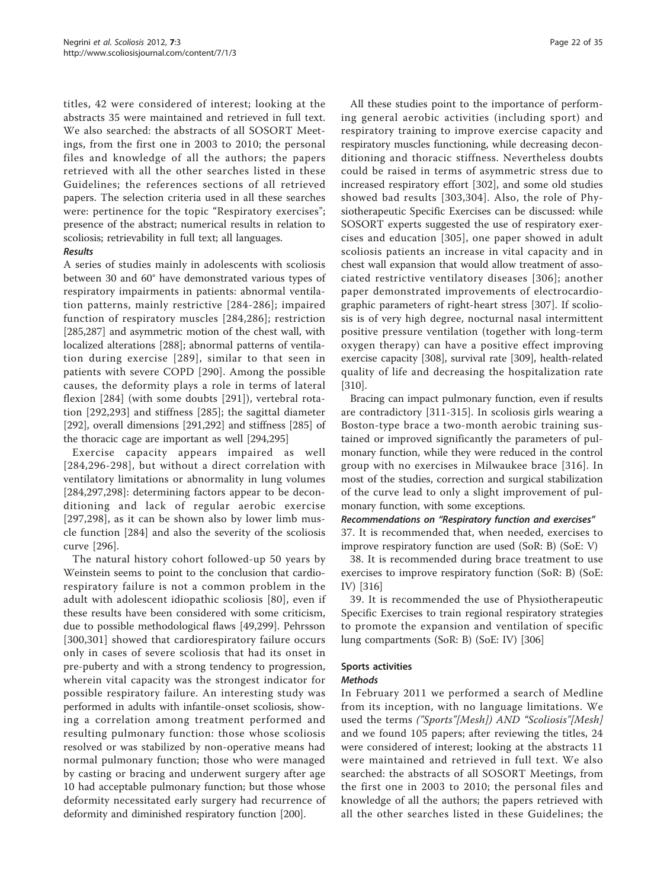titles, 42 were considered of interest; looking at the abstracts 35 were maintained and retrieved in full text. We also searched: the abstracts of all SOSORT Meetings, from the first one in 2003 to 2010; the personal files and knowledge of all the authors; the papers retrieved with all the other searches listed in these Guidelines; the references sections of all retrieved papers. The selection criteria used in all these searches were: pertinence for the topic "Respiratory exercises"; presence of the abstract; numerical results in relation to scoliosis; retrievability in full text; all languages.

#### Results

A series of studies mainly in adolescents with scoliosis between 30 and 60° have demonstrated various types of respiratory impairments in patients: abnormal ventilation patterns, mainly restrictive [284-286]; impaired function of respiratory muscles [284,286]; restriction [285,287] and asymmetric motion of the chest wall, with localized alterations [288]; abnormal patterns of ventilation during exercise [289], similar to that seen in patients with severe COPD [290]. Among the possible causes, the deformity plays a role in terms of lateral flexion [284] (with some doubts [291]), vertebral rotation [292,293] and stiffness [285]; the sagittal diameter [292], overall dimensions [291,292] and stiffness [285] of the thoracic cage are important as well [294,295]

Exercise capacity appears impaired as well [284,296-298], but without a direct correlation with ventilatory limitations or abnormality in lung volumes [284,297,298]: determining factors appear to be deconditioning and lack of regular aerobic exercise [297,298], as it can be shown also by lower limb muscle function [284] and also the severity of the scoliosis curve [296].

The natural history cohort followed-up 50 years by Weinstein seems to point to the conclusion that cardiorespiratory failure is not a common problem in the adult with adolescent idiopathic scoliosis [80], even if these results have been considered with some criticism, due to possible methodological flaws [49,299]. Pehrsson [300,301] showed that cardiorespiratory failure occurs only in cases of severe scoliosis that had its onset in pre-puberty and with a strong tendency to progression, wherein vital capacity was the strongest indicator for possible respiratory failure. An interesting study was performed in adults with infantile-onset scoliosis, showing a correlation among treatment performed and resulting pulmonary function: those whose scoliosis resolved or was stabilized by non-operative means had normal pulmonary function; those who were managed by casting or bracing and underwent surgery after age 10 had acceptable pulmonary function; but those whose deformity necessitated early surgery had recurrence of deformity and diminished respiratory function [200].

All these studies point to the importance of performing general aerobic activities (including sport) and respiratory training to improve exercise capacity and respiratory muscles functioning, while decreasing deconditioning and thoracic stiffness. Nevertheless doubts could be raised in terms of asymmetric stress due to increased respiratory effort [302], and some old studies showed bad results [303,304]. Also, the role of Physiotherapeutic Specific Exercises can be discussed: while SOSORT experts suggested the use of respiratory exercises and education [305], one paper showed in adult scoliosis patients an increase in vital capacity and in chest wall expansion that would allow treatment of associated restrictive ventilatory diseases [306]; another paper demonstrated improvements of electrocardiographic parameters of right-heart stress [307]. If scoliosis is of very high degree, nocturnal nasal intermittent positive pressure ventilation (together with long-term oxygen therapy) can have a positive effect improving exercise capacity [308], survival rate [309], health-related quality of life and decreasing the hospitalization rate [310].

Bracing can impact pulmonary function, even if results are contradictory [311-315]. In scoliosis girls wearing a Boston-type brace a two-month aerobic training sustained or improved significantly the parameters of pulmonary function, while they were reduced in the control group with no exercises in Milwaukee brace [316]. In most of the studies, correction and surgical stabilization of the curve lead to only a slight improvement of pulmonary function, with some exceptions.

#### Recommendations on "Respiratory function and exercises"

37. It is recommended that, when needed, exercises to improve respiratory function are used (SoR: B) (SoE: V)

38. It is recommended during brace treatment to use exercises to improve respiratory function (SoR: B) (SoE: IV) [316]

39. It is recommended the use of Physiotherapeutic Specific Exercises to train regional respiratory strategies to promote the expansion and ventilation of specific lung compartments (SoR: B) (SoE: IV) [306]

### Sports activities

#### Methods

In February 2011 we performed a search of Medline from its inception, with no language limitations. We used the terms *("Sports"[Mesh]) AND "Scoliosis"[Mesh]* and we found 105 papers; after reviewing the titles, 24 were considered of interest; looking at the abstracts 11 were maintained and retrieved in full text. We also searched: the abstracts of all SOSORT Meetings, from the first one in 2003 to 2010; the personal files and knowledge of all the authors; the papers retrieved with all the other searches listed in these Guidelines; the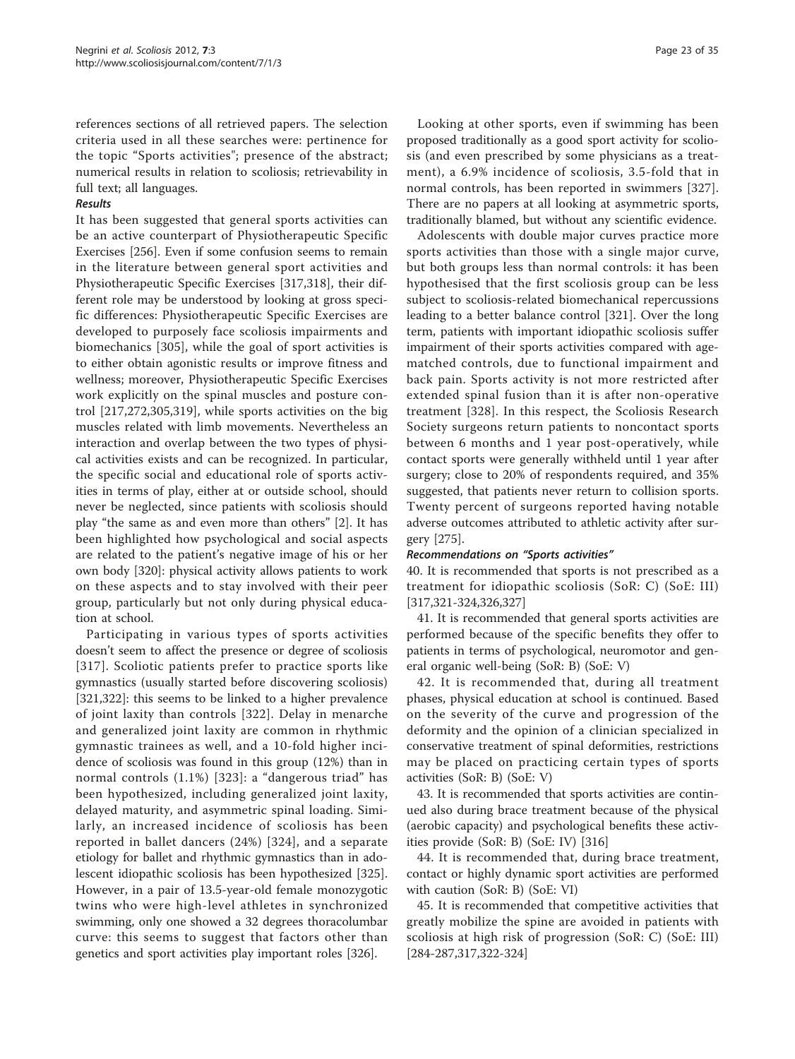references sections of all retrieved papers. The selection criteria used in all these searches were: pertinence for the topic "Sports activities"; presence of the abstract; numerical results in relation to scoliosis; retrievability in full text; all languages.

#### *Results*

It has been suggested that general sports activities can be an active counterpart of Physiotherapeutic Specific Exercises [256]. Even if some confusion seems to remain in the literature between general sport activities and Physiotherapeutic Specific Exercises [317,318], their different role may be understood by looking at gross specific differences: Physiotherapeutic Specific Exercises are developed to purposely face scoliosis impairments and biomechanics [305], while the goal of sport activities is to either obtain agonistic results or improve fitness and wellness; moreover, Physiotherapeutic Specific Exercises work explicitly on the spinal muscles and posture control [217,272,305,319], while sports activities on the big muscles related with limb movements. Nevertheless an interaction and overlap between the two types of physical activities exists and can be recognized. In particular, the specific social and educational role of sports activities in terms of play, either at or outside school, should never be neglected, since patients with scoliosis should play "the same as and even more than others" [2]. It has been highlighted how psychological and social aspects are related to the patient's negative image of his or her own body [320]: physical activity allows patients to work on these aspects and to stay involved with their peer group, particularly but not only during physical education at school.

Participating in various types of sports activities doesn't seem to affect the presence or degree of scoliosis [317]. Scoliotic patients prefer to practice sports like gymnastics (usually started before discovering scoliosis) [321,322]: this seems to be linked to a higher prevalence of joint laxity than controls [322]. Delay in menarche and generalized joint laxity are common in rhythmic gymnastic trainees as well, and a 10-fold higher incidence of scoliosis was found in this group (12%) than in normal controls (1.1%) [323]: a "dangerous triad" has been hypothesized, including generalized joint laxity, delayed maturity, and asymmetric spinal loading. Similarly, an increased incidence of scoliosis has been reported in ballet dancers (24%) [324], and a separate etiology for ballet and rhythmic gymnastics than in adolescent idiopathic scoliosis has been hypothesized [325]. However, in a pair of 13.5-year-old female monozygotic twins who were high-level athletes in synchronized swimming, only one showed a 32 degrees thoracolumbar curve: this seems to suggest that factors other than genetics and sport activities play important roles [326].

Looking at other sports, even if swimming has been proposed traditionally as a good sport activity for scoliosis (and even prescribed by some physicians as a treatment), a 6.9% incidence of scoliosis, 3.5-fold that in normal controls, has been reported in swimmers [327]. There are no papers at all looking at asymmetric sports, traditionally blamed, but without any scientific evidence.

Adolescents with double major curves practice more sports activities than those with a single major curve, but both groups less than normal controls: it has been hypothesised that the first scoliosis group can be less subject to scoliosis-related biomechanical repercussions leading to a better balance control [321]. Over the long term, patients with important idiopathic scoliosis suffer impairment of their sports activities compared with age-matched controls, due to functional impairment and back pain. Sports activity is not more restricted after extended spinal fusion than it is after non-operative treatment [328]. In this respect, the Scoliosis Research Society surgeons return patients to noncontact sports between 6 months and 1 year post-operatively, while contact sports were generally withheld until 1 year after surgery; close to 20% of respondents required, and 35% suggested, that patients never return to collision sports. Twenty percent of surgeons reported having notable adverse outcomes attributed to athletic activity after surgery [275].

#### *Recommendations on "Sports activities"*

40. It is recommended that sports is not prescribed as a treatment for idiopathic scoliosis (SoR: C) (SoE: III) [317,321-324,326,327]

41. It is recommended that general sports activities are performed because of the specific benefits they offer to patients in terms of psychological, neuromotor and general organic well-being (SoR: B) (SoE: V)

42. It is recommended that, during all treatment phases, physical education at school is continued. Based on the severity of the curve and progression of the deformity and the opinion of a clinician specialized in conservative treatment of spinal deformities, restrictions may be placed on practicing certain types of sports activities (SoR: B) (SoE: V)

43. It is recommended that sports activities are continued also during brace treatment because of the physical (aerobic capacity) and psychological benefits these activities provide (SoR: B) (SoE: IV) [316]

44. It is recommended that, during brace treatment, contact or highly dynamic sport activities are performed with caution (SoR: B) (SoE: VI)

45. It is recommended that competitive activities that greatly mobilize the spine are avoided in patients with scoliosis at high risk of progression (SoR: C) (SoE: III) [284-287,317,322-324]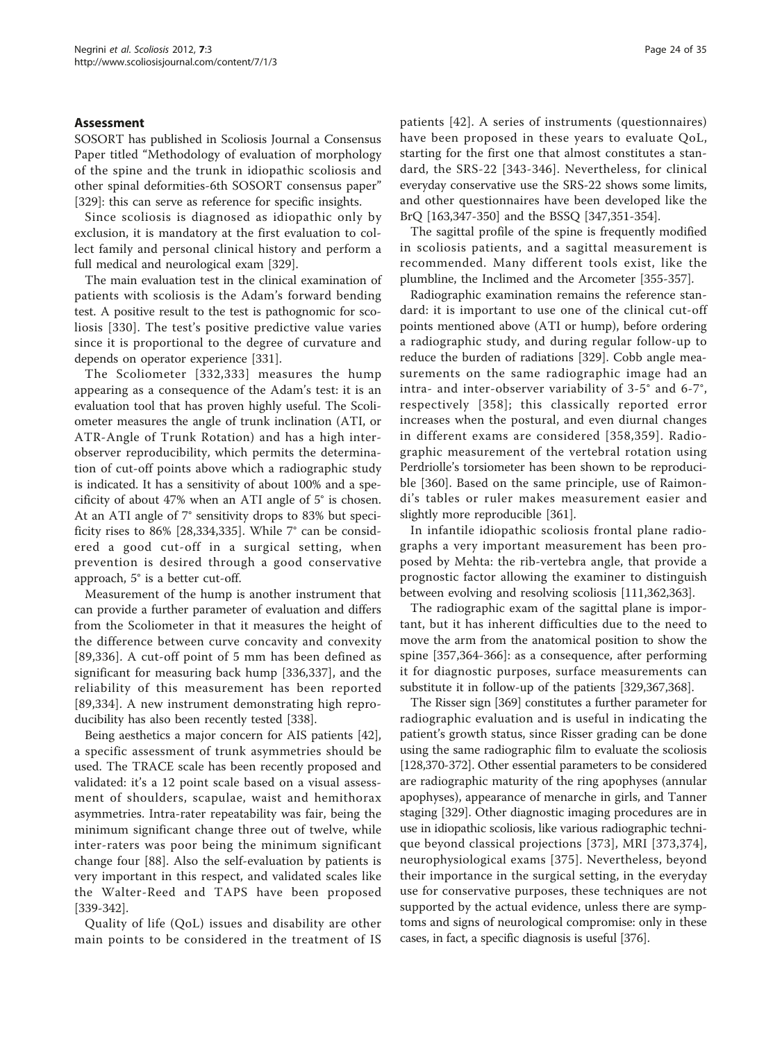## Assessment

SOSORT has published in Scoliosis Journal a Consensus Paper titled "Methodology of evaluation of morphology of the spine and the trunk in idiopathic scoliosis and other spinal deformities-6th SOSORT consensus paper" [329]: this can serve as reference for specific insights.

Since scoliosis is diagnosed as idiopathic only by exclusion, it is mandatory at the first evaluation to collect family and personal clinical history and perform a full medical and neurological exam [329].

The main evaluation test in the clinical examination of patients with scoliosis is the Adam's forward bending test. A positive result to the test is pathognomic for scoliosis [330]. The test's positive predictive value varies since it is proportional to the degree of curvature and depends on operator experience [331].

The Scoliometer [332,333] measures the hump appearing as a consequence of the Adam's test: it is an evaluation tool that has proven highly useful. The Scoliometer measures the angle of trunk inclination (ATI, or ATR-Angle of Trunk Rotation) and has a high inter-observer reproducibility, which permits the determination of cut-off points above which a radiographic study is indicated. It has a sensitivity of about 100% and a specificity of about 47% when an ATI angle of 5° is chosen. At an ATI angle of 7° sensitivity drops to 83% but specificity rises to 86% [28,334,335]. While 7° can be considered a good cut-off in a surgical setting, when prevention is desired through a good conservative approach, 5° is a better cut-off.

Measurement of the hump is another instrument that can provide a further parameter of evaluation and differs from the Scoliometer in that it measures the height of the difference between curve concavity and convexity [89,336]. A cut-off point of 5 mm has been defined as significant for measuring back hump [336,337], and the reliability of this measurement has been reported [89,334]. A new instrument demonstrating high reproducibility has also been recently tested [338].

Being aesthetics a major concern for AIS patients [42], a specific assessment of trunk asymmetries should be used. The TRACE scale has been recently proposed and validated: it's a 12 point scale based on a visual assessment of shoulders, scapulae, waist and hemithorax asymmetries. Intra-rater repeatability was fair, being the minimum significant change three out of twelve, while inter-raters was poor being the minimum significant change four [88]. Also the self-evaluation by patients is very important in this respect, and validated scales like the Walter-Reed and TAPS have been proposed [339-342].

Quality of life (QoL) issues and disability are other main points to be considered in the treatment of IS patients [42]. A series of instruments (questionnaires) have been proposed in these years to evaluate QoL, starting for the first one that almost constitutes a standard, the SRS-22 [343-346]. Nevertheless, for clinical everyday conservative use the SRS-22 shows some limits, and other questionnaires have been developed like the BrQ [163,347-350] and the BSSQ [347,351-354].

The sagittal profile of the spine is frequently modified in scoliosis patients, and a sagittal measurement is recommended. Many different tools exist, like the plumbline, the Inclimed and the Arcometer [355-357].

Radiographic examination remains the reference standard: it is important to use one of the clinical cut-off points mentioned above (ATI or hump), before ordering a radiographic study, and during regular follow-up to reduce the burden of radiations [329]. Cobb angle measurements on the same radiographic image had an intra- and inter-observer variability of 3-5° and 6-7°, respectively [358]; this classically reported error increases when the postural, and even diurnal changes in different exams are considered [358,359]. Radiographic measurement of the vertebral rotation using Perdriolle's torsiometer has been shown to be reproducible [360]. Based on the same principle, use of Raimondi's tables or ruler makes measurement easier and slightly more reproducible [361].

In infantile idiopathic scoliosis frontal plane radiographs a very important measurement has been proposed by Mehta: the rib-vertebra angle, that provide a prognostic factor allowing the examiner to distinguish between evolving and resolving scoliosis [111,362,363].

The radiographic exam of the sagittal plane is important, but it has inherent difficulties due to the need to move the arm from the anatomical position to show the spine [357,364-366]: as a consequence, after performing it for diagnostic purposes, surface measurements can substitute it in follow-up of the patients [329,367,368].

The Risser sign [369] constitutes a further parameter for radiographic evaluation and is useful in indicating the patient's growth status, since Risser grading can be done using the same radiographic film to evaluate the scoliosis [128,370-372]. Other essential parameters to be considered are radiographic maturity of the ring apophyses (annular apophyses), appearance of menarche in girls, and Tanner staging [329]. Other diagnostic imaging procedures are in use in idiopathic scoliosis, like various radiographic technique beyond classical projections [373], MRI [373,374], neurophysiological exams [375]. Nevertheless, beyond their importance in the surgical setting, in the everyday use for conservative purposes, these techniques are not supported by the actual evidence, unless there are symptoms and signs of neurological compromise: only in these cases, in fact, a specific diagnosis is useful [376].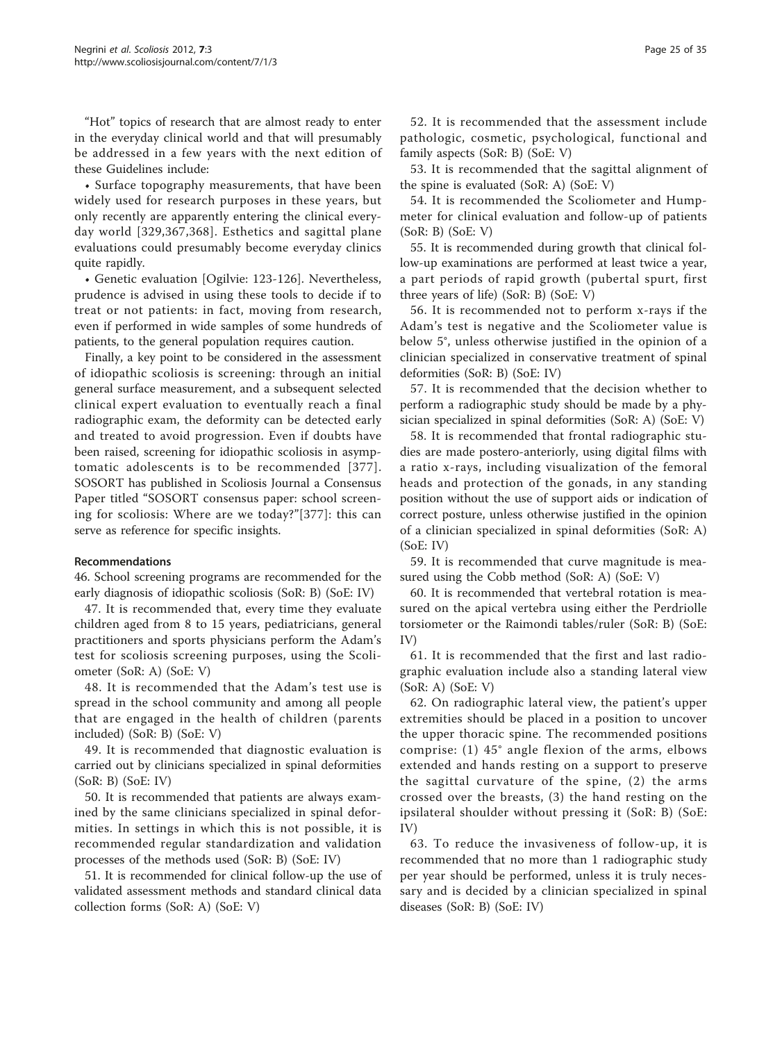"Hot" topics of research that are almost ready to enter in the everyday clinical world and that will presumably be addressed in a few years with the next edition of these Guidelines include:

- Surface topography measurements, that have been widely used for research purposes in these years, but only recently are apparently entering the clinical everyday world [329,367,368]. Esthetics and sagittal plane evaluations could presumably become everyday clinics quite rapidly.
- Genetic evaluation [Ogilvie: 123-126]. Nevertheless, prudence is advised in using these tools to decide if to treat or not patients: in fact, moving from research, even if performed in wide samples of some hundreds of patients, to the general population requires caution.

Finally, a key point to be considered in the assessment of idiopathic scoliosis is screening: through an initial general surface measurement, and a subsequent selected clinical expert evaluation to eventually reach a final radiographic exam, the deformity can be detected early and treated to avoid progression. Even if doubts have been raised, screening for idiopathic scoliosis in asymptomatic adolescents is to be recommended [377]. SOSORT has published in Scoliosis Journal a Consensus Paper titled "SOSORT consensus paper: school screening for scoliosis: Where are we today?"[377]: this can serve as reference for specific insights.

#### Recommendations

46. School screening programs are recommended for the early diagnosis of idiopathic scoliosis (SoR: B) (SoE: IV)

47. It is recommended that, every time they evaluate children aged from 8 to 15 years, pediatricians, general practitioners and sports physicians perform the Adam's test for scoliosis screening purposes, using the Scoliometer (SoR: A) (SoE: V)

48. It is recommended that the Adam's test use is spread in the school community and among all people that are engaged in the health of children (parents included) (SoR: B) (SoE: V)

49. It is recommended that diagnostic evaluation is carried out by clinicians specialized in spinal deformities (SoR: B) (SoE: IV)

50. It is recommended that patients are always examined by the same clinicians specialized in spinal deformities. In settings in which this is not possible, it is recommended regular standardization and validation processes of the methods used (SoR: B) (SoE: IV)

51. It is recommended for clinical follow-up the use of validated assessment methods and standard clinical data collection forms (SoR: A) (SoE: V)

52. It is recommended that the assessment include pathologic, cosmetic, psychological, functional and family aspects (SoR: B) (SoE: V)

53. It is recommended that the sagittal alignment of the spine is evaluated (SoR: A) (SoE: V)

54. It is recommended the Scoliometer and Humpmeter for clinical evaluation and follow-up of patients (SoR: B) (SoE: V)

55. It is recommended during growth that clinical follow-up examinations are performed at least twice a year, a part periods of rapid growth (pubertal spurt, first three years of life) (SoR: B) (SoE: V)

56. It is recommended not to perform x-rays if the Adam's test is negative and the Scoliometer value is below 5°, unless otherwise justified in the opinion of a clinician specialized in conservative treatment of spinal deformities (SoR: B) (SoE: IV)

57. It is recommended that the decision whether to perform a radiographic study should be made by a physician specialized in spinal deformities (SoR: A) (SoE: V)

58. It is recommended that frontal radiographic studies are made postero-anteriorly, using digital films with a ratio x-rays, including visualization of the femoral heads and protection of the gonads, in any standing position without the use of support aids or indication of correct posture, unless otherwise justified in the opinion of a clinician specialized in spinal deformities (SoR: A) (SoE: IV)

59. It is recommended that curve magnitude is measured using the Cobb method (SoR: A) (SoE: V)

60. It is recommended that vertebral rotation is measured on the apical vertebra using either the Perdriolle torsiometer or the Raimondi tables/ruler (SoR: B) (SoE: IV)

61. It is recommended that the first and last radiographic evaluation include also a standing lateral view (SoR: A) (SoE: V)

62. On radiographic lateral view, the patient's upper extremities should be placed in a position to uncover the upper thoracic spine. The recommended positions comprise: (1) 45° angle flexion of the arms, elbows extended and hands resting on a support to preserve the sagittal curvature of the spine, (2) the arms crossed over the breasts, (3) the hand resting on the ipsilateral shoulder without pressing it (SoR: B) (SoE: IV)

63. To reduce the invasiveness of follow-up, it is recommended that no more than 1 radiographic study per year should be performed, unless it is truly necessary and is decided by a clinician specialized in spinal diseases (SoR: B) (SoE: IV)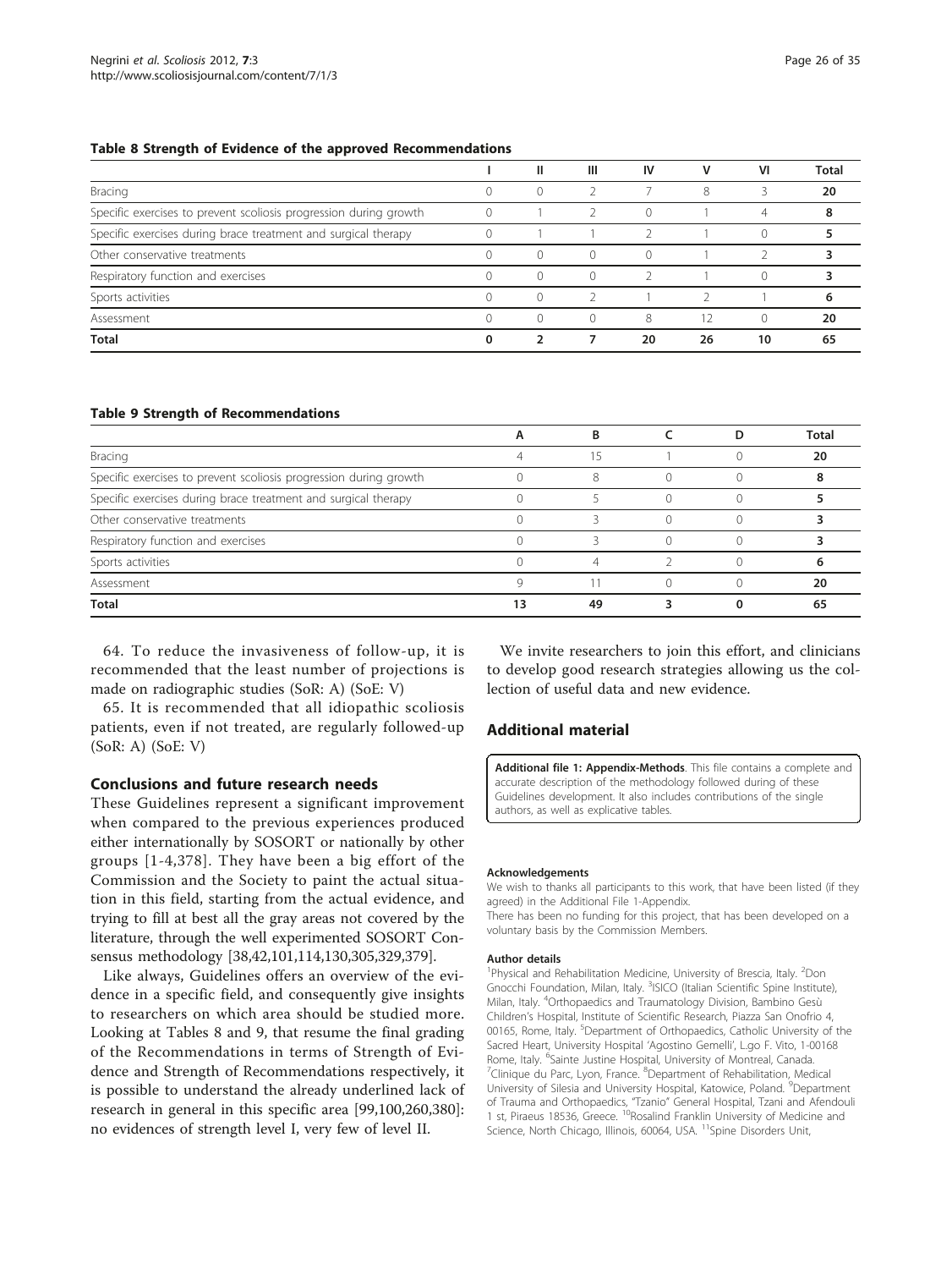**Table 8 Strength of Evidence of the approved Recommendations**

| | I | II | III | IV | V | VI | Total |
|---|---|---|---|---|---|---|---|
| Bracing | 0 | 0 | 2 | 7 | 8 | 3 | **20** |
| Specific exercises to prevent scoliosis progression during growth | 0 | 1 | 2 | 0 | 1 | 4 | **8** |
| Specific exercises during brace treatment and surgical therapy | 0 | 1 | 1 | 2 | 1 | 0 | **5** |
| Other conservative treatments | 0 | 0 | 0 | 0 | 1 | 2 | **3** |
| Respiratory function and exercises | 0 | 0 | 0 | 2 | 1 | 0 | **3** |
| Sports activities | 0 | 0 | 2 | 1 | 2 | 1 | **6** |
| Assessment | 0 | 0 | 0 | 8 | 12 | 0 | **20** |
| **Total** | **0** | **2** | **7** | **20** | **26** | **10** | **65** |

**Table 9 Strength of Recommendations**

| | A | B | C | D | Total |
|---|---|---|---|---|---|
| Bracing | 4 | 15 | 1 | 0 | **20** |
| Specific exercises to prevent scoliosis progression during growth | 0 | 8 | 0 | 0 | **8** |
| Specific exercises during brace treatment and surgical therapy | 0 | 5 | 0 | 0 | **5** |
| Other conservative treatments | 0 | 3 | 0 | 0 | **3** |
| Respiratory function and exercises | 0 | 3 | 0 | 0 | **3** |
| Sports activities | 0 | 4 | 2 | 0 | **6** |
| Assessment | 9 | 11 | 0 | 0 | **20** |
| **Total** | **13** | **49** | **3** | **0** | **65** |

64. To reduce the invasiveness of follow-up, it is recommended that the least number of projections is made on radiographic studies (SoR: A) (SoE: V)

65. It is recommended that all idiopathic scoliosis patients, even if not treated, are regularly followed-up (SoR: A) (SoE: V)

## Conclusions and future research needs

These Guidelines represent a significant improvement when compared to the previous experiences produced either internationally by SOSORT or nationally by other groups [1-4,378]. They have been a big effort of the Commission and the Society to paint the actual situation in this field, starting from the actual evidence, and trying to fill at best all the gray areas not covered by the literature, through the well experimented SOSORT Consensus methodology [38,42,101,114,130,305,329,379].

Like always, Guidelines offers an overview of the evidence in a specific field, and consequently give insights to researchers on which area should be studied more. Looking at Tables 8 and 9, that resume the final grading of the Recommendations in terms of Strength of Evidence and Strength of Recommendations respectively, it is possible to understand the already underlined lack of research in general in this specific area [99,100,260,380]: no evidences of strength level I, very few of level II.

We invite researchers to join this effort, and clinicians to develop good research strategies allowing us the collection of useful data and new evidence.

## Additional material

**Additional file 1: Appendix-Methods**. This file contains a complete and accurate description of the methodology followed during of these Guidelines development. It also includes contributions of the single authors, as well as explicative tables.

#### Acknowledgements

We wish to thanks all participants to this work, that have been listed (if they agreed) in the Additional File 1-Appendix.

There has been no funding for this project, that has been developed on a voluntary basis by the Commission Members.

#### Author details

[1]Physical and Rehabilitation Medicine, University of Brescia, Italy. [2]Don Gnocchi Foundation, Milan, Italy. [3]ISICO (Italian Scientific Spine Institute), Milan, Italy. [4]Orthopaedics and Traumatology Division, Bambino Gesù Children's Hospital, Institute of Scientific Research, Piazza San Onofrio 4, 00165, Rome, Italy. [5]Department of Orthopaedics, Catholic University of the Sacred Heart, University Hospital 'Agostino Gemelli', L.go F. Vito, 1-00168 Rome, Italy. [6]Sainte Justine Hospital, University of Montreal, Canada. [7]Clinique du Parc, Lyon, France. [8]Department of Rehabilitation, Medical University of Silesia and University Hospital, Katowice, Poland. [9]Department of Trauma and Orthopaedics, "Tzanio" General Hospital, Tzani and Afendouli 1 st, Piraeus 18536, Greece. [10]Rosalind Franklin University of Medicine and Science, North Chicago, Illinois, 60064, USA. [11]Spine Disorders Unit,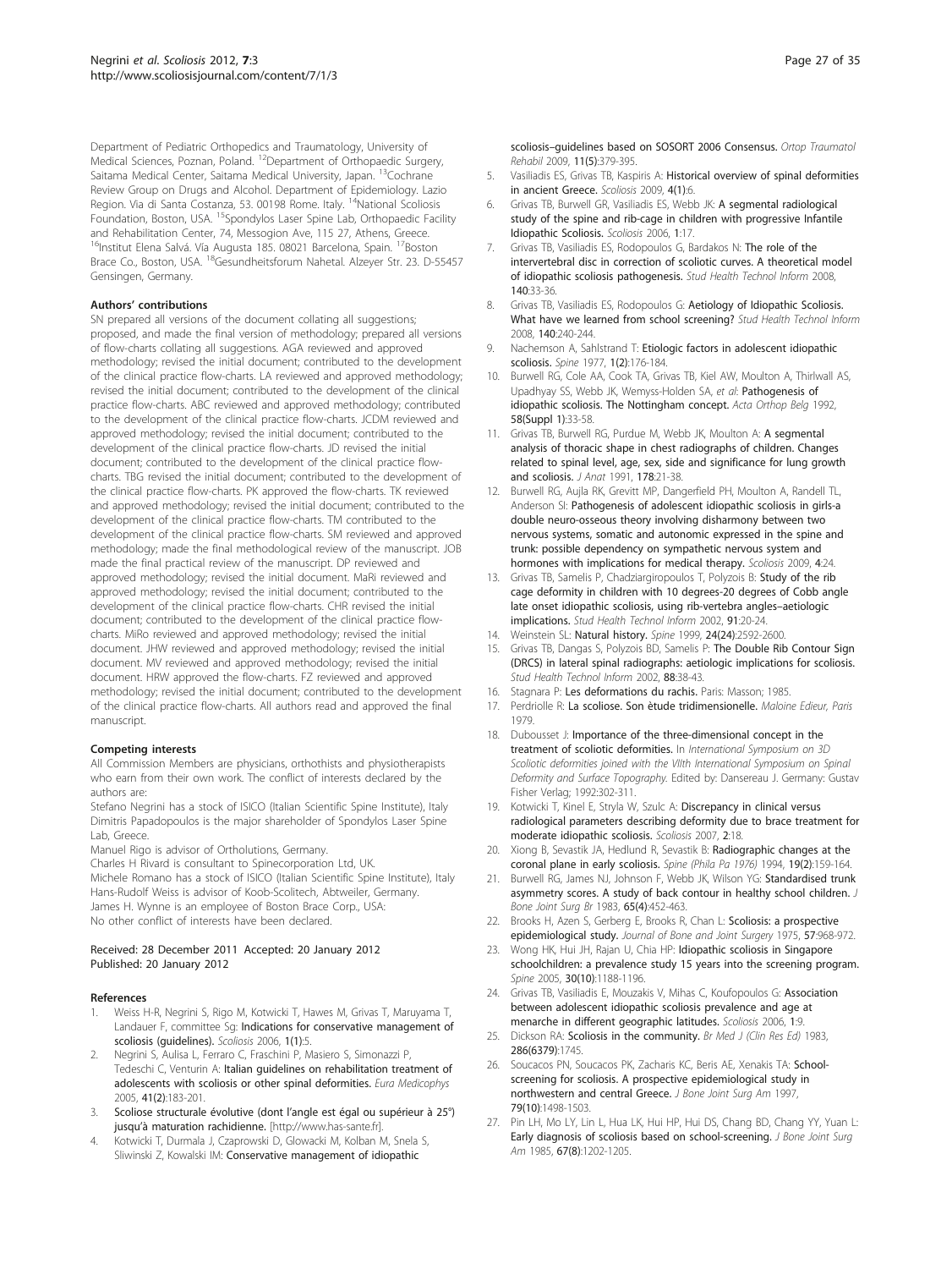Department of Pediatric Orthopedics and Traumatology, University of Medical Sciences, Poznan, Poland. [12]Department of Orthopaedic Surgery, Saitama Medical Center, Saitama Medical University, Japan. [13]Cochrane Review Group on Drugs and Alcohol. Department of Epidemiology. Lazio Region. Via di Santa Costanza, 53. 00198 Rome. Italy. [14]National Scoliosis Foundation, Boston, USA. [15]Spondylos Laser Spine Lab, Orthopaedic Facility and Rehabilitation Center, 74, Messogion Ave, 115 27, Athens, Greece. [16]Institut Elena Salvá. Vía Augusta 185. 08021 Barcelona, Spain. [17]Boston Brace Co., Boston, USA. [18]Gesundheitsforum Nahetal. Alzeyer Str. 23. D-55457 Gensingen, Germany.

#### Authors' contributions

SN prepared all versions of the document collating all suggestions; proposed, and made the final version of methodology; prepared all versions of flow-charts collating all suggestions. AGA reviewed and approved methodology; revised the initial document; contributed to the development of the clinical practice flow-charts. LA reviewed and approved methodology; revised the initial document; contributed to the development of the clinical practice flow-charts. ABC reviewed and approved methodology; contributed to the development of the clinical practice flow-charts. JCDM reviewed and approved methodology; revised the initial document; contributed to the development of the clinical practice flow-charts. JD revised the initial document; contributed to the development of the clinical practice flow-charts. TBG revised the initial document; contributed to the development of the clinical practice flow-charts. PK approved the flow-charts. TK reviewed and approved methodology; revised the initial document; contributed to the development of the clinical practice flow-charts. TM contributed to the development of the clinical practice flow-charts. SM reviewed and approved methodology; made the final methodological review of the manuscript. JOB made the final practical review of the manuscript. DP reviewed and approved methodology; revised the initial document. MaRi reviewed and approved methodology; revised the initial document; contributed to the development of the clinical practice flow-charts. CHR revised the initial document; contributed to the development of the clinical practice flow-charts. MiRo reviewed and approved methodology; revised the initial document. JHW reviewed and approved methodology; revised the initial document. MV reviewed and approved methodology; revised the initial document. HRW approved the flow-charts. FZ reviewed and approved methodology; revised the initial document; contributed to the development of the clinical practice flow-charts. All authors read and approved the final manuscript.

#### Competing interests

All Commission Members are physicians, orthothists and physiotherapists who earn from their own work. The conflict of interests declared by the authors are:

Stefano Negrini has a stock of ISICO (Italian Scientific Spine Institute), Italy
Dimitris Papadopoulos is the major shareholder of Spondylos Laser Spine Lab, Greece.
Manuel Rigo is advisor of Ortholutions, Germany.
Charles H Rivard is consultant to Spinecorporation Ltd, UK.
Michele Romano has a stock of ISICO (Italian Scientific Spine Institute), Italy
Hans-Rudolf Weiss is advisor of Koob-Scolitech, Abtweiler, Germany.
James H. Wynne is an employee of Boston Brace Corp., USA:
No other conflict of interests have been declared.

Received: 28 December 2011 Accepted: 20 January 2012
Published: 20 January 2012

#### References

1. Weiss H-R, Negrini S, Rigo M, Kotwicki T, Hawes M, Grivas T, Maruyama T, Landauer F, committee Sg: **Indications for conservative management of scoliosis (guidelines).** *Scoliosis* 2006, **1(1)**:5.
2. Negrini S, Aulisa L, Ferraro C, Fraschini P, Masiero S, Simonazzi P, Tedeschi C, Venturin A: **Italian guidelines on rehabilitation treatment of adolescents with scoliosis or other spinal deformities.** *Eura Medicophys* 2005, **41(2)**:183-201.
3. **Scoliose structurale évolutive (dont l'angle est égal ou supérieur à 25°) jusqu'à maturation rachidienne.** [http://www.has-sante.fr].
4. Kotwicki T, Durmala J, Czaprowski D, Glowacki M, Kolban M, Snela S, Sliwinski Z, Kowalski IM: **Conservative management of idiopathic scoliosis–guidelines based on SOSORT 2006 Consensus.** *Ortop Traumatol Rehabil* 2009, **11(5)**:379-395.
5. Vasiliadis ES, Grivas TB, Kaspiris A: **Historical overview of spinal deformities in ancient Greece.** *Scoliosis* 2009, **4(1)**:6.
6. Grivas TB, Burwell GR, Vasiliadis ES, Webb JK: **A segmental radiological study of the spine and rib-cage in children with progressive Infantile Idiopathic Scoliosis.** *Scoliosis* 2006, **1**:17.
7. Grivas TB, Vasiliadis ES, Rodopoulos G, Bardakos N: **The role of the intervertebral disc in correction of scoliotic curves. A theoretical model of idiopathic scoliosis pathogenesis.** *Stud Health Technol Inform* 2008, **140**:33-36.
8. Grivas TB, Vasiliadis ES, Rodopoulos G: **Aetiology of Idiopathic Scoliosis. What have we learned from school screening?** *Stud Health Technol Inform* 2008, **140**:240-244.
9. Nachemson A, Sahlstrand T: **Etiologic factors in adolescent idiopathic scoliosis.** *Spine* 1977, **1(2)**:176-184.
10. Burwell RG, Cole AA, Cook TA, Grivas TB, Kiel AW, Moulton A, Thirlwall AS, Upadhyay SS, Webb JK, Wemyss-Holden SA, *et al*: **Pathogenesis of idiopathic scoliosis. The Nottingham concept.** *Acta Orthop Belg* 1992, **58(Suppl 1)**:33-58.
11. Grivas TB, Burwell RG, Purdue M, Webb JK, Moulton A: **A segmental analysis of thoracic shape in chest radiographs of children. Changes related to spinal level, age, sex, side and significance for lung growth and scoliosis.** *J Anat* 1991, **178**:21-38.
12. Burwell RG, Aujla RK, Grevitt MP, Dangerfield PH, Moulton A, Randell TL, Anderson SI: **Pathogenesis of adolescent idiopathic scoliosis in girls-a double neuro-osseous theory involving disharmony between two nervous systems, somatic and autonomic expressed in the spine and trunk: possible dependency on sympathetic nervous system and hormones with implications for medical therapy.** *Scoliosis* 2009, **4**:24.
13. Grivas TB, Samelis P, Chadziargiropoulos T, Polyzois B: **Study of the rib cage deformity in children with 10 degrees-20 degrees of Cobb angle late onset idiopathic scoliosis, using rib-vertebra angles–aetiologic implications.** *Stud Health Technol Inform* 2002, **91**:20-24.
14. Weinstein SL: **Natural history.** *Spine* 1999, **24(24)**:2592-2600.
15. Grivas TB, Dangas S, Polyzois BD, Samelis P: **The Double Rib Contour Sign (DRCS) in lateral spinal radiographs: aetiologic implications for scoliosis.** *Stud Health Technol Inform* 2002, **88**:38-43.
16. Stagnara P: **Les deformations du rachis.** Paris: Masson; 1985.
17. Perdriolle R: **La scoliose. Son ètude tridimensionelle.** *Maloine Edieur, Paris* 1979.
18. Dubousset J: **Importance of the three-dimensional concept in the treatment of scoliotic deformities.** In *International Symposium on 3D Scoliotic deformities joined with the VIIth International Symposium on Spinal Deformity and Surface Topography.* Edited by: Dansereau J. Germany: Gustav Fisher Verlag; 1992:302-311.
19. Kotwicki T, Kinel E, Stryla W, Szulc A: **Discrepancy in clinical versus radiological parameters describing deformity due to brace treatment for moderate idiopathic scoliosis.** *Scoliosis* 2007, **2**:18.
20. Xiong B, Sevastik JA, Hedlund R, Sevastik B: **Radiographic changes at the coronal plane in early scoliosis.** *Spine (Phila Pa 1976)* 1994, **19(2)**:159-164.
21. Burwell RG, James NJ, Johnson F, Webb JK, Wilson YG: **Standardised trunk asymmetry scores. A study of back contour in healthy school children.** *J Bone Joint Surg Br* 1983, **65(4)**:452-463.
22. Brooks H, Azen S, Gerberg E, Brooks R, Chan L: **Scoliosis: a prospective epidemiological study.** *Journal of Bone and Joint Surgery* 1975, **57**:968-972.
23. Wong HK, Hui JH, Rajan U, Chia HP: **Idiopathic scoliosis in Singapore schoolchildren: a prevalence study 15 years into the screening program.** *Spine* 2005, **30(10)**:1188-1196.
24. Grivas TB, Vasiliadis E, Mouzakis V, Mihas C, Koufopoulos G: **Association between adolescent idiopathic scoliosis prevalence and age at menarche in different geographic latitudes.** *Scoliosis* 2006, **1**:9.
25. Dickson RA: **Scoliosis in the community.** *Br Med J (Clin Res Ed)* 1983, **286(6379)**:1745.
26. Soucacos PN, Soucacos PK, Zacharis KC, Beris AE, Xenakis TA: **School-screening for scoliosis. A prospective epidemiological study in northwestern and central Greece.** *J Bone Joint Surg Am* 1997, **79(10)**:1498-1503.
27. Pin LH, Mo LY, Lin L, Hua LK, Hui HP, Hui DS, Chang BD, Chang YY, Yuan L: **Early diagnosis of scoliosis based on school-screening.** *J Bone Joint Surg Am* 1985, **67(8)**:1202-1205.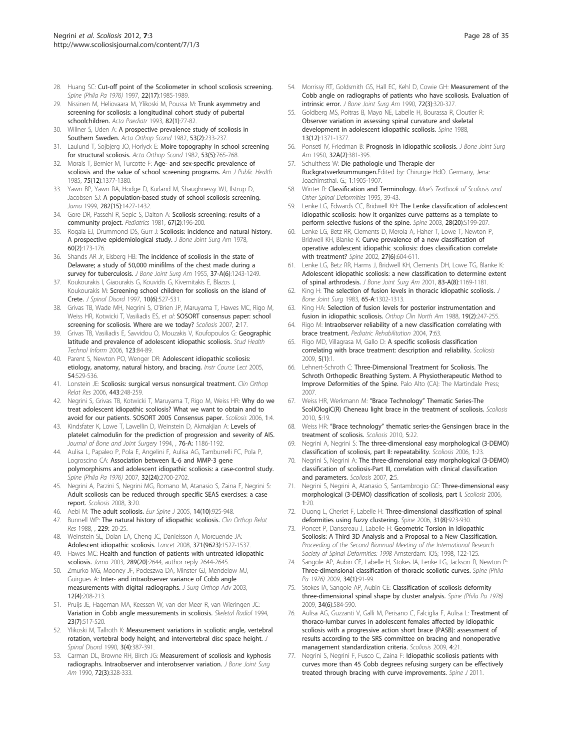28. Huang SC: **Cut-off point of the Scoliometer in school scoliosis screening.** *Spine (Phila Pa 1976)* 1997, **22(17)**:1985-1989.
29. Nissinen M, Heliovaara M, Ylikoski M, Poussa M: **Trunk asymmetry and screening for scoliosis: a longitudinal cohort study of pubertal schoolchildren.** *Acta Paediatr* 1993, **82(1)**:77-82.
30. Willner S, Uden A: **A prospective prevalence study of scoliosis in Southern Sweden.** *Acta Orthop Scand* 1982, **53(2)**:233-237.
31. Laulund T, Sojbjerg JO, Horlyck E: **Moire topography in school screening for structural scoliosis.** *Acta Orthop Scand* 1982, **53(5)**:765-768.
32. Morais T, Bernier M, Turcotte F: **Age- and sex-specific prevalence of scoliosis and the value of school screening programs.** *Am J Public Health* 1985, **75(12)**:1377-1380.
33. Yawn BP, Yawn RA, Hodge D, Kurland M, Shaughnessy WJ, Ilstrup D, Jacobsen SJ: **A population-based study of school scoliosis screening.** *Jama* 1999, **282(15)**:1427-1432.
34. Gore DR, Passehl R, Sepic S, Dalton A: **Scoliosis screening: results of a community project.** *Pediatrics* 1981, **67(2)**:196-200.
35. Rogala EJ, Drummond DS, Gurr J: **Scoliosis: incidence and natural history. A prospective epidemiological study.** *J Bone Joint Surg Am* 1978, **60(2)**:173-176.
36. Shands AR Jr, Eisberg HB: **The incidence of scoliosis in the state of Delaware; a study of 50,000 minifilms of the chest made during a survey for tuberculosis.** *J Bone Joint Surg Am* 1955, **37-A(6)**:1243-1249.
37. Koukourakis I, Giaourakis G, Kouvidis G, Kivernitakis E, Blazos J, Koukourakis M: **Screening school children for scoliosis on the island of Crete.** *J Spinal Disord* 1997, **10(6)**:527-531.
38. Grivas TB, Wade MH, Negrini S, O'Brien JP, Maruyama T, Hawes MC, Rigo M, Weiss HR, Kotwicki T, Vasiliadis ES, *et al*: **SOSORT consensus paper: school screening for scoliosis. Where are we today?** *Scoliosis* 2007, **2**:17.
39. Grivas TB, Vasiliadis E, Savvidou O, Mouzakis V, Koufopoulos G: **Geographic latitude and prevalence of adolescent idiopathic scoliosis.** *Stud Health Technol Inform* 2006, **123**:84-89.
40. Parent S, Newton PO, Wenger DR: **Adolescent idiopathic scoliosis: etiology, anatomy, natural history, and bracing.** *Instr Course Lect* 2005, **54**:529-536.
41. Lonstein JE: **Scoliosis: surgical versus nonsurgical treatment.** *Clin Orthop Relat Res* 2006, **443**:248-259.
42. Negrini S, Grivas TB, Kotwicki T, Maruyama T, Rigo M, Weiss HR: **Why do we treat adolescent idiopathic scoliosis? What we want to obtain and to avoid for our patients. SOSORT 2005 Consensus paper.** *Scoliosis* 2006, **1**:4.
43. Kindsfater K, Lowe T, Lawellin D, Weinstein D, Akmakjian A: **Levels of platelet calmodulin for the prediction of progression and severity of AIS.** *Journal of Bone and Joint Surgery* 1994, , **76-A**: 1186-1192.
44. Aulisa L, Papaleo P, Pola E, Angelini F, Aulisa AG, Tamburrelli FC, Pola P, Logroscino CA: **Association between IL-6 and MMP-3 gene polymorphisms and adolescent idiopathic scoliosis: a case-control study.** *Spine (Phila Pa 1976)* 2007, **32(24)**:2700-2702.
45. Negrini A, Parzini S, Negrini MG, Romano M, Atanasio S, Zaina F, Negrini S: **Adult scoliosis can be reduced through specific SEAS exercises: a case report.** *Scoliosis* 2008, **3**:20.
46. Aebi M: **The adult scoliosis.** *Eur Spine J* 2005, **14(10)**:925-948.
47. Bunnell WP: **The natural history of idiopathic scoliosis.** *Clin Orthop Relat Res* 1988, , **229**: 20-25.
48. Weinstein SL, Dolan LA, Cheng JC, Danielsson A, Morcuende JA: **Adolescent idiopathic scoliosis.** *Lancet* 2008, **371(9623)**:1527-1537.
49. Hawes MC: **Health and function of patients with untreated idiopathic scoliosis.** *Jama* 2003, **289(20)**:2644, author reply 2644-2645.
50. Zmurko MG, Mooney JF, Podeszwa DA, Minster GJ, Mendelow MJ, Guirgues A: **Inter- and intraobserver variance of Cobb angle measurements with digital radiographs.** *J Surg Orthop Adv* 2003, **12(4)**:208-213.
51. Pruijs JE, Hageman MA, Keessen W, van der Meer R, van Wieringen JC: **Variation in Cobb angle measurements in scoliosis.** *Skeletal Radiol* 1994, **23(7)**:517-520.
52. Ylikoski M, Tallroth K: **Measurement variations in scoliotic angle, vertebral rotation, vertebral body height, and intervertebral disc space height.** *J Spinal Disord* 1990, **3(4)**:387-391.
53. Carman DL, Browne RH, Birch JG: **Measurement of scoliosis and kyphosis radiographs. Intraobserver and interobserver variation.** *J Bone Joint Surg Am* 1990, **72(3)**:328-333.
54. Morrissy RT, Goldsmith GS, Hall EC, Kehl D, Cowie GH: **Measurement of the Cobb angle on radiographs of patients who have scoliosis. Evaluation of intrinsic error.** *J Bone Joint Surg Am* 1990, **72(3)**:320-327.
55. Goldberg MS, Poitras B, Mayo NE, Labelle H, Bourassa R, Cloutier R: **Observer variation in assessing spinal curvature and skeletal development in adolescent idiopathic scoliosis.** *Spine* 1988, **13(12)**:1371-1377.
56. Ponseti IV, Friedman B: **Prognosis in idiopathic scoliosis.** *J Bone Joint Surg Am* 1950, **32A(2)**:381-395.
57. Schulthess W: **Die pathologie und Therapie der Ruckgratsverkrummungen.**Edited by: Chirurgie HdO. Germany, Jena: Joachimsthal. G.; **1**:1905-1907.
58. Winter R: **Classification and Terminology.** *Moe's Textbook of Scoliosis and Other Spinal Deformities* 1995, 39-43.
59. Lenke LG, Edwards CC, Bridwell KH: **The Lenke classification of adolescent idiopathic scoliosis: how it organizes curve patterns as a template to perform selective fusions of the spine.** *Spine* 2003, **28(20)**:S199-207.
60. Lenke LG, Betz RR, Clements D, Merola A, Haher T, Lowe T, Newton P, Bridwell KH, Blanke K: **Curve prevalence of a new classification of operative adolescent idiopathic scoliosis: does classification correlate with treatment?** *Spine* 2002, **27(6)**:604-611.
61. Lenke LG, Betz RR, Harms J, Bridwell KH, Clements DH, Lowe TG, Blanke K: **Adolescent idiopathic scoliosis: a new classification to determine extent of spinal arthrodesis.** *J Bone Joint Surg Am* 2001, **83-A(8)**:1169-1181.
62. King H: **The selection of fusion levels in thoracic idiopathic scoliosis.** *J Bone Joint Surg* 1983, **65-A**:1302-1313.
63. King HA: **Selection of fusion levels for posterior instrumentation and fusion in idiopathic scoliosis.** *Orthop Clin North Am* 1988, **19(2)**:247-255.
64. Rigo M: **Intraobserver reliability of a new classification correlating with brace treatment.** *Pediatric Rehabilitation* 2004, **7**:63.
65. Rigo MD, Villagrasa M, Gallo D: **A specific scoliosis classification correlating with brace treatment: description and reliability.** *Scoliosis* 2009, **5(1)**:1.
66. Lehnert-Schroth C: **Three-Dimensional Treatment for Scoliosis. The Schroth Orthopedic Breathing System. A Physiotherapeutic Method to Improve Deformities of the Spine.** Palo Alto (CA): The Martindale Press; 2007.
67. Weiss HR, Werkmann M: **"Brace Technology" Thematic Series-The ScoliOlogiC(R) Cheneau light brace in the treatment of scoliosis.** *Scoliosis* 2010, **5**:19.
68. Weiss HR: **"Brace technology" thematic series-the Gensingen brace in the treatment of scoliosis.** *Scoliosis* 2010, **5**:22.
69. Negrini A, Negrini S: **The three-dimensional easy morphological (3-DEMO) classification of scoliosis, part II: repeatability.** *Scoliosis* 2006, **1**:23.
70. Negrini S, Negrini A: **The three-dimensional easy morphological (3-DEMO) classification of scoliosis-Part III, correlation with clinical classification and parameters.** *Scoliosis* 2007, **2**:5.
71. Negrini S, Negrini A, Atanasio S, Santambrogio GC: **Three-dimensional easy morphological (3-DEMO) classification of scoliosis, part I.** *Scoliosis* 2006, **1**:20.
72. Duong L, Cheriet F, Labelle H: **Three-dimensional classification of spinal deformities using fuzzy clustering.** *Spine* 2006, **31(8)**:923-930.
73. Poncet P, Dansereau J, Labelle H: **Geometric Torsion in Idiopathic Scoliosis: A Third 3D Analysis and a Proposal to a New Classification.** *Proceeding of the Second Biannual Meeting of the International Research Society of Spinal Deformities: 1998* Amsterdam: IOS; 1998, 122-125.
74. Sangole AP, Aubin CE, Labelle H, Stokes IA, Lenke LG, Jackson R, Newton P: **Three-dimensional classification of thoracic scoliotic curves.** *Spine (Phila Pa 1976)* 2009, **34(1)**:91-99.
75. Stokes IA, Sangole AP, Aubin CE: **Classification of scoliosis deformity three-dimensional spinal shape by cluster analysis.** *Spine (Phila Pa 1976)* 2009, **34(6)**:584-590.
76. Aulisa AG, Guzzanti V, Galli M, Perisano C, Falciglia F, Aulisa L: **Treatment of thoraco-lumbar curves in adolescent females affected by idiopathic scoliosis with a progressive action short brace (PASB): assessment of results according to the SRS committee on bracing and nonoperative management standardization criteria.** *Scoliosis* 2009, **4**:21.
77. Negrini S, Negrini F, Fusco C, Zaina F: **Idiopathic scoliosis patients with curves more than 45 Cobb degrees refusing surgery can be effectively treated through bracing with curve improvements.** *Spine J* 2011.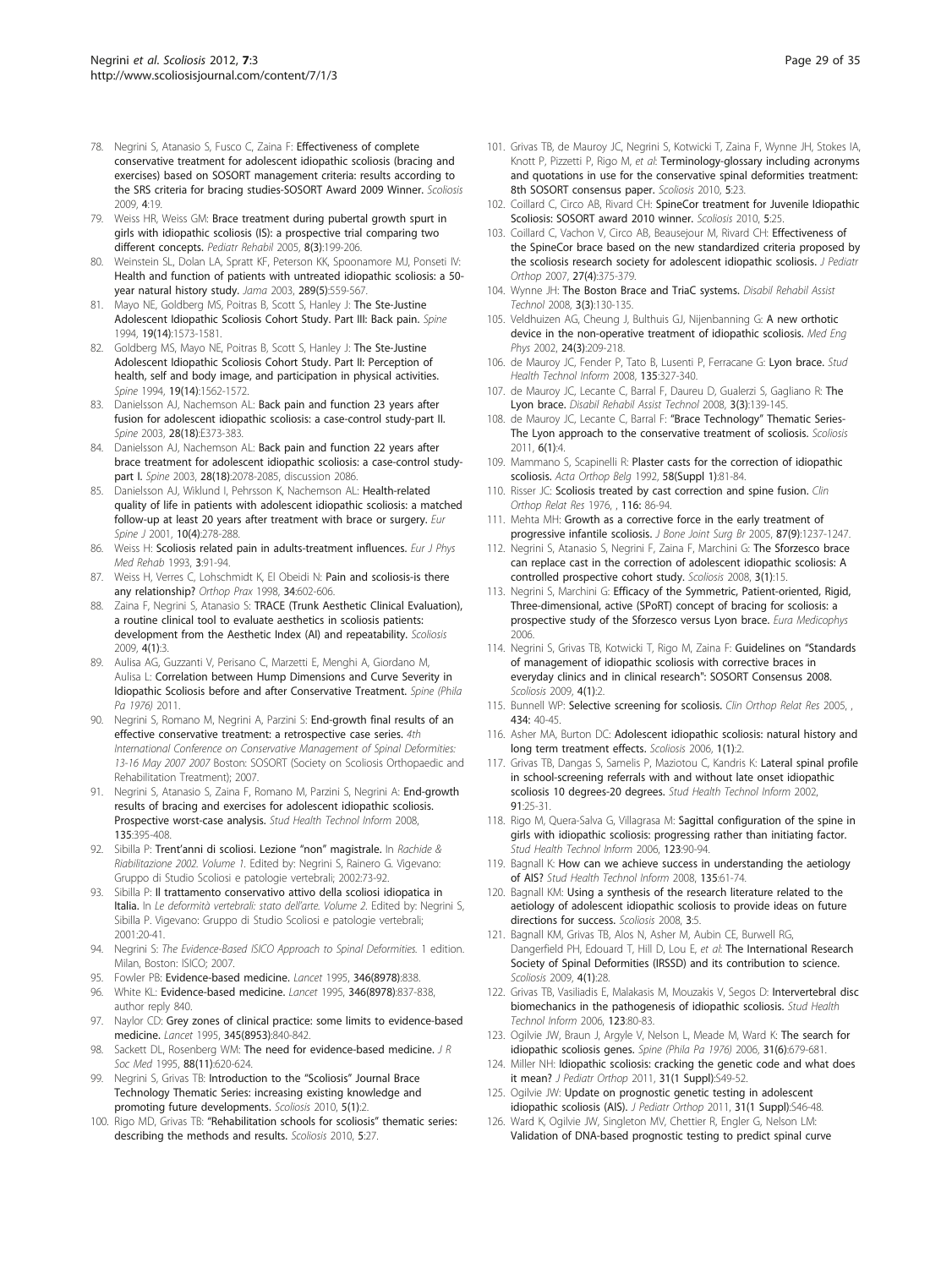78. Negrini S, Atanasio S, Fusco C, Zaina F: **Effectiveness of complete conservative treatment for adolescent idiopathic scoliosis (bracing and exercises) based on SOSORT management criteria: results according to the SRS criteria for bracing studies-SOSORT Award 2009 Winner.** *Scoliosis* 2009, **4**:19.
79. Weiss HR, Weiss GM: **Brace treatment during pubertal growth spurt in girls with idiopathic scoliosis (IS): a prospective trial comparing two different concepts.** *Pediatr Rehabil* 2005, **8(3)**:199-206.
80. Weinstein SL, Dolan LA, Spratt KF, Peterson KK, Spoonamore MJ, Ponseti IV: **Health and function of patients with untreated idiopathic scoliosis: a 50-year natural history study.** *Jama* 2003, **289(5)**:559-567.
81. Mayo NE, Goldberg MS, Poitras B, Scott S, Hanley J: **The Ste-Justine Adolescent Idiopathic Scoliosis Cohort Study. Part III: Back pain.** *Spine* 1994, **19(14)**:1573-1581.
82. Goldberg MS, Mayo NE, Poitras B, Scott S, Hanley J: **The Ste-Justine Adolescent Idiopathic Scoliosis Cohort Study. Part II: Perception of health, self and body image, and participation in physical activities.** *Spine* 1994, **19(14)**:1562-1572.
83. Danielsson AJ, Nachemson AL: **Back pain and function 23 years after fusion for adolescent idiopathic scoliosis: a case-control study-part II.** *Spine* 2003, **28(18)**:E373-383.
84. Danielsson AJ, Nachemson AL: **Back pain and function 22 years after brace treatment for adolescent idiopathic scoliosis: a case-control study-part I.** *Spine* 2003, **28(18)**:2078-2085, discussion 2086.
85. Danielsson AJ, Wiklund I, Pehrsson K, Nachemson AL: **Health-related quality of life in patients with adolescent idiopathic scoliosis: a matched follow-up at least 20 years after treatment with brace or surgery.** *Eur Spine J* 2001, **10(4)**:278-288.
86. Weiss H: **Scoliosis related pain in adults-treatment influences.** *Eur J Phys Med Rehab* 1993, **3**:91-94.
87. Weiss H, Verres C, Lohschmidt K, El Obeidi N: **Pain and scoliosis-is there any relationship?** *Orthop Prax* 1998, **34**:602-606.
88. Zaina F, Negrini S, Atanasio S: **TRACE (Trunk Aesthetic Clinical Evaluation), a routine clinical tool to evaluate aesthetics in scoliosis patients: development from the Aesthetic Index (AI) and repeatability.** *Scoliosis* 2009, **4(1)**:3.
89. Aulisa AG, Guzzanti V, Perisano C, Marzetti E, Menghi A, Giordano M, Aulisa L: **Correlation between Hump Dimensions and Curve Severity in Idiopathic Scoliosis before and after Conservative Treatment.** *Spine (Phila Pa 1976)* 2011.
90. Negrini S, Romano M, Negrini A, Parzini S: **End-growth final results of an effective conservative treatment: a retrospective case series.** *4th International Conference on Conservative Management of Spinal Deformities: 13-16 May 2007 2007* Boston: SOSORT (Society on Scoliosis Orthopaedic and Rehabilitation Treatment); 2007.
91. Negrini S, Atanasio S, Zaina F, Romano M, Parzini S, Negrini A: **End-growth results of bracing and exercises for adolescent idiopathic scoliosis. Prospective worst-case analysis.** *Stud Health Technol Inform* 2008, **135**:395-408.
92. Sibilla P: **Trent'anni di scoliosi. Lezione "non" magistrale.** In *Rachide & Riabilitazione 2002. Volume 1.* Edited by: Negrini S, Rainero G. Vigevano: Gruppo di Studio Scoliosi e patologie vertebrali; 2002:73-92.
93. Sibilla P: **Il trattamento conservativo attivo della scoliosi idiopatica in Italia.** In *Le deformità vertebrali: stato dell'arte. Volume 2.* Edited by: Negrini S, Sibilla P. Vigevano: Gruppo di Studio Scoliosi e patologie vertebrali; 2001:20-41.
94. Negrini S: *The Evidence-Based ISICO Approach to Spinal Deformities.* 1 edition. Milan, Boston: ISICO; 2007.
95. Fowler PB: **Evidence-based medicine.** *Lancet* 1995, **346(8978)**:838.
96. White KL: **Evidence-based medicine.** *Lancet* 1995, **346(8978)**:837-838, author reply 840.
97. Naylor CD: **Grey zones of clinical practice: some limits to evidence-based medicine.** *Lancet* 1995, **345(8953)**:840-842.
98. Sackett DL, Rosenberg WM: **The need for evidence-based medicine.** *J R Soc Med* 1995, **88(11)**:620-624.
99. Negrini S, Grivas TB: **Introduction to the "Scoliosis" Journal Brace Technology Thematic Series: increasing existing knowledge and promoting future developments.** *Scoliosis* 2010, **5(1)**:2.
100. Rigo MD, Grivas TB: **"Rehabilitation schools for scoliosis" thematic series: describing the methods and results.** *Scoliosis* 2010, **5**:27.
101. Grivas TB, de Mauroy JC, Negrini S, Kotwicki T, Zaina F, Wynne JH, Stokes IA, Knott P, Pizzetti P, Rigo M, *et al*: **Terminology-glossary including acronyms and quotations in use for the conservative spinal deformities treatment: 8th SOSORT consensus paper.** *Scoliosis* 2010, **5**:23.
102. Coillard C, Circo AB, Rivard CH: **SpineCor treatment for Juvenile Idiopathic Scoliosis: SOSORT award 2010 winner.** *Scoliosis* 2010, **5**:25.
103. Coillard C, Vachon V, Circo AB, Beausejour M, Rivard CH: **Effectiveness of the SpineCor brace based on the new standardized criteria proposed by the scoliosis research society for adolescent idiopathic scoliosis.** *J Pediatr Orthop* 2007, **27(4)**:375-379.
104. Wynne JH: **The Boston Brace and TriaC systems.** *Disabil Rehabil Assist Technol* 2008, **3(3)**:130-135.
105. Veldhuizen AG, Cheung J, Bulthuis GJ, Nijenbanning G: **A new orthotic device in the non-operative treatment of idiopathic scoliosis.** *Med Eng Phys* 2002, **24(3)**:209-218.
106. de Mauroy JC, Fender P, Tato B, Lusenti P, Ferracane G: **Lyon brace.** *Stud Health Technol Inform* 2008, **135**:327-340.
107. de Mauroy JC, Lecante C, Barral F, Daureu D, Gualerzi S, Gagliano R: **The Lyon brace.** *Disabil Rehabil Assist Technol* 2008, **3(3)**:139-145.
108. de Mauroy JC, Lecante C, Barral F: **"Brace Technology" Thematic Series-The Lyon approach to the conservative treatment of scoliosis.** *Scoliosis* 2011, **6(1)**:4.
109. Mammano S, Scapinelli R: **Plaster casts for the correction of idiopathic scoliosis.** *Acta Orthop Belg* 1992, **58(Suppl 1)**:81-84.
110. Risser JC: **Scoliosis treated by cast correction and spine fusion.** *Clin Orthop Relat Res* 1976, , **116**: 86-94.
111. Mehta MH: **Growth as a corrective force in the early treatment of progressive infantile scoliosis.** *J Bone Joint Surg Br* 2005, **87(9)**:1237-1247.
112. Negrini S, Atanasio S, Negrini F, Zaina F, Marchini G: **The Sforzesco brace can replace cast in the correction of adolescent idiopathic scoliosis: A controlled prospective cohort study.** *Scoliosis* 2008, **3(1)**:15.
113. Negrini S, Marchini G: **Efficacy of the Symmetric, Patient-oriented, Rigid, Three-dimensional, active (SPoRT) concept of bracing for scoliosis: a prospective study of the Sforzesco versus Lyon brace.** *Eura Medicophys* 2006.
114. Negrini S, Grivas TB, Kotwicki T, Rigo M, Zaina F: **Guidelines on "Standards of management of idiopathic scoliosis with corrective braces in everyday clinics and in clinical research": SOSORT Consensus 2008.** *Scoliosis* 2009, **4(1)**:2.
115. Bunnell WP: **Selective screening for scoliosis.** *Clin Orthop Relat Res* 2005, , **434**: 40-45.
116. Asher MA, Burton DC: **Adolescent idiopathic scoliosis: natural history and long term treatment effects.** *Scoliosis* 2006, **1(1)**:2.
117. Grivas TB, Dangas S, Samelis P, Maziotou C, Kandris K: **Lateral spinal profile in school-screening referrals with and without late onset idiopathic scoliosis 10 degrees-20 degrees.** *Stud Health Technol Inform* 2002, **91**:25-31.
118. Rigo M, Quera-Salva G, Villagrasa M: **Sagittal configuration of the spine in girls with idiopathic scoliosis: progressing rather than initiating factor.** *Stud Health Technol Inform* 2006, **123**:90-94.
119. Bagnall K: **How can we achieve success in understanding the aetiology of AIS?** *Stud Health Technol Inform* 2008, **135**:61-74.
120. Bagnall KM: **Using a synthesis of the research literature related to the aetiology of adolescent idiopathic scoliosis to provide ideas on future directions for success.** *Scoliosis* 2008, **3**:5.
121. Bagnall KM, Grivas TB, Alos N, Asher M, Aubin CE, Burwell RG, Dangerfield PH, Edouard T, Hill D, Lou E, *et al*: **The International Research Society of Spinal Deformities (IRSSD) and its contribution to science.** *Scoliosis* 2009, **4(1)**:28.
122. Grivas TB, Vasiliadis E, Malakasis M, Mouzakis V, Segos D: **Intervertebral disc biomechanics in the pathogenesis of idiopathic scoliosis.** *Stud Health Technol Inform* 2006, **123**:80-83.
123. Ogilvie JW, Braun J, Argyle V, Nelson L, Meade M, Ward K: **The search for idiopathic scoliosis genes.** *Spine (Phila Pa 1976)* 2006, **31(6)**:679-681.
124. Miller NH: **Idiopathic scoliosis: cracking the genetic code and what does it mean?** *J Pediatr Orthop* 2011, **31(1 Suppl)**:S49-52.
125. Ogilvie JW: **Update on prognostic genetic testing in adolescent idiopathic scoliosis (AIS).** *J Pediatr Orthop* 2011, **31(1 Suppl)**:S46-48.
126. Ward K, Ogilvie JW, Singleton MV, Chettier R, Engler G, Nelson LM: **Validation of DNA-based prognostic testing to predict spinal curve**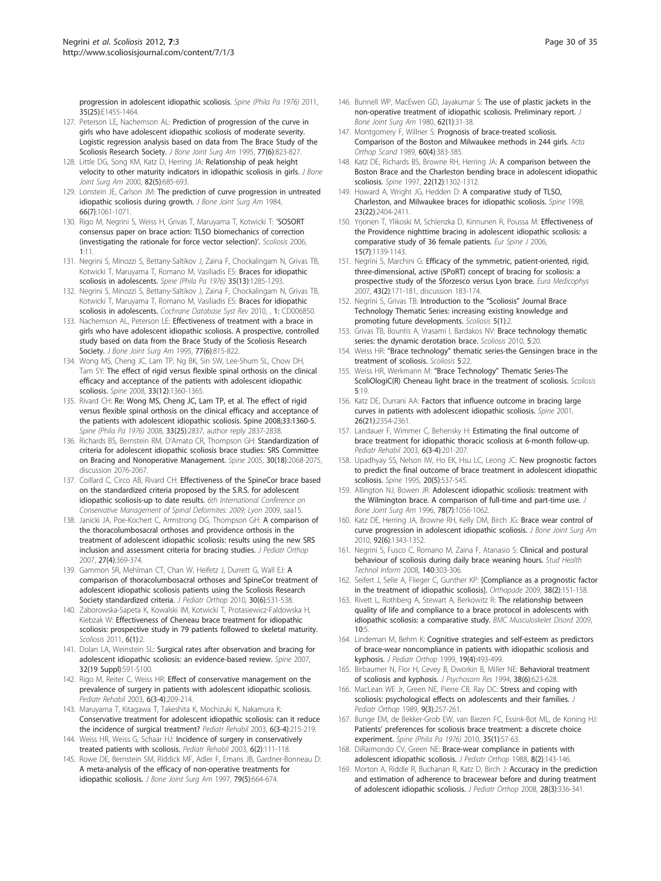progression in adolescent idiopathic scoliosis. *Spine (Phila Pa 1976)* 2011, 35(25):E1455-1464.

127. Peterson LE, Nachemson AL: **Prediction of progression of the curve in girls who have adolescent idiopathic scoliosis of moderate severity. Logistic regression analysis based on data from The Brace Study of the Scoliosis Research Society.** *J Bone Joint Surg Am* 1995, 77(6):823-827.
128. Little DG, Song KM, Katz D, Herring JA: **Relationship of peak height velocity to other maturity indicators in idiopathic scoliosis in girls.** *J Bone Joint Surg Am* 2000, 82(5):685-693.
129. Lonstein JE, Carlson JM: **The prediction of curve progression in untreated idiopathic scoliosis during growth.** *J Bone Joint Surg Am* 1984, 66(7):1061-1071.
130. Rigo M, Negrini S, Weiss H, Grivas T, Maruyama T, Kotwicki T: **'SOSORT consensus paper on brace action: TLSO biomechanics of correction (investigating the rationale for force vector selection)'.** *Scoliosis* 2006, 1:11.
131. Negrini S, Minozzi S, Bettany-Saltikov J, Zaina F, Chockalingam N, Grivas TB, Kotwicki T, Maruyama T, Romano M, Vasiliadis ES: **Braces for idiopathic scoliosis in adolescents.** *Spine (Phila Pa 1976)* 35(13):1285-1293.
132. Negrini S, Minozzi S, Bettany-Saltikov J, Zaina F, Chockalingam N, Grivas TB, Kotwicki T, Maruyama T, Romano M, Vasiliadis ES: **Braces for idiopathic scoliosis in adolescents.** *Cochrane Database Syst Rev* 2010, , 1: CD006850.
133. Nachemson AL, Peterson LE: **Effectiveness of treatment with a brace in girls who have adolescent idiopathic scoliosis. A prospective, controlled study based on data from the Brace Study of the Scoliosis Research Society.** *J Bone Joint Surg Am* 1995, 77(6):815-822.
134. Wong MS, Cheng JC, Lam TP, Ng BK, Sin SW, Lee-Shum SL, Chow DH, Tam SY: **The effect of rigid versus flexible spinal orthosis on the clinical efficacy and acceptance of the patients with adolescent idiopathic scoliosis.** *Spine* 2008, 33(12):1360-1365.
135. Rivard CH: **Re: Wong MS, Cheng JC, Lam TP, et al. The effect of rigid versus flexible spinal orthosis on the clinical efficacy and acceptance of the patients with adolescent idiopathic scoliosis. Spine 2008;33:1360-5.** *Spine (Phila Pa 1976)* 2008, 33(25):2837, author reply 2837-2838.
136. Richards BS, Bernstein RM, D'Amato CR, Thompson GH: **Standardization of criteria for adolescent idiopathic scoliosis brace studies: SRS Committee on Bracing and Nonoperative Management.** *Spine* 2005, 30(18):2068-2075, discussion 2076-2067.
137. Coillard C, Circo AB, Rivard CH: **Effectiveness of the SpineCor brace based on the standardized criteria proposed by the S.R.S. for adolescent idiopathic scoliosis-up to date results.** *6th International Conference on Conservative Management of Spinal Deformites: 2009; Lyon* 2009, saa15.
138. Janicki JA, Poe-Kochert C, Armstrong DG, Thompson GH: **A comparison of the thoracolumbosacral orthoses and providence orthosis in the treatment of adolescent idiopathic scoliosis: results using the new SRS inclusion and assessment criteria for bracing studies.** *J Pediatr Orthop* 2007, 27(4):369-374.
139. Gammon SR, Mehlman CT, Chan W, Heifetz J, Durrett G, Wall EJ: **A comparison of thoracolumbosacral orthoses and SpineCor treatment of adolescent idiopathic scoliosis patients using the Scoliosis Research Society standardized criteria.** *J Pediatr Orthop* 2010, 30(6):531-538.
140. Zaborowska-Sapeta K, Kowalski IM, Kotwicki T, Protasiewicz-Faldowska H, Kiebzak W: **Effectiveness of Cheneau brace treatment for idiopathic scoliosis: prospective study in 79 patients followed to skeletal maturity.** *Scoliosis* 2011, 6(1):2.
141. Dolan LA, Weinstein SL: **Surgical rates after observation and bracing for adolescent idiopathic scoliosis: an evidence-based review.** *Spine* 2007, 32(19 Suppl):S91-S100.
142. Rigo M, Reiter C, Weiss HR: **Effect of conservative management on the prevalence of surgery in patients with adolescent idiopathic scoliosis.** *Pediatr Rehabil* 2003, 6(3-4):209-214.
143. Maruyama T, Kitagawa T, Takeshita K, Mochizuki K, Nakamura K: **Conservative treatment for adolescent idiopathic scoliosis: can it reduce the incidence of surgical treatment?** *Pediatr Rehabil* 2003, 6(3-4):215-219.
144. Weiss HR, Weiss G, Schaar HJ: **Incidence of surgery in conservatively treated patients with scoliosis.** *Pediatr Rehabil* 2003, 6(2):111-118.
145. Rowe DE, Bernstein SM, Riddick MF, Adler F, Emans JB, Gardner-Bonneau D: **A meta-analysis of the efficacy of non-operative treatments for idiopathic scoliosis.** *J Bone Joint Surg Am* 1997, 79(5):664-674.
146. Bunnell WP, MacEwen GD, Jayakumar S: **The use of plastic jackets in the non-operative treatment of idiopathic scoliosis. Preliminary report.** *J Bone Joint Surg Am* 1980, 62(1):31-38.
147. Montgomery F, Willner S: **Prognosis of brace-treated scoliosis. Comparison of the Boston and Milwaukee methods in 244 girls.** *Acta Orthop Scand* 1989, 60(4):383-385.
148. Katz DE, Richards BS, Browne RH, Herring JA: **A comparison between the Boston Brace and the Charleston bending brace in adolescent idiopathic scoliosis.** *Spine* 1997, 22(12):1302-1312.
149. Howard A, Wright JG, Hedden D: **A comparative study of TLSO, Charleston, and Milwaukee braces for idiopathic scoliosis.** *Spine* 1998, 23(22):2404-2411.
150. Yrjonen T, Ylikoski M, Schlenzka D, Kinnunen R, Poussa M: **Effectiveness of the Providence nighttime bracing in adolescent idiopathic scoliosis: a comparative study of 36 female patients.** *Eur Spine J* 2006, 15(7):1139-1143.
151. Negrini S, Marchini G: **Efficacy of the symmetric, patient-oriented, rigid, three-dimensional, active (SPoRT) concept of bracing for scoliosis: a prospective study of the Sforzesco versus Lyon brace.** *Eura Medicophys* 2007, 43(2):171-181, discussion 183-174.
152. Negrini S, Grivas TB: **Introduction to the "Scoliosis" Journal Brace Technology Thematic Series: increasing existing knowledge and promoting future developments.** *Scoliosis* 5(1):2.
153. Grivas TB, Bountis A, Vrasami I, Bardakos NV: **Brace technology thematic series: the dynamic derotation brace.** *Scoliosis* 2010, 5:20.
154. Weiss HR: **"Brace technology" thematic series-the Gensingen brace in the treatment of scoliosis.** *Scoliosis* 5:22.
155. Weiss HR, Werkmann M: **"Brace Technology" Thematic Series-The ScoliOlogiC(R) Cheneau light brace in the treatment of scoliosis.** *Scoliosis* 5:19.
156. Katz DE, Durrani AA: **Factors that influence outcome in bracing large curves in patients with adolescent idiopathic scoliosis.** *Spine* 2001, 26(21):2354-2361.
157. Landauer F, Wimmer C, Behensky H: **Estimating the final outcome of brace treatment for idiopathic thoracic scoliosis at 6-month follow-up.** *Pediatr Rehabil* 2003, 6(3-4):201-207.
158. Upadhyay SS, Nelson IW, Ho EK, Hsu LC, Leong JC: **New prognostic factors to predict the final outcome of brace treatment in adolescent idiopathic scoliosis.** *Spine* 1995, 20(5):537-545.
159. Allington NJ, Bowen JR: **Adolescent idiopathic scoliosis: treatment with the Wilmington brace. A comparison of full-time and part-time use.** *J Bone Joint Surg Am* 1996, 78(7):1056-1062.
160. Katz DE, Herring JA, Browne RH, Kelly DM, Birch JG: **Brace wear control of curve progression in adolescent idiopathic scoliosis.** *J Bone Joint Surg Am* 2010, 92(6):1343-1352.
161. Negrini S, Fusco C, Romano M, Zaina F, Atanasio S: **Clinical and postural behaviour of scoliosis during daily brace weaning hours.** *Stud Health Technol Inform* 2008, 140:303-306.
162. Seifert J, Selle A, Flieger C, Gunther KP: **[Compliance as a prognostic factor in the treatment of idiopathic scoliosis].** *Orthopade* 2009, 38(2):151-158.
163. Rivett L, Rothberg A, Stewart A, Berkowitz R: **The relationship between quality of life and compliance to a brace protocol in adolescents with idiopathic scoliosis: a comparative study.** *BMC Musculoskelet Disord* 2009, 10:5.
164. Lindeman M, Behm K: **Cognitive strategies and self-esteem as predictors of brace-wear noncompliance in patients with idiopathic scoliosis and kyphosis.** *J Pediatr Orthop* 1999, 19(4):493-499.
165. Birbaumer N, Flor H, Cevey B, Dworkin B, Miller NE: **Behavioral treatment of scoliosis and kyphosis.** *J Psychosom Res* 1994, 38(6):623-628.
166. MacLean WE Jr, Green NE, Pierre CB, Ray DC: **Stress and coping with scoliosis: psychological effects on adolescents and their families.** *J Pediatr Orthop* 1989, 9(3):257-261.
167. Bunge EM, de Bekker-Grob EW, van Biezen FC, Essink-Bot ML, de Koning HJ: **Patients' preferences for scoliosis brace treatment: a discrete choice experiment.** *Spine (Phila Pa 1976)* 2010, 35(1):57-63.
168. DiRaimondo CV, Green NE: **Brace-wear compliance in patients with adolescent idiopathic scoliosis.** *J Pediatr Orthop* 1988, 8(2):143-146.
169. Morton A, Riddle R, Buchanan R, Katz D, Birch J: **Accuracy in the prediction and estimation of adherence to bracewear before and during treatment of adolescent idiopathic scoliosis.** *J Pediatr Orthop* 2008, 28(3):336-341.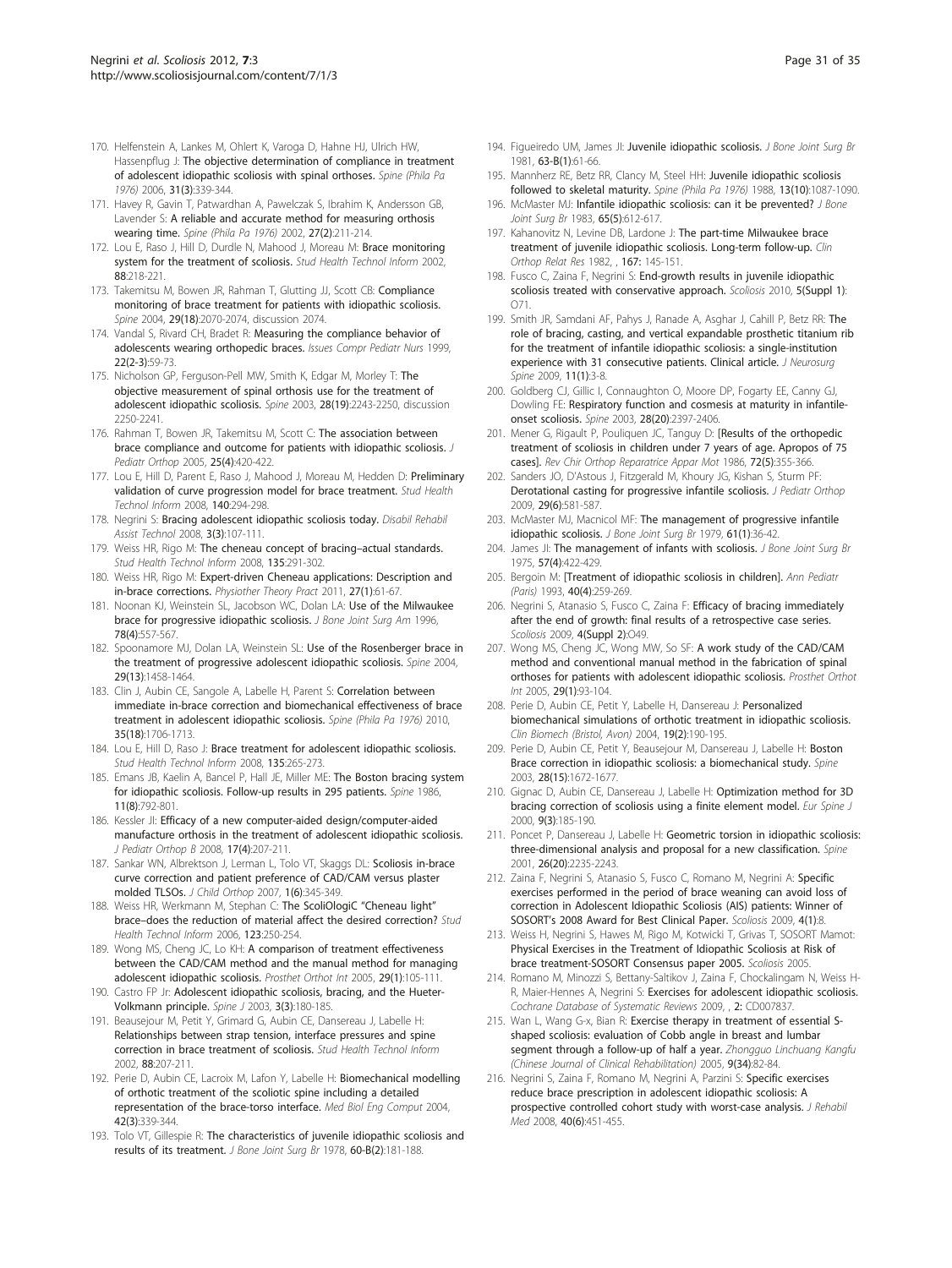170. Helfenstein A, Lankes M, Ohlert K, Varoga D, Hahne HJ, Ulrich HW, Hassenpflug J: **The objective determination of compliance in treatment of adolescent idiopathic scoliosis with spinal orthoses.** *Spine (Phila Pa 1976)* 2006, **31(3)**:339-344.
171. Havey R, Gavin T, Patwardhan A, Pawelczak S, Ibrahim K, Andersson GB, Lavender S: **A reliable and accurate method for measuring orthosis wearing time.** *Spine (Phila Pa 1976)* 2002, **27(2)**:211-214.
172. Lou E, Raso J, Hill D, Durdle N, Mahood J, Moreau M: **Brace monitoring system for the treatment of scoliosis.** *Stud Health Technol Inform* 2002, **88**:218-221.
173. Takemitsu M, Bowen JR, Rahman T, Glutting JJ, Scott CB: **Compliance monitoring of brace treatment for patients with idiopathic scoliosis.** *Spine* 2004, **29(18)**:2070-2074, discussion 2074.
174. Vandal S, Rivard CH, Bradet R: **Measuring the compliance behavior of adolescents wearing orthopedic braces.** *Issues Compr Pediatr Nurs* 1999, **22(2-3)**:59-73.
175. Nicholson GP, Ferguson-Pell MW, Smith K, Edgar M, Morley T: **The objective measurement of spinal orthosis use for the treatment of adolescent idiopathic scoliosis.** *Spine* 2003, **28(19)**:2243-2250, discussion 2250-2241.
176. Rahman T, Bowen JR, Takemitsu M, Scott C: **The association between brace compliance and outcome for patients with idiopathic scoliosis.** *J Pediatr Orthop* 2005, **25(4)**:420-422.
177. Lou E, Hill D, Parent E, Raso J, Mahood J, Moreau M, Hedden D: **Preliminary validation of curve progression model for brace treatment.** *Stud Health Technol Inform* 2008, **140**:294-298.
178. Negrini S: **Bracing adolescent idiopathic scoliosis today.** *Disabil Rehabil Assist Technol* 2008, **3(3)**:107-111.
179. Weiss HR, Rigo M: **The cheneau concept of bracing–actual standards.** *Stud Health Technol Inform* 2008, **135**:291-302.
180. Weiss HR, Rigo M: **Expert-driven Cheneau applications: Description and in-brace corrections.** *Physiother Theory Pract* 2011, **27(1)**:61-67.
181. Noonan KJ, Weinstein SL, Jacobson WC, Dolan LA: **Use of the Milwaukee brace for progressive idiopathic scoliosis.** *J Bone Joint Surg Am* 1996, **78(4)**:557-567.
182. Spoonamore MJ, Dolan LA, Weinstein SL: **Use of the Rosenberger brace in the treatment of progressive adolescent idiopathic scoliosis.** *Spine* 2004, **29(13)**:1458-1464.
183. Clin J, Aubin CE, Sangole A, Labelle H, Parent S: **Correlation between immediate in-brace correction and biomechanical effectiveness of brace treatment in adolescent idiopathic scoliosis.** *Spine (Phila Pa 1976)* 2010, **35(18)**:1706-1713.
184. Lou E, Hill D, Raso J: **Brace treatment for adolescent idiopathic scoliosis.** *Stud Health Technol Inform* 2008, **135**:265-273.
185. Emans JB, Kaelin A, Bancel P, Hall JE, Miller ME: **The Boston bracing system for idiopathic scoliosis. Follow-up results in 295 patients.** *Spine* 1986, **11(8)**:792-801.
186. Kessler JI: **Efficacy of a new computer-aided design/computer-aided manufacture orthosis in the treatment of adolescent idiopathic scoliosis.** *J Pediatr Orthop B* 2008, **17(4)**:207-211.
187. Sankar WN, Albrektson J, Lerman L, Tolo VT, Skaggs DL: **Scoliosis in-brace curve correction and patient preference of CAD/CAM versus plaster molded TLSOs.** *J Child Orthop* 2007, **1(6)**:345-349.
188. Weiss HR, Werkmann M, Stephan C: **The ScoliOlogiC "Cheneau light" brace–does the reduction of material affect the desired correction?** *Stud Health Technol Inform* 2006, **123**:250-254.
189. Wong MS, Cheng JC, Lo KH: **A comparison of treatment effectiveness between the CAD/CAM method and the manual method for managing adolescent idiopathic scoliosis.** *Prosthet Orthot Int* 2005, **29(1)**:105-111.
190. Castro FP Jr: **Adolescent idiopathic scoliosis, bracing, and the Hueter-Volkmann principle.** *Spine J* 2003, **3(3)**:180-185.
191. Beausejour M, Petit Y, Grimard G, Aubin CE, Dansereau J, Labelle H: **Relationships between strap tension, interface pressures and spine correction in brace treatment of scoliosis.** *Stud Health Technol Inform* 2002, **88**:207-211.
192. Perie D, Aubin CE, Lacroix M, Lafon Y, Labelle H: **Biomechanical modelling of orthotic treatment of the scoliotic spine including a detailed representation of the brace-torso interface.** *Med Biol Eng Comput* 2004, **42(3)**:339-344.
193. Tolo VT, Gillespie R: **The characteristics of juvenile idiopathic scoliosis and results of its treatment.** *J Bone Joint Surg Br* 1978, **60-B(2)**:181-188.
194. Figueiredo UM, James JI: **Juvenile idiopathic scoliosis.** *J Bone Joint Surg Br* 1981, **63-B(1)**:61-66.
195. Mannherz RE, Betz RR, Clancy M, Steel HH: **Juvenile idiopathic scoliosis followed to skeletal maturity.** *Spine (Phila Pa 1976)* 1988, **13(10)**:1087-1090.
196. McMaster MJ: **Infantile idiopathic scoliosis: can it be prevented?** *J Bone Joint Surg Br* 1983, **65(5)**:612-617.
197. Kahanovitz N, Levine DB, Lardone J: **The part-time Milwaukee brace treatment of juvenile idiopathic scoliosis. Long-term follow-up.** *Clin Orthop Relat Res* 1982, , **167**: 145-151.
198. Fusco C, Zaina F, Negrini S: **End-growth results in juvenile idiopathic scoliosis treated with conservative approach.** *Scoliosis* 2010, **5(Suppl 1)**: O71.
199. Smith JR, Samdani AF, Pahys J, Ranade A, Asghar J, Cahill P, Betz RR: **The role of bracing, casting, and vertical expandable prosthetic titanium rib for the treatment of infantile idiopathic scoliosis: a single-institution experience with 31 consecutive patients. Clinical article.** *J Neurosurg Spine* 2009, **11(1)**:3-8.
200. Goldberg CJ, Gillic I, Connaughton O, Moore DP, Fogarty EE, Canny GJ, Dowling FE: **Respiratory function and cosmesis at maturity in infantile-onset scoliosis.** *Spine* 2003, **28(20)**:2397-2406.
201. Mener G, Rigault P, Pouliquen JC, Tanguy D: **[Results of the orthopedic treatment of scoliosis in children under 7 years of age. Apropos of 75 cases].** *Rev Chir Orthop Reparatrice Appar Mot* 1986, **72(5)**:355-366.
202. Sanders JO, D'Astous J, Fitzgerald M, Khoury JG, Kishan S, Sturm PF: **Derotational casting for progressive infantile scoliosis.** *J Pediatr Orthop* 2009, **29(6)**:581-587.
203. McMaster MJ, Macnicol MF: **The management of progressive infantile idiopathic scoliosis.** *J Bone Joint Surg Br* 1979, **61(1)**:36-42.
204. James JI: **The management of infants with scoliosis.** *J Bone Joint Surg Br* 1975, **57(4)**:422-429.
205. Bergoin M: **[Treatment of idiopathic scoliosis in children].** *Ann Pediatr (Paris)* 1993, **40(4)**:259-269.
206. Negrini S, Atanasio S, Fusco C, Zaina F: **Efficacy of bracing immediately after the end of growth: final results of a retrospective case series.** *Scoliosis* 2009, **4(Suppl 2)**:O49.
207. Wong MS, Cheng JC, Wong MW, So SF: **A work study of the CAD/CAM method and conventional manual method in the fabrication of spinal orthoses for patients with adolescent idiopathic scoliosis.** *Prosthet Orthot Int* 2005, **29(1)**:93-104.
208. Perie D, Aubin CE, Petit Y, Labelle H, Dansereau J: **Personalized biomechanical simulations of orthotic treatment in idiopathic scoliosis.** *Clin Biomech (Bristol, Avon)* 2004, **19(2)**:190-195.
209. Perie D, Aubin CE, Petit Y, Beausejour M, Dansereau J, Labelle H: **Boston Brace correction in idiopathic scoliosis: a biomechanical study.** *Spine* 2003, **28(15)**:1672-1677.
210. Gignac D, Aubin CE, Dansereau J, Labelle H: **Optimization method for 3D bracing correction of scoliosis using a finite element model.** *Eur Spine J* 2000, **9(3)**:185-190.
211. Poncet P, Dansereau J, Labelle H: **Geometric torsion in idiopathic scoliosis: three-dimensional analysis and proposal for a new classification.** *Spine* 2001, **26(20)**:2235-2243.
212. Zaina F, Negrini S, Atanasio S, Fusco C, Romano M, Negrini A: **Specific exercises performed in the period of brace weaning can avoid loss of correction in Adolescent Idiopathic Scoliosis (AIS) patients: Winner of SOSORT's 2008 Award for Best Clinical Paper.** *Scoliosis* 2009, **4(1)**:8.
213. Weiss H, Negrini S, Hawes M, Rigo M, Kotwicki T, Grivas T, SOSORT Mamot: **Physical Exercises in the Treatment of Idiopathic Scoliosis at Risk of brace treatment-SOSORT Consensus paper 2005.** *Scoliosis* 2005.
214. Romano M, Minozzi S, Bettany-Saltikov J, Zaina F, Chockalingam N, Weiss H-R, Maier-Hennes A, Negrini S: **Exercises for adolescent idiopathic scoliosis.** *Cochrane Database of Systematic Reviews* 2009, , **2**: CD007837.
215. Wan L, Wang G-x, Bian R: **Exercise therapy in treatment of essential S-shaped scoliosis: evaluation of Cobb angle in breast and lumbar segment through a follow-up of half a year.** *Zhongguo Linchuang Kangfu (Chinese Journal of Clinical Rehabilitation)* 2005, **9(34)**:82-84.
216. Negrini S, Zaina F, Romano M, Negrini A, Parzini S: **Specific exercises reduce brace prescription in adolescent idiopathic scoliosis: A prospective controlled cohort study with worst-case analysis.** *J Rehabil Med* 2008, **40(6)**:451-455.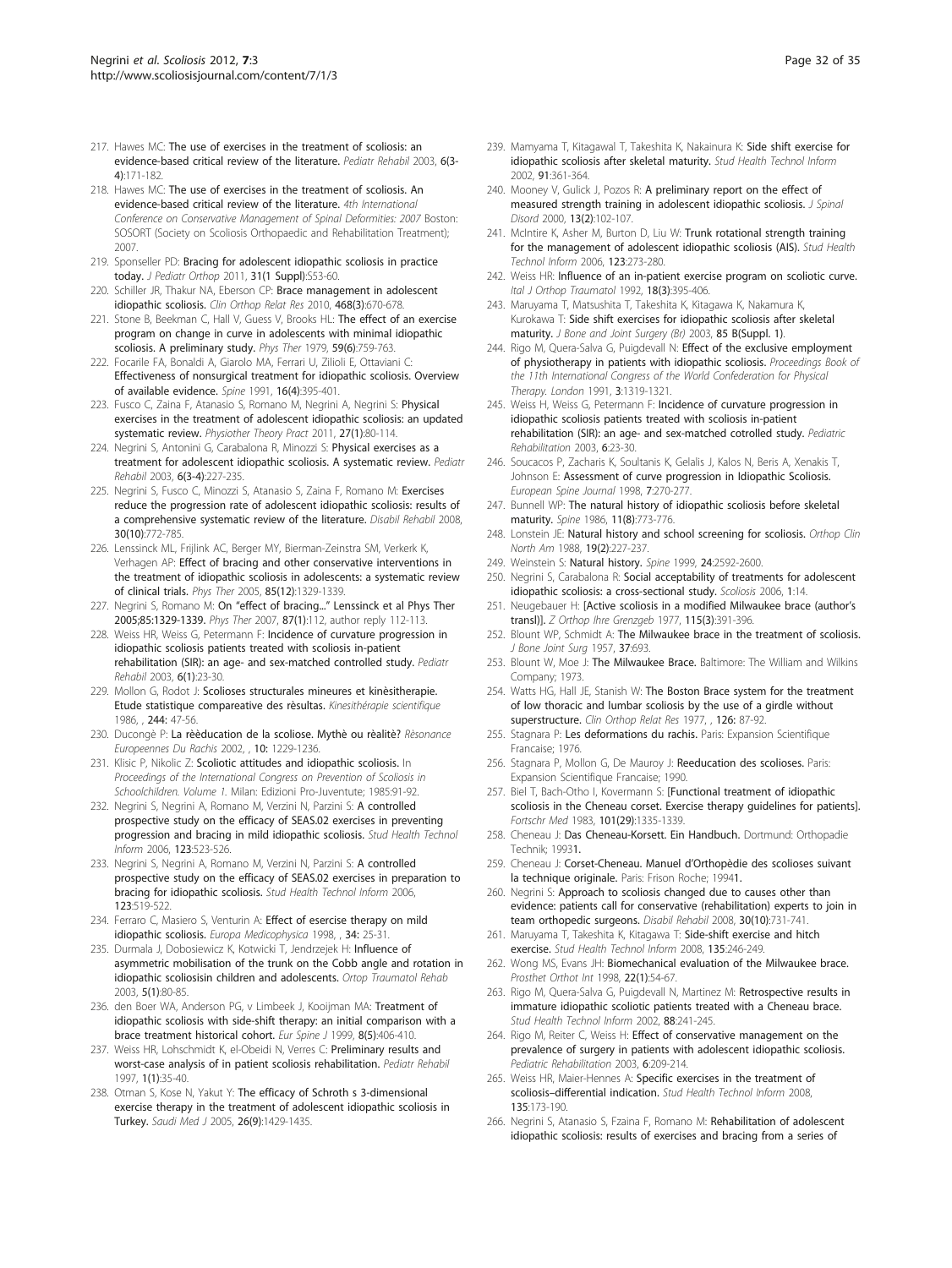217. Hawes MC: The use of exercises in the treatment of scoliosis: an evidence-based critical review of the literature. *Pediatr Rehabil* 2003, 6(3-4):171-182.
218. Hawes MC: The use of exercises in the treatment of scoliosis. An evidence-based critical review of the literature. *4th International Conference on Conservative Management of Spinal Deformities: 2007* Boston: SOSORT (Society on Scoliosis Orthopaedic and Rehabilitation Treatment); 2007.
219. Sponseller PD: Bracing for adolescent idiopathic scoliosis in practice today. *J Pediatr Orthop* 2011, 31(1 Suppl):S53-60.
220. Schiller JR, Thakur NA, Eberson CP: Brace management in adolescent idiopathic scoliosis. *Clin Orthop Relat Res* 2010, 468(3):670-678.
221. Stone B, Beekman C, Hall V, Guess V, Brooks HL: The effect of an exercise program on change in curve in adolescents with minimal idiopathic scoliosis. A preliminary study. *Phys Ther* 1979, 59(6):759-763.
222. Focarile FA, Bonaldi A, Giarolo MA, Ferrari U, Zilioli E, Ottaviani C: Effectiveness of nonsurgical treatment for idiopathic scoliosis. Overview of available evidence. *Spine* 1991, 16(4):395-401.
223. Fusco C, Zaina F, Atanasio S, Romano M, Negrini A, Negrini S: Physical exercises in the treatment of adolescent idiopathic scoliosis: an updated systematic review. *Physiother Theory Pract* 2011, 27(1):80-114.
224. Negrini S, Antonini G, Carabalona R, Minozzi S: Physical exercises as a treatment for adolescent idiopathic scoliosis. A systematic review. *Pediatr Rehabil* 2003, 6(3-4):227-235.
225. Negrini S, Fusco C, Minozzi S, Atanasio S, Zaina F, Romano M: Exercises reduce the progression rate of adolescent idiopathic scoliosis: results of a comprehensive systematic review of the literature. *Disabil Rehabil* 2008, 30(10):772-785.
226. Lenssinck ML, Frijlink AC, Berger MY, Bierman-Zeinstra SM, Verkerk K, Verhagen AP: Effect of bracing and other conservative interventions in the treatment of idiopathic scoliosis in adolescents: a systematic review of clinical trials. *Phys Ther* 2005, 85(12):1329-1339.
227. Negrini S, Romano M: On "effect of bracing..." Lenssinck et al Phys Ther 2005;85:1329-1339. *Phys Ther* 2007, 87(1):112, author reply 112-113.
228. Weiss HR, Weiss G, Petermann F: Incidence of curvature progression in idiopathic scoliosis patients treated with scoliosis in-patient rehabilitation (SIR): an age- and sex-matched controlled study. *Pediatr Rehabil* 2003, 6(1):23-30.
229. Mollon G, Rodot J: Scolioses structurales mineures et kinèsitherapie. Etude statistique compareative des rèsultas. *Kinesithérapie scientifique* 1986, , 244: 47-56.
230. Ducongè P: La rèèducation de la scoliose. Mythè ou rèalitè? *Rèsonance Europeennes Du Rachis* 2002, , 10: 1229-1236.
231. Klisic P, Nikolic Z: Scoliotic attitudes and idiopathic scoliosis. In *Proceedings of the International Congress on Prevention of Scoliosis in Schoolchildren. Volume 1.* Milan: Edizioni Pro-Juventute; 1985:91-92.
232. Negrini S, Negrini A, Romano M, Verzini N, Parzini S: A controlled prospective study on the efficacy of SEAS.02 exercises in preventing progression and bracing in mild idiopathic scoliosis. *Stud Health Technol Inform* 2006, 123:523-526.
233. Negrini S, Negrini A, Romano M, Verzini N, Parzini S: A controlled prospective study on the efficacy of SEAS.02 exercises in preparation to bracing for idiopathic scoliosis. *Stud Health Technol Inform* 2006, 123:519-522.
234. Ferraro C, Masiero S, Venturin A: Effect of esercise therapy on mild idiopathic scoliosis. *Europa Medicophysica* 1998, , 34: 25-31.
235. Durmala J, Dobosiewicz K, Kotwicki T, Jendrzejek H: Influence of asymmetric mobilisation of the trunk on the Cobb angle and rotation in idiopathic scoliosisin children and adolescents. *Ortop Traumatol Rehab* 2003, 5(1):80-85.
236. den Boer WA, Anderson PG, v Limbeek J, Kooijman MA: Treatment of idiopathic scoliosis with side-shift therapy: an initial comparison with a brace treatment historical cohort. *Eur Spine J* 1999, 8(5):406-410.
237. Weiss HR, Lohschmidt K, el-Obeidi N, Verres C: Preliminary results and worst-case analysis of in patient scoliosis rehabilitation. *Pediatr Rehabil* 1997, 1(1):35-40.
238. Otman S, Kose N, Yakut Y: The efficacy of Schroth s 3-dimensional exercise therapy in the treatment of adolescent idiopathic scoliosis in Turkey. *Saudi Med J* 2005, 26(9):1429-1435.
239. Mamyama T, Kitagawal T, Takeshita K, Nakainura K: Side shift exercise for idiopathic scoliosis after skeletal maturity. *Stud Health Technol Inform* 2002, 91:361-364.
240. Mooney V, Gulick J, Pozos R: A preliminary report on the effect of measured strength training in adolescent idiopathic scoliosis. *J Spinal Disord* 2000, 13(2):102-107.
241. McIntire K, Asher M, Burton D, Liu W: Trunk rotational strength training for the management of adolescent idiopathic scoliosis (AIS). *Stud Health Technol Inform* 2006, 123:273-280.
242. Weiss HR: Influence of an in-patient exercise program on scoliotic curve. *Ital J Orthop Traumatol* 1992, 18(3):395-406.
243. Maruyama T, Matsushita T, Takeshita K, Kitagawa K, Nakamura K, Kurokawa T: Side shift exercises for idiopathic scoliosis after skeletal maturity. *J Bone and Joint Surgery (Br)* 2003, 85 B(Suppl. 1).
244. Rigo M, Quera-Salva G, Puigdevall N: Effect of the exclusive employment of physiotherapy in patients with idiopathic scoliosis. *Proceedings Book of the 11th International Congress of the World Confederation for Physical Therapy. London* 1991, 3:1319-1321.
245. Weiss H, Weiss G, Petermann F: Incidence of curvature progression in idiopathic scoliosis patients treated with scoliosis in-patient rehabilitation (SIR): an age- and sex-matched cotrolled study. *Pediatric Rehabilitation* 2003, 6:23-30.
246. Soucacos P, Zacharis K, Soultanis K, Gelalis J, Kalos N, Beris A, Xenakis T, Johnson E: Assessment of curve progression in Idiopathic Scoliosis. *European Spine Journal* 1998, 7:270-277.
247. Bunnell WP: The natural history of idiopathic scoliosis before skeletal maturity. *Spine* 1986, 11(8):773-776.
248. Lonstein JE: Natural history and school screening for scoliosis. *Orthop Clin North Am* 1988, 19(2):227-237.
249. Weinstein S: Natural history. *Spine* 1999, 24:2592-2600.
250. Negrini S, Carabalona R: Social acceptability of treatments for adolescent idiopathic scoliosis: a cross-sectional study. *Scoliosis* 2006, 1:14.
251. Neugebauer H: [Active scoliosis in a modified Milwaukee brace (author's transl)]. *Z Orthop Ihre Grenzgeb* 1977, 115(3):391-396.
252. Blount WP, Schmidt A: The Milwaukee brace in the treatment of scoliosis. *J Bone Joint Surg* 1957, 37:693.
253. Blount W, Moe J: The Milwaukee Brace. Baltimore: The William and Wilkins Company; 1973.
254. Watts HG, Hall JE, Stanish W: The Boston Brace system for the treatment of low thoracic and lumbar scoliosis by the use of a girdle without superstructure. *Clin Orthop Relat Res* 1977, , 126: 87-92.
255. Stagnara P: Les deformations du rachis. Paris: Expansion Scientifique Francaise; 1976.
256. Stagnara P, Mollon G, De Mauroy J: Reeducation des scolioses. Paris: Expansion Scientifique Francaise; 1990.
257. Biel T, Bach-Otho I, Kovermann S: [Functional treatment of idiopathic scoliosis in the Cheneau corset. Exercise therapy guidelines for patients]. *Fortschr Med* 1983, 101(29):1335-1339.
258. Cheneau J: Das Cheneau-Korsett. Ein Handbuch. Dortmund: Orthopadie Technik; 1993.
259. Cheneau J: Corset-Cheneau. Manuel d'Orthopèdie des scolioses suivant la technique originale. Paris: Frison Roche; 1994.
260. Negrini S: Approach to scoliosis changed due to causes other than evidence: patients call for conservative (rehabilitation) experts to join in team orthopedic surgeons. *Disabil Rehabil* 2008, 30(10):731-741.
261. Maruyama T, Takeshita K, Kitagawa T: Side-shift exercise and hitch exercise. *Stud Health Technol Inform* 2008, 135:246-249.
262. Wong MS, Evans JH: Biomechanical evaluation of the Milwaukee brace. *Prosthet Orthot Int* 1998, 22(1):54-67.
263. Rigo M, Quera-Salva G, Puigdevall N, Martinez M: Retrospective results in immature idiopathic scoliotic patients treated with a Cheneau brace. *Stud Health Technol Inform* 2002, 88:241-245.
264. Rigo M, Reiter C, Weiss H: Effect of conservative management on the prevalence of surgery in patients with adolescent idiopathic scoliosis. *Pediatric Rehabilitation* 2003, 6:209-214.
265. Weiss HR, Maier-Hennes A: Specific exercises in the treatment of scoliosis–differential indication. *Stud Health Technol Inform* 2008, 135:173-190.
266. Negrini S, Atanasio S, Fzaina F, Romano M: Rehabilitation of adolescent idiopathic scoliosis: results of exercises and bracing from a series of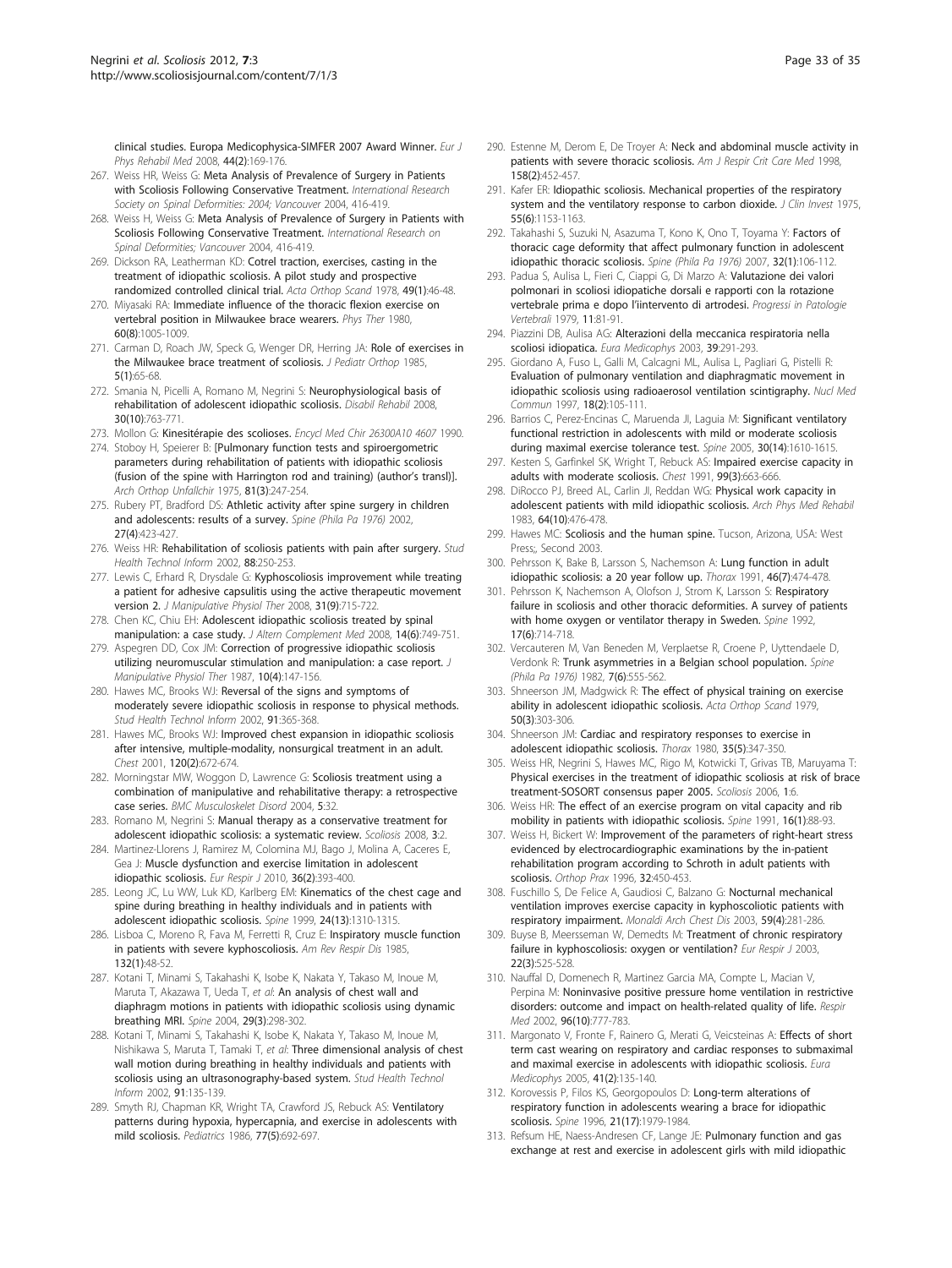clinical studies. Europa Medicophysica-SIMFER 2007 Award Winner. *Eur J Phys Rehabil Med* 2008, 44(2):169-176.

267. Weiss HR, Weiss G: Meta Analysis of Prevalence of Surgery in Patients with Scoliosis Following Conservative Treatment. *International Research Society on Spinal Deformities: 2004; Vancouver* 2004, 416-419.
268. Weiss H, Weiss G: Meta Analysis of Prevalence of Surgery in Patients with Scoliosis Following Conservative Treatment. *International Research on Spinal Deformities; Vancouver* 2004, 416-419.
269. Dickson RA, Leatherman KD: Cotrel traction, exercises, casting in the treatment of idiopathic scoliosis. A pilot study and prospective randomized controlled clinical trial. *Acta Orthop Scand* 1978, 49(1):46-48.
270. Miyasaki RA: Immediate influence of the thoracic flexion exercise on vertebral position in Milwaukee brace wearers. *Phys Ther* 1980, 60(8):1005-1009.
271. Carman D, Roach JW, Speck G, Wenger DR, Herring JA: Role of exercises in the Milwaukee brace treatment of scoliosis. *J Pediatr Orthop* 1985, 5(1):65-68.
272. Smania N, Picelli A, Romano M, Negrini S: Neurophysiological basis of rehabilitation of adolescent idiopathic scoliosis. *Disabil Rehabil* 2008, 30(10):763-771.
273. Mollon G: Kinesitérapie des scolioses. *Encycl Med Chir 26300A10 4607* 1990.
274. Stoboy H, Speierer B: [Pulmonary function tests and spiroergometric parameters during rehabilitation of patients with idiopathic scoliosis (fusion of the spine with Harrington rod and training) (author's transl)]. *Arch Orthop Unfallchir* 1975, 81(3):247-254.
275. Rubery PT, Bradford DS: Athletic activity after spine surgery in children and adolescents: results of a survey. *Spine (Phila Pa 1976)* 2002, 27(4):423-427.
276. Weiss HR: Rehabilitation of scoliosis patients with pain after surgery. *Stud Health Technol Inform* 2002, 88:250-253.
277. Lewis C, Erhard R, Drysdale G: Kyphoscoliosis improvement while treating a patient for adhesive capsulitis using the active therapeutic movement version 2. *J Manipulative Physiol Ther* 2008, 31(9):715-722.
278. Chen KC, Chiu EH: Adolescent idiopathic scoliosis treated by spinal manipulation: a case study. *J Altern Complement Med* 2008, 14(6):749-751.
279. Aspegren DD, Cox JM: Correction of progressive idiopathic scoliosis utilizing neuromuscular stimulation and manipulation: a case report. *J Manipulative Physiol Ther* 1987, 10(4):147-156.
280. Hawes MC, Brooks WJ: Reversal of the signs and symptoms of moderately severe idiopathic scoliosis in response to physical methods. *Stud Health Technol Inform* 2002, 91:365-368.
281. Hawes MC, Brooks WJ: Improved chest expansion in idiopathic scoliosis after intensive, multiple-modality, nonsurgical treatment in an adult. *Chest* 2001, 120(2):672-674.
282. Morningstar MW, Woggon D, Lawrence G: Scoliosis treatment using a combination of manipulative and rehabilitative therapy: a retrospective case series. *BMC Musculoskelet Disord* 2004, 5:32.
283. Romano M, Negrini S: Manual therapy as a conservative treatment for adolescent idiopathic scoliosis: a systematic review. *Scoliosis* 2008, 3:2.
284. Martinez-Llorens J, Ramirez M, Colomina MJ, Bago J, Molina A, Caceres E, Gea J: Muscle dysfunction and exercise limitation in adolescent idiopathic scoliosis. *Eur Respir J* 2010, 36(2):393-400.
285. Leong JC, Lu WW, Luk KD, Karlberg EM: Kinematics of the chest cage and spine during breathing in healthy individuals and in patients with adolescent idiopathic scoliosis. *Spine* 1999, 24(13):1310-1315.
286. Lisboa C, Moreno R, Fava M, Ferretti R, Cruz E: Inspiratory muscle function in patients with severe kyphoscoliosis. *Am Rev Respir Dis* 1985, 132(1):48-52.
287. Kotani T, Minami S, Takahashi K, Isobe K, Nakata Y, Takaso M, Inoue M, Maruta T, Akazawa T, Ueda T, *et al*: An analysis of chest wall and diaphragm motions in patients with idiopathic scoliosis using dynamic breathing MRI. *Spine* 2004, 29(3):298-302.
288. Kotani T, Minami S, Takahashi K, Isobe K, Nakata Y, Takaso M, Inoue M, Nishikawa S, Maruta T, Tamaki T, *et al*: Three dimensional analysis of chest wall motion during breathing in healthy individuals and patients with scoliosis using an ultrasonography-based system. *Stud Health Technol Inform* 2002, 91:135-139.
289. Smyth RJ, Chapman KR, Wright TA, Crawford JS, Rebuck AS: Ventilatory patterns during hypoxia, hypercapnia, and exercise in adolescents with mild scoliosis. *Pediatrics* 1986, 77(5):692-697.
290. Estenne M, Derom E, De Troyer A: Neck and abdominal muscle activity in patients with severe thoracic scoliosis. *Am J Respir Crit Care Med* 1998, 158(2):452-457.
291. Kafer ER: Idiopathic scoliosis. Mechanical properties of the respiratory system and the ventilatory response to carbon dioxide. *J Clin Invest* 1975, 55(6):1153-1163.
292. Takahashi S, Suzuki N, Asazuma T, Kono K, Ono T, Toyama Y: Factors of thoracic cage deformity that affect pulmonary function in adolescent idiopathic thoracic scoliosis. *Spine (Phila Pa 1976)* 2007, 32(1):106-112.
293. Padua S, Aulisa L, Fieri C, Ciappi G, Di Marzo A: Valutazione dei valori polmonari in scoliosi idiopatiche dorsali e rapporti con la rotazione vertebrale prima e dopo l'iintervento di artrodesi. *Progressi in Patologie Vertebrali* 1979, 11:81-91.
294. Piazzini DB, Aulisa AG: Alterazioni della meccanica respiratoria nella scoliosi idiopatica. *Eura Medicophys* 2003, 39:291-293.
295. Giordano A, Fuso L, Galli M, Calcagni ML, Aulisa L, Pagliari G, Pistelli R: Evaluation of pulmonary ventilation and diaphragmatic movement in idiopathic scoliosis using radioaerosol ventilation scintigraphy. *Nucl Med Commun* 1997, 18(2):105-111.
296. Barrios C, Perez-Encinas C, Maruenda JI, Laguia M: Significant ventilatory functional restriction in adolescents with mild or moderate scoliosis during maximal exercise tolerance test. *Spine* 2005, 30(14):1610-1615.
297. Kesten S, Garfinkel SK, Wright T, Rebuck AS: Impaired exercise capacity in adults with moderate scoliosis. *Chest* 1991, 99(3):663-666.
298. DiRocco PJ, Breed AL, Carlin JI, Reddan WG: Physical work capacity in adolescent patients with mild idiopathic scoliosis. *Arch Phys Med Rehabil* 1983, 64(10):476-478.
299. Hawes MC: Scoliosis and the human spine. Tucson, Arizona, USA: West Press;, Second 2003.
300. Pehrsson K, Bake B, Larsson S, Nachemson A: Lung function in adult idiopathic scoliosis: a 20 year follow up. *Thorax* 1991, 46(7):474-478.
301. Pehrsson K, Nachemson A, Olofson J, Strom K, Larsson S: Respiratory failure in scoliosis and other thoracic deformities. A survey of patients with home oxygen or ventilator therapy in Sweden. *Spine* 1992, 17(6):714-718.
302. Vercauteren M, Van Beneden M, Verplaetse R, Croene P, Uyttendaele D, Verdonk R: Trunk asymmetries in a Belgian school population. *Spine (Phila Pa 1976)* 1982, 7(6):555-562.
303. Shneerson JM, Madgwick R: The effect of physical training on exercise ability in adolescent idiopathic scoliosis. *Acta Orthop Scand* 1979, 50(3):303-306.
304. Shneerson JM: Cardiac and respiratory responses to exercise in adolescent idiopathic scoliosis. *Thorax* 1980, 35(5):347-350.
305. Weiss HR, Negrini S, Hawes MC, Rigo M, Kotwicki T, Grivas TB, Maruyama T: Physical exercises in the treatment of idiopathic scoliosis at risk of brace treatment-SOSORT consensus paper 2005. *Scoliosis* 2006, 1:6.
306. Weiss HR: The effect of an exercise program on vital capacity and rib mobility in patients with idiopathic scoliosis. *Spine* 1991, 16(1):88-93.
307. Weiss H, Bickert W: Improvement of the parameters of right-heart stress evidenced by electrocardiographic examinations by the in-patient rehabilitation program according to Schroth in adult patients with scoliosis. *Orthop Prax* 1996, 32:450-453.
308. Fuschillo S, De Felice A, Gaudiosi C, Balzano G: Nocturnal mechanical ventilation improves exercise capacity in kyphoscoliotic patients with respiratory impairment. *Monaldi Arch Chest Dis* 2003, 59(4):281-286.
309. Buyse B, Meersseman W, Demedts M: Treatment of chronic respiratory failure in kyphoscoliosis: oxygen or ventilation? *Eur Respir J* 2003, 22(3):525-528.
310. Nauffal D, Domenech R, Martinez Garcia MA, Compte L, Macian V, Perpina M: Noninvasive positive pressure home ventilation in restrictive disorders: outcome and impact on health-related quality of life. *Respir Med* 2002, 96(10):777-783.
311. Margonato V, Fronte F, Rainero G, Merati G, Veicsteinas A: Effects of short term cast wearing on respiratory and cardiac responses to submaximal and maximal exercise in adolescents with idiopathic scoliosis. *Eura Medicophys* 2005, 41(2):135-140.
312. Korovessis P, Filos KS, Georgopoulos D: Long-term alterations of respiratory function in adolescents wearing a brace for idiopathic scoliosis. *Spine* 1996, 21(17):1979-1984.
313. Refsum HE, Naess-Andresen CF, Lange JE: Pulmonary function and gas exchange at rest and exercise in adolescent girls with mild idiopathic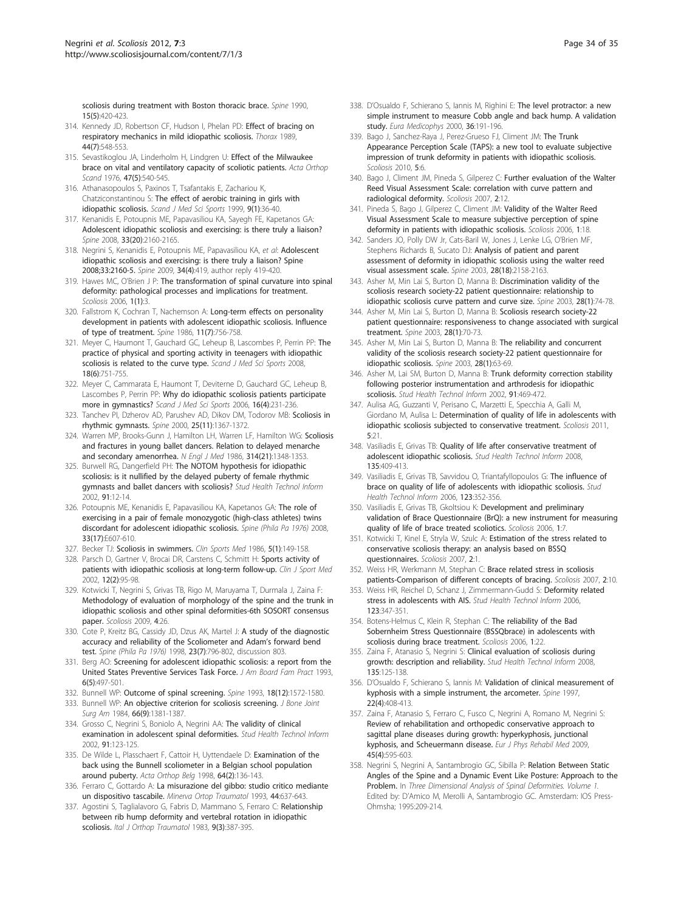scoliosis during treatment with Boston thoracic brace. *Spine* 1990, **15(5)**:420-423.

314. Kennedy JD, Robertson CF, Hudson I, Phelan PD: Effect of bracing on respiratory mechanics in mild idiopathic scoliosis. *Thorax* 1989, **44(7)**:548-553.
315. Sevastikoglou JA, Linderholm H, Lindgren U: Effect of the Milwaukee brace on vital and ventilatory capacity of scoliotic patients. *Acta Orthop Scand* 1976, **47(5)**:540-545.
316. Athanasopoulos S, Paxinos T, Tsafantakis E, Zachariou K, Chatziconstantinou S: The effect of aerobic training in girls with idiopathic scoliosis. *Scand J Med Sci Sports* 1999, **9(1)**:36-40.
317. Kenanidis E, Potoupnis ME, Papavasiliou KA, Sayegh FE, Kapetanos GA: Adolescent idiopathic scoliosis and exercising: is there truly a liaison? *Spine* 2008, **33(20)**:2160-2165.
318. Negrini S, Kenanidis E, Potoupnis ME, Papavasiliou KA, *et al*: Adolescent idiopathic scoliosis and exercising: is there truly a liaison? Spine 2008;33:2160-5. *Spine* 2009, **34(4)**:419, author reply 419-420.
319. Hawes MC, O'Brien J P: The transformation of spinal curvature into spinal deformity: pathological processes and implications for treatment. *Scoliosis* 2006, **1(1)**:3.
320. Fallstrom K, Cochran T, Nachemson A: Long-term effects on personality development in patients with adolescent idiopathic scoliosis. Influence of type of treatment. *Spine* 1986, **11(7)**:756-758.
321. Meyer C, Haumont T, Gauchard GC, Leheup B, Lascombes P, Perrin PP: The practice of physical and sporting activity in teenagers with idiopathic scoliosis is related to the curve type. *Scand J Med Sci Sports* 2008, **18(6)**:751-755.
322. Meyer C, Cammarata E, Haumont T, Deviterne D, Gauchard GC, Leheup B, Lascombes P, Perrin PP: Why do idiopathic scoliosis patients participate more in gymnastics? *Scand J Med Sci Sports* 2006, **16(4)**:231-236.
323. Tanchev PI, Dzherov AD, Parushev AD, Dikov DM, Todorov MB: Scoliosis in rhythmic gymnasts. *Spine* 2000, **25(11)**:1367-1372.
324. Warren MP, Brooks-Gunn J, Hamilton LH, Warren LF, Hamilton WG: Scoliosis and fractures in young ballet dancers. Relation to delayed menarche and secondary amenorrhea. *N Engl J Med* 1986, **314(21)**:1348-1353.
325. Burwell RG, Dangerfield PH: The NOTOM hypothesis for idiopathic scoliosis: is it nullified by the delayed puberty of female rhythmic gymnasts and ballet dancers with scoliosis? *Stud Health Technol Inform* 2002, **91**:12-14.
326. Potoupnis ME, Kenanidis E, Papavasiliou KA, Kapetanos GA: The role of exercising in a pair of female monozygotic (high-class athletes) twins discordant for adolescent idiopathic scoliosis. *Spine (Phila Pa 1976)* 2008, **33(17)**:E607-610.
327. Becker TJ: Scoliosis in swimmers. *Clin Sports Med* 1986, **5(1)**:149-158.
328. Parsch D, Gartner V, Brocai DR, Carstens C, Schmitt H: Sports activity of patients with idiopathic scoliosis at long-term follow-up. *Clin J Sport Med* 2002, **12(2)**:95-98.
329. Kotwicki T, Negrini S, Grivas TB, Rigo M, Maruyama T, Durmala J, Zaina F: Methodology of evaluation of morphology of the spine and the trunk in idiopathic scoliosis and other spinal deformities-6th SOSORT consensus paper. *Scoliosis* 2009, **4**:26.
330. Cote P, Kreitz BG, Cassidy JD, Dzus AK, Martel J: A study of the diagnostic accuracy and reliability of the Scoliometer and Adam's forward bend test. *Spine (Phila Pa 1976)* 1998, **23(7)**:796-802, discussion 803.
331. Berg AO: Screening for adolescent idiopathic scoliosis: a report from the United States Preventive Services Task Force. *J Am Board Fam Pract* 1993, **6(5)**:497-501.
332. Bunnell WP: Outcome of spinal screening. *Spine* 1993, **18(12)**:1572-1580.
333. Bunnell WP: An objective criterion for scoliosis screening. *J Bone Joint Surg Am* 1984, **66(9)**:1381-1387.
334. Grosso C, Negrini S, Boniolo A, Negrini AA: The validity of clinical examination in adolescent spinal deformities. *Stud Health Technol Inform* 2002, **91**:123-125.
335. De Wilde L, Plasschaert F, Cattoir H, Uyttendaele D: Examination of the back using the Bunnell scoliometer in a Belgian school population around puberty. *Acta Orthop Belg* 1998, **64(2)**:136-143.
336. Ferraro C, Gottardo A: La misurazione del gibbo: studio critico mediante un dispositivo tascabile. *Minerva Ortop Traumatol* 1993, **44**:637-643.
337. Agostini S, Taglialavoro G, Fabris D, Mammano S, Ferraro C: Relationship between rib hump deformity and vertebral rotation in idiopathic scoliosis. *Ital J Orthop Traumatol* 1983, **9(3)**:387-395.
338. D'Osualdo F, Schierano S, Iannis M, Righini E: The level protractor: a new simple instrument to measure Cobb angle and back hump. A validation study. *Eura Medicophys* 2000, **36**:191-196.
339. Bago J, Sanchez-Raya J, Perez-Grueso FJ, Climent JM: The Trunk Appearance Perception Scale (TAPS): a new tool to evaluate subjective impression of trunk deformity in patients with idiopathic scoliosis. *Scoliosis* 2010, **5**:6.
340. Bago J, Climent JM, Pineda S, Gilperez C: Further evaluation of the Walter Reed Visual Assessment Scale: correlation with curve pattern and radiological deformity. *Scoliosis* 2007, **2**:12.
341. Pineda S, Bago J, Gilperez C, Climent JM: Validity of the Walter Reed Visual Assessment Scale to measure subjective perception of spine deformity in patients with idiopathic scoliosis. *Scoliosis* 2006, **1**:18.
342. Sanders JO, Polly DW Jr, Cats-Baril W, Jones J, Lenke LG, O'Brien MF, Stephens Richards B, Sucato DJ: Analysis of patient and parent assessment of deformity in idiopathic scoliosis using the walter reed visual assessment scale. *Spine* 2003, **28(18)**:2158-2163.
343. Asher M, Min Lai S, Burton D, Manna B: Discrimination validity of the scoliosis research society-22 patient questionnaire: relationship to idiopathic scoliosis curve pattern and curve size. *Spine* 2003, **28(1)**:74-78.
344. Asher M, Min Lai S, Burton D, Manna B: Scoliosis research society-22 patient questionnaire: responsiveness to change associated with surgical treatment. *Spine* 2003, **28(1)**:70-73.
345. Asher M, Min Lai S, Burton D, Manna B: The reliability and concurrent validity of the scoliosis research society-22 patient questionnaire for idiopathic scoliosis. *Spine* 2003, **28(1)**:63-69.
346. Asher M, Lai SM, Burton D, Manna B: Trunk deformity correction stability following posterior instrumentation and arthrodesis for idiopathic scoliosis. *Stud Health Technol Inform* 2002, **91**:469-472.
347. Aulisa AG, Guzzanti V, Perisano C, Marzetti E, Specchia A, Galli M, Giordano M, Aulisa L: Determination of quality of life in adolescents with idiopathic scoliosis subjected to conservative treatment. *Scoliosis* 2011, **5**:21.
348. Vasiliadis E, Grivas TB: Quality of life after conservative treatment of adolescent idiopathic scoliosis. *Stud Health Technol Inform* 2008, **135**:409-413.
349. Vasiliadis E, Grivas TB, Savvidou O, Triantafyllopoulos G: The influence of brace on quality of life of adolescents with idiopathic scoliosis. *Stud Health Technol Inform* 2006, **123**:352-356.
350. Vasiliadis E, Grivas TB, Gkoltsiou K: Development and preliminary validation of Brace Questionnaire (BrQ): a new instrument for measuring quality of life of brace treated scoliotics. *Scoliosis* 2006, **1**:7.
351. Kotwicki T, Kinel E, Stryla W, Szulc A: Estimation of the stress related to conservative scoliosis therapy: an analysis based on BSSQ questionnaires. *Scoliosis* 2007, **2**:1.
352. Weiss HR, Werkmann M, Stephan C: Brace related stress in scoliosis patients-Comparison of different concepts of bracing. *Scoliosis* 2007, **2**:10.
353. Weiss HR, Reichel D, Schanz J, Zimmermann-Gudd S: Deformity related stress in adolescents with AIS. *Stud Health Technol Inform* 2006, **123**:347-351.
354. Botens-Helmus C, Klein R, Stephan C: The reliability of the Bad Sobernheim Stress Questionnaire (BSSQbrace) in adolescents with scoliosis during brace treatment. *Scoliosis* 2006, **1**:22.
355. Zaina F, Atanasio S, Negrini S: Clinical evaluation of scoliosis during growth: description and reliability. *Stud Health Technol Inform* 2008, **135**:125-138.
356. D'Osualdo F, Schierano S, Iannis M: Validation of clinical measurement of kyphosis with a simple instrument, the arcometer. *Spine* 1997, **22(4)**:408-413.
357. Zaina F, Atanasio S, Ferraro C, Fusco C, Negrini A, Romano M, Negrini S: Review of rehabilitation and orthopedic conservative approach to sagittal plane diseases during growth: hyperkyphosis, junctional kyphosis, and Scheuermann disease. *Eur J Phys Rehabil Med* 2009, **45(4)**:595-603.
358. Negrini S, Negrini A, Santambrogio GC, Sibilla P: Relation Between Static Angles of the Spine and a Dynamic Event Like Posture: Approach to the Problem. In *Three Dimensional Analysis of Spinal Deformities. Volume 1.* Edited by: D'Amico M, Merolli A, Santambrogio GC. Amsterdam: IOS Press-Ohmsha; 1995:209-214.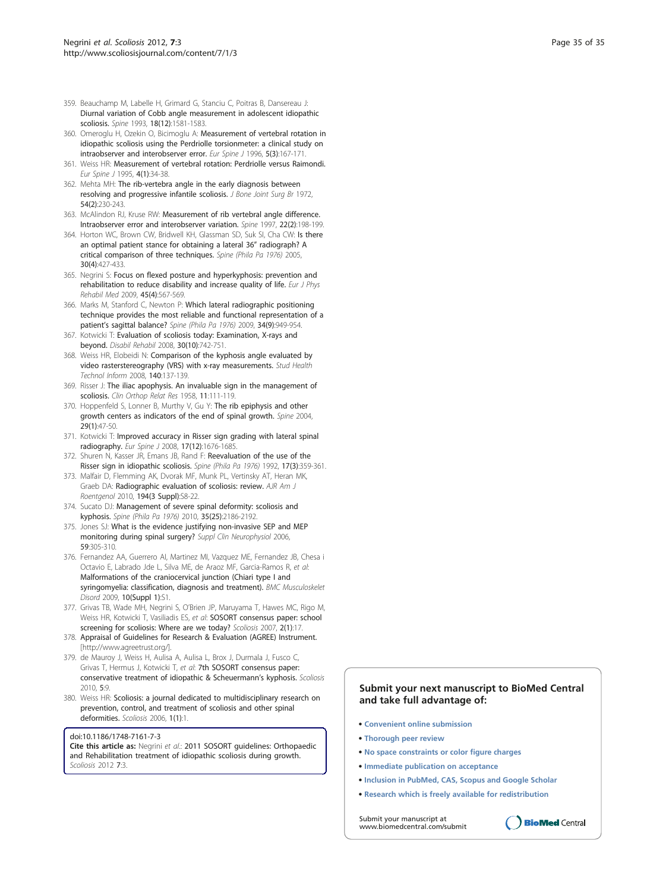359. Beauchamp M, Labelle H, Grimard G, Stanciu C, Poitras B, Dansereau J: **Diurnal variation of Cobb angle measurement in adolescent idiopathic scoliosis.** *Spine* 1993, **18(12)**:1581-1583.
360. Omeroglu H, Ozekin O, Bicimoglu A: **Measurement of vertebral rotation in idiopathic scoliosis using the Perdriolle torsionmeter: a clinical study on intraobserver and interobserver error.** *Eur Spine J* 1996, **5(3)**:167-171.
361. Weiss HR: **Measurement of vertebral rotation: Perdriolle versus Raimondi.** *Eur Spine J* 1995, **4(1)**:34-38.
362. Mehta MH: **The rib-vertebra angle in the early diagnosis between resolving and progressive infantile scoliosis.** *J Bone Joint Surg Br* 1972, **54(2)**:230-243.
363. McAlindon RJ, Kruse RW: **Measurement of rib vertebral angle difference. Intraobserver error and interobserver variation.** *Spine* 1997, **22(2)**:198-199.
364. Horton WC, Brown CW, Bridwell KH, Glassman SD, Suk SI, Cha CW: **Is there an optimal patient stance for obtaining a lateral 36" radiograph? A critical comparison of three techniques.** *Spine (Phila Pa 1976)* 2005, **30(4)**:427-433.
365. Negrini S: **Focus on flexed posture and hyperkyphosis: prevention and rehabilitation to reduce disability and increase quality of life.** *Eur J Phys Rehabil Med* 2009, **45(4)**:567-569.
366. Marks M, Stanford C, Newton P: **Which lateral radiographic positioning technique provides the most reliable and functional representation of a patient's sagittal balance?** *Spine (Phila Pa 1976)* 2009, **34(9)**:949-954.
367. Kotwicki T: **Evaluation of scoliosis today: Examination, X-rays and beyond.** *Disabil Rehabil* 2008, **30(10)**:742-751.
368. Weiss HR, Elobeidi N: **Comparison of the kyphosis angle evaluated by video rasterstereography (VRS) with x-ray measurements.** *Stud Health Technol Inform* 2008, **140**:137-139.
369. Risser J: **The iliac apophysis. An invaluable sign in the management of scoliosis.** *Clin Orthop Relat Res* 1958, **11**:111-119.
370. Hoppenfeld S, Lonner B, Murthy V, Gu Y: **The rib epiphysis and other growth centers as indicators of the end of spinal growth.** *Spine* 2004, **29(1)**:47-50.
371. Kotwicki T: **Improved accuracy in Risser sign grading with lateral spinal radiography.** *Eur Spine J* 2008, **17(12)**:1676-1685.
372. Shuren N, Kasser JR, Emans JB, Rand F: **Reevaluation of the use of the Risser sign in idiopathic scoliosis.** *Spine (Phila Pa 1976)* 1992, **17(3)**:359-361.
373. Malfair D, Flemming AK, Dvorak MF, Munk PL, Vertinsky AT, Heran MK, Graeb DA: **Radiographic evaluation of scoliosis: review.** *AJR Am J Roentgenol* 2010, **194(3 Suppl)**:S8-22.
374. Sucato DJ: **Management of severe spinal deformity: scoliosis and kyphosis.** *Spine (Phila Pa 1976)* 2010, **35(25)**:2186-2192.
375. Jones SJ: **What is the evidence justifying non-invasive SEP and MEP monitoring during spinal surgery?** *Suppl Clin Neurophysiol* 2006, **59**:305-310.
376. Fernandez AA, Guerrero AI, Martinez MI, Vazquez ME, Fernandez JB, Chesa i Octavio E, Labrado Jde L, Silva ME, de Araoz MF, Garcia-Ramos R, *et al*: **Malformations of the craniocervical junction (Chiari type I and syringomyelia: classification, diagnosis and treatment).** *BMC Musculoskelet Disord* 2009, **10(Suppl 1)**:S1.
377. Grivas TB, Wade MH, Negrini S, O'Brien JP, Maruyama T, Hawes MC, Rigo M, Weiss HR, Kotwicki T, Vasiliadis ES, *et al*: **SOSORT consensus paper: school screening for scoliosis: Where are we today?** *Scoliosis* 2007, **2(1)**:17.
378. Appraisal of Guidelines for Research & Evaluation (AGREE) Instrument. [http://www.agreetrust.org/].
379. de Mauroy J, Weiss H, Aulisa A, Aulisa L, Brox J, Durmala J, Fusco C, Grivas T, Hermus J, Kotwicki T, *et al*: **7th SOSORT consensus paper: conservative treatment of idiopathic & Scheuermann's kyphosis.** *Scoliosis* 2010, **5**:9.
380. Weiss HR: **Scoliosis: a journal dedicated to multidisciplinary research on prevention, control, and treatment of scoliosis and other spinal deformities.** *Scoliosis* 2006, **1(1)**:1.

doi:10.1186/1748-7161-7-3
**Cite this article as:** Negrini *et al.*: 2011 SOSORT guidelines: Orthopaedic and Rehabilitation treatment of idiopathic scoliosis during growth. *Scoliosis* 2012 **7**:3.

**Submit your next manuscript to BioMed Central and take full advantage of:**

- Convenient online submission
- Thorough peer review
- No space constraints or color figure charges
- Immediate publication on acceptance
- Inclusion in PubMed, CAS, Scopus and Google Scholar
- Research which is freely available for redistribution

Submit your manuscript at
www.biomedcentral.com/submit

BioMed Central